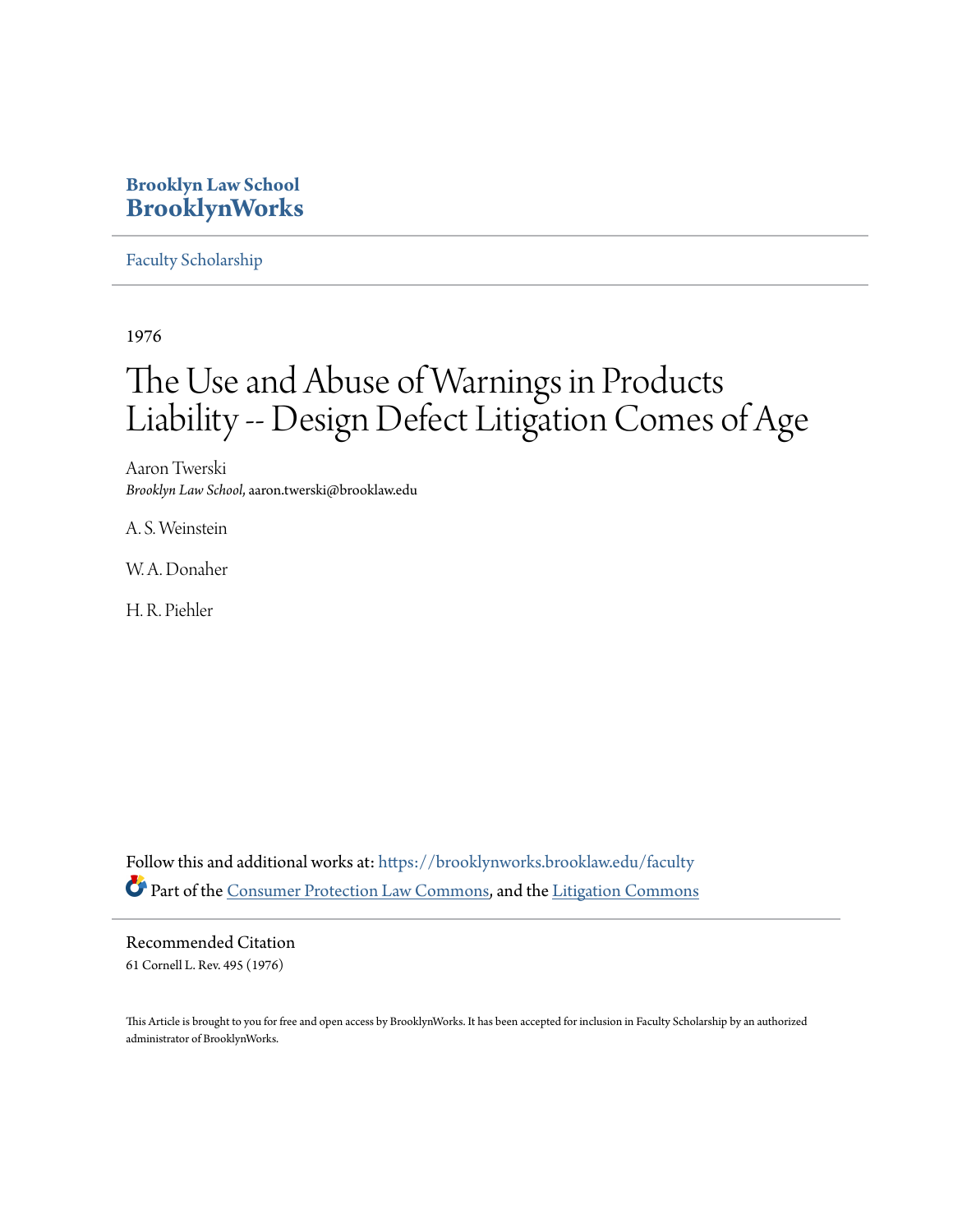**Brooklyn Law School**
**BrooklynWorks**

Faculty Scholarship

1976

# The Use and Abuse of Warnings in Products Liability -- Design Defect Litigation Comes of Age

Aaron Twerski
*Brooklyn Law School*, aaron.twerski@brooklaw.edu

A. S. Weinstein

W. A. Donaher

H. R. Piehler

Follow this and additional works at: https://brooklynworks.brooklaw.edu/faculty

Part of the Consumer Protection Law Commons, and the Litigation Commons

Recommended Citation
61 Cornell L. Rev. 495 (1976)

This Article is brought to you for free and open access by BrooklynWorks. It has been accepted for inclusion in Faculty Scholarship by an authorized administrator of BrooklynWorks.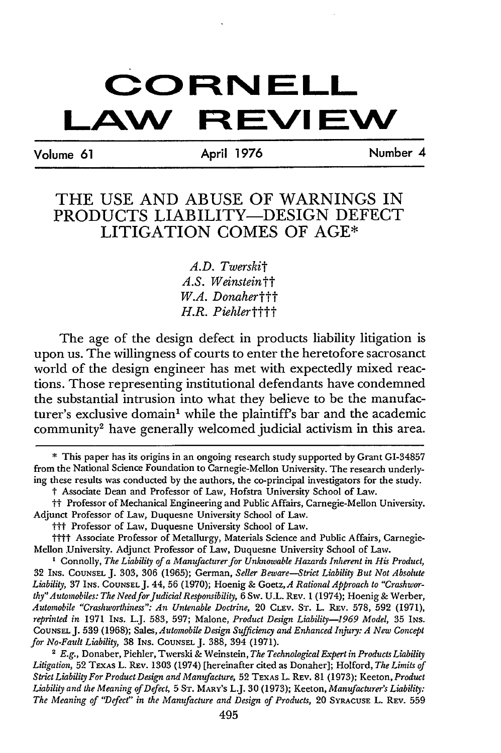# CORNELL LAW REVIEW

Volume 61 | April 1976 | Number 4

## THE USE AND ABUSE OF WARNINGS IN PRODUCTS LIABILITY—DESIGN DEFECT LITIGATION COMES OF AGE*

*A.D. Twerski*†
*A.S. Weinstein*††
*W.A. Donaher*†††
*H.R. Piehler*††††

The age of the design defect in products liability litigation is upon us. The willingness of courts to enter the heretofore sacrosanct world of the design engineer has met with expectedly mixed reactions. Those representing institutional defendants have condemned the substantial intrusion into what they believe to be the manufacturer's exclusive domain[1] while the plaintiff's bar and the academic community[2] have generally welcomed judicial activism in this area.

---

\* This paper has its origins in an ongoing research study supported by Grant GI-34857 from the National Science Foundation to Carnegie-Mellon University. The research underlying these results was conducted by the authors, the co-principal investigators for the study.

† Associate Dean and Professor of Law, Hofstra University School of Law.

†† Professor of Mechanical Engineering and Public Affairs, Carnegie-Mellon University. Adjunct Professor of Law, Duquesne University School of Law.

††† Professor of Law, Duquesne University School of Law.

†††† Associate Professor of Metallurgy, Materials Science and Public Affairs, Carnegie-Mellon University. Adjunct Professor of Law, Duquesne University School of Law.

[1] Connolly, *The Liability of a Manufacturer for Unknowable Hazards Inherent in His Product*, 32 INS. COUNSEL J. 303, 306 (1965); German, *Seller Beware—Strict Liability But Not Absolute Liability*, 37 INS. COUNSEL J. 44, 56 (1970); Hoenig & Goetz, *A Rational Approach to "Crashworthy" Automobiles: The Need for Judicial Responsibility*, 6 SW. U.L. REV. 1 (1974); Hoenig & Werber, *Automobile "Crashworthiness": An Untenable Doctrine*, 20 CLEV. ST. L. REV. 578, 592 (1971), *reprinted in* 1971 INS. L.J. 583, 597; Malone, *Product Design Liability—1969 Model*, 35 INS. COUNSEL J. 539 (1968); Sales, *Automobile Design Sufficiency and Enhanced Injury: A New Concept for No-Fault Liability*, 38 INS. COUNSEL J. 388, 394 (1971).

[2] *E.g.*, Donaber, Piehler, Twerski & Weinstein, *The Technological Expert in Products Liability Litigation*, 52 TEXAS L. REV. 1303 (1974) [hereinafter cited as Donaher]; Holford, *The Limits of Strict Liability For Product Design and Manufacture*, 52 TEXAS L. REV. 81 (1973); Keeton, *Product Liability and the Meaning of Defect*, 5 ST. MARY'S L.J. 30 (1973); Keeton, *Manufacturer's Liability: The Meaning of "Defect" in the Manufacture and Design of Products*, 20 SYRACUSE L. REV. 559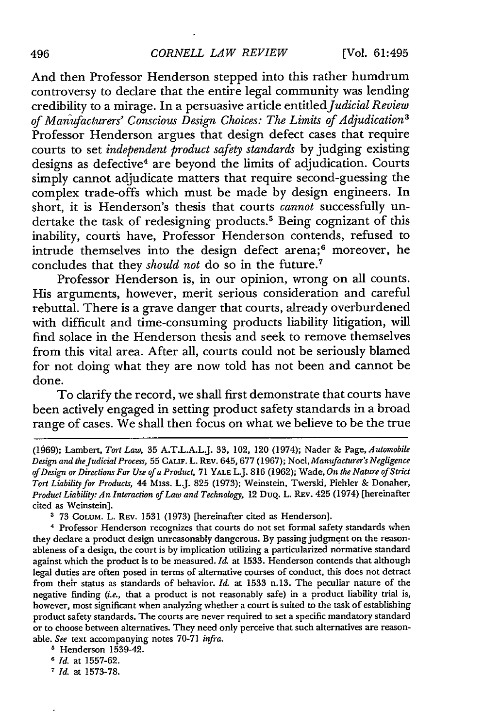And then Professor Henderson stepped into this rather humdrum controversy to declare that the entire legal community was lending credibility to a mirage. In a persuasive article entitled *Judicial Review of Manufacturers' Conscious Design Choices: The Limits of Adjudication*[3] Professor Henderson argues that design defect cases that require courts to set *independent product safety standards* by judging existing designs as defective[4] are beyond the limits of adjudication. Courts simply cannot adjudicate matters that require second-guessing the complex trade-offs which must be made by design engineers. In short, it is Henderson's thesis that courts *cannot* successfully undertake the task of redesigning products.[5] Being cognizant of this inability, courts have, Professor Henderson contends, refused to intrude themselves into the design defect arena;[6] moreover, he concludes that they *should not* do so in the future.[7]

Professor Henderson is, in our opinion, wrong on all counts. His arguments, however, merit serious consideration and careful rebuttal. There is a grave danger that courts, already overburdened with difficult and time-consuming products liability litigation, will find solace in the Henderson thesis and seek to remove themselves from this vital area. After all, courts could not be seriously blamed for not doing what they are now told has not been and cannot be done.

To clarify the record, we shall first demonstrate that courts have been actively engaged in setting product safety standards in a broad range of cases. We shall then focus on what we believe to be the true

---

(1969); Lambert, *Tort Law*, 35 A.T.L.A.L.J. 33, 102, 120 (1974); Nader & Page, *Automobile Design and the Judicial Process*, 55 CALIF. L. REV. 645, 677 (1967); Noel, *Manufacturer's Negligence of Design or Directions For Use of a Product*, 71 YALE L.J. 816 (1962); Wade, *On the Nature of Strict Tort Liability for Products*, 44 MISS. L.J. 825 (1973); Weinstein, Twerski, Piehler & Donaher, *Product Liability: An Interaction of Law and Technology*, 12 DUQ. L. REV. 425 (1974) [hereinafter cited as Weinstein].

[3] 73 COLUM. L. REV. 1531 (1973) [hereinafter cited as Henderson].

[4] Professor Henderson recognizes that courts do not set formal safety standards when they declare a product design unreasonably dangerous. By passing judgment on the reasonableness of a design, the court is by implication utilizing a particularized normative standard against which the product is to be measured. *Id.* at 1533. Henderson contends that although legal duties are often posed in terms of alternative courses of conduct, this does not detract from their status as standards of behavior. *Id.* at 1533 n.13. The peculiar nature of the negative finding (*i.e.*, that a product is not reasonably safe) in a product liability trial is, however, most significant when analyzing whether a court is suited to the task of establishing product safety standards. The courts are never required to set a specific mandatory standard or to choose between alternatives. They need only perceive that such alternatives are reasonable. *See* text accompanying notes 70-71 *infra*.

[5] Henderson 1539-42.

[6] *Id.* at 1557-62.

[7] *Id.* at 1573-78.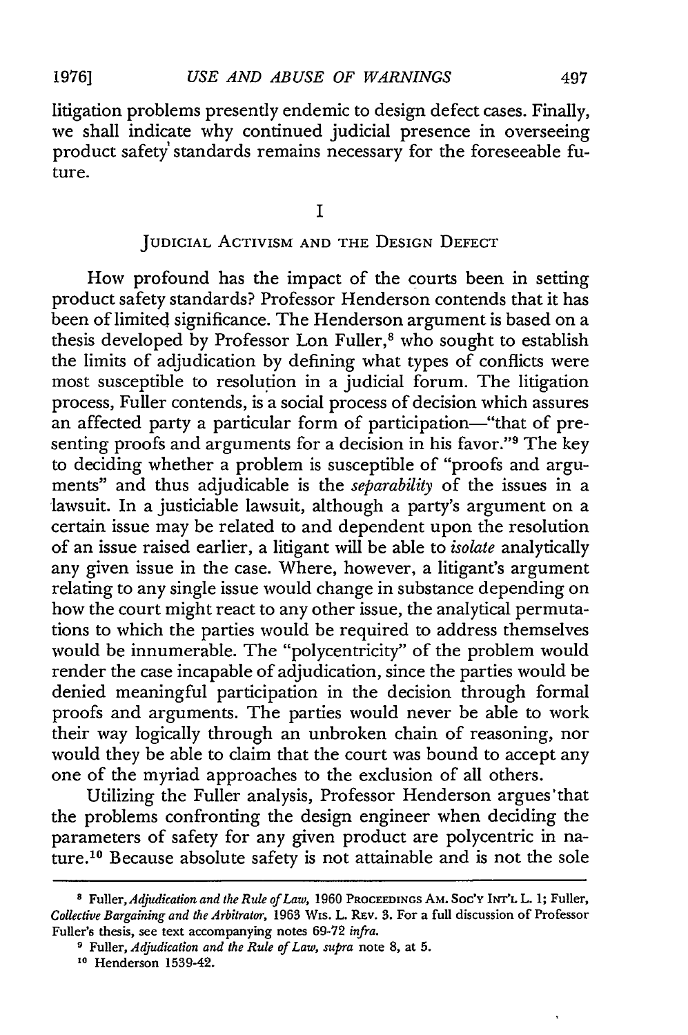litigation problems presently endemic to design defect cases. Finally, we shall indicate why continued judicial presence in overseeing product safety standards remains necessary for the foreseeable future.

## I

### JUDICIAL ACTIVISM AND THE DESIGN DEFECT

How profound has the impact of the courts been in setting product safety standards? Professor Henderson contends that it has been of limited significance. The Henderson argument is based on a thesis developed by Professor Lon Fuller,[8] who sought to establish the limits of adjudication by defining what types of conflicts were most susceptible to resolution in a judicial forum. The litigation process, Fuller contends, is a social process of decision which assures an affected party a particular form of participation—"that of presenting proofs and arguments for a decision in his favor."[9] The key to deciding whether a problem is susceptible of "proofs and arguments" and thus adjudicable is the *separability* of the issues in a lawsuit. In a justiciable lawsuit, although a party's argument on a certain issue may be related to and dependent upon the resolution of an issue raised earlier, a litigant will be able to *isolate* analytically any given issue in the case. Where, however, a litigant's argument relating to any single issue would change in substance depending on how the court might react to any other issue, the analytical permutations to which the parties would be required to address themselves would be innumerable. The "polycentricity" of the problem would render the case incapable of adjudication, since the parties would be denied meaningful participation in the decision through formal proofs and arguments. The parties would never be able to work their way logically through an unbroken chain of reasoning, nor would they be able to claim that the court was bound to accept any one of the myriad approaches to the exclusion of all others.

Utilizing the Fuller analysis, Professor Henderson argues that the problems confronting the design engineer when deciding the parameters of safety for any given product are polycentric in nature.[10] Because absolute safety is not attainable and is not the sole

---

[8] Fuller, *Adjudication and the Rule of Law*, 1960 PROCEEDINGS AM. SOC'Y INT'L L. 1; Fuller, *Collective Bargaining and the Arbitrator*, 1963 WIS. L. REV. 3. For a full discussion of Professor Fuller's thesis, see text accompanying notes 69-72 *infra*.

[9] Fuller, *Adjudication and the Rule of Law*, *supra* note 8, at 5.

[10] Henderson 1539-42.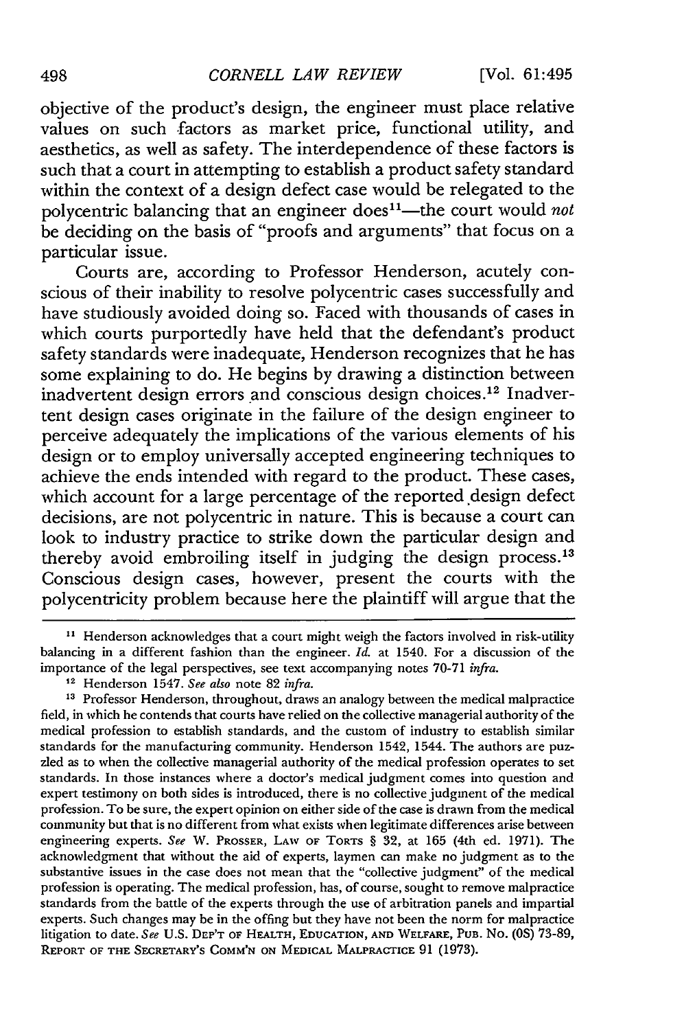objective of the product's design, the engineer must place relative values on such factors as market price, functional utility, and aesthetics, as well as safety. The interdependence of these factors is such that a court in attempting to establish a product safety standard within the context of a design defect case would be relegated to the polycentric balancing that an engineer does[11]—the court would *not* be deciding on the basis of "proofs and arguments" that focus on a particular issue.

Courts are, according to Professor Henderson, acutely conscious of their inability to resolve polycentric cases successfully and have studiously avoided doing so. Faced with thousands of cases in which courts purportedly have held that the defendant's product safety standards were inadequate, Henderson recognizes that he has some explaining to do. He begins by drawing a distinction between inadvertent design errors and conscious design choices.[12] Inadvertent design cases originate in the failure of the design engineer to perceive adequately the implications of the various elements of his design or to employ universally accepted engineering techniques to achieve the ends intended with regard to the product. These cases, which account for a large percentage of the reported design defect decisions, are not polycentric in nature. This is because a court can look to industry practice to strike down the particular design and thereby avoid embroiling itself in judging the design process.[13] Conscious design cases, however, present the courts with the polycentricity problem because here the plaintiff will argue that the

---

[11] Henderson acknowledges that a court might weigh the factors involved in risk-utility balancing in a different fashion than the engineer. *Id.* at 1540. For a discussion of the importance of the legal perspectives, see text accompanying notes 70-71 *infra*.

[12] Henderson 1547. *See also* note 82 *infra*.

[13] Professor Henderson, throughout, draws an analogy between the medical malpractice field, in which he contends that courts have relied on the collective managerial authority of the medical profession to establish standards, and the custom of industry to establish similar standards for the manufacturing community. Henderson 1542, 1544. The authors are puzzled as to when the collective managerial authority of the medical profession operates to set standards. In those instances where a doctor's medical judgment comes into question and expert testimony on both sides is introduced, there is no collective judgment of the medical profession. To be sure, the expert opinion on either side of the case is drawn from the medical community but that is no different from what exists when legitimate differences arise between engineering experts. *See* W. PROSSER, LAW OF TORTS § 32, at 165 (4th ed. 1971). The acknowledgment that without the aid of experts, laymen can make no judgment as to the substantive issues in the case does not mean that the "collective judgment" of the medical profession is operating. The medical profession, has, of course, sought to remove malpractice standards from the battle of the experts through the use of arbitration panels and impartial experts. Such changes may be in the offing but they have not been the norm for malpractice litigation to date. *See* U.S. DEP'T OF HEALTH, EDUCATION, AND WELFARE, PUB. NO. (OS) 73-89, REPORT OF THE SECRETARY'S COMM'N ON MEDICAL MALPRACTICE 91 (1973).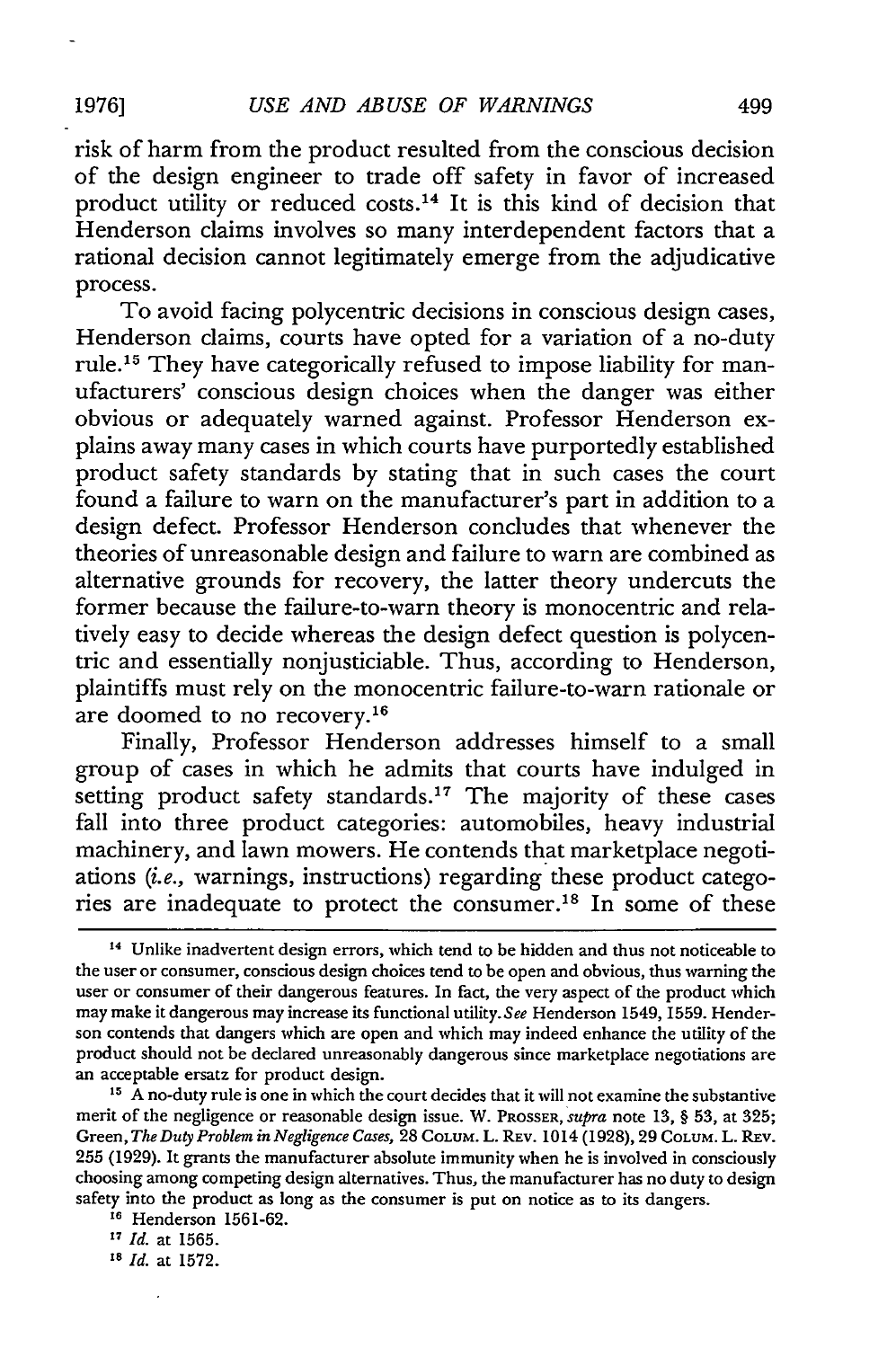risk of harm from the product resulted from the conscious decision of the design engineer to trade off safety in favor of increased product utility or reduced costs.[14] It is this kind of decision that Henderson claims involves so many interdependent factors that a rational decision cannot legitimately emerge from the adjudicative process.

To avoid facing polycentric decisions in conscious design cases, Henderson claims, courts have opted for a variation of a no-duty rule.[15] They have categorically refused to impose liability for manufacturers' conscious design choices when the danger was either obvious or adequately warned against. Professor Henderson explains away many cases in which courts have purportedly established product safety standards by stating that in such cases the court found a failure to warn on the manufacturer's part in addition to a design defect. Professor Henderson concludes that whenever the theories of unreasonable design and failure to warn are combined as alternative grounds for recovery, the latter theory undercuts the former because the failure-to-warn theory is monocentric and relatively easy to decide whereas the design defect question is polycentric and essentially nonjusticiable. Thus, according to Henderson, plaintiffs must rely on the monocentric failure-to-warn rationale or are doomed to no recovery.[16]

Finally, Professor Henderson addresses himself to a small group of cases in which he admits that courts have indulged in setting product safety standards.[17] The majority of these cases fall into three product categories: automobiles, heavy industrial machinery, and lawn mowers. He contends that marketplace negotiations (*i.e.*, warnings, instructions) regarding these product categories are inadequate to protect the consumer.[18] In some of these

---

[14] Unlike inadvertent design errors, which tend to be hidden and thus not noticeable to the user or consumer, conscious design choices tend to be open and obvious, thus warning the user or consumer of their dangerous features. In fact, the very aspect of the product which may make it dangerous may increase its functional utility. *See* Henderson 1549, 1559. Henderson contends that dangers which are open and which may indeed enhance the utility of the product should not be declared unreasonably dangerous since marketplace negotiations are an acceptable ersatz for product design.

[15] A no-duty rule is one in which the court decides that it will not examine the substantive merit of the negligence or reasonable design issue. W. PROSSER, *supra* note 13, § 53, at 325; Green, *The Duty Problem in Negligence Cases*, 28 COLUM. L. REV. 1014 (1928), 29 COLUM. L. REV. 255 (1929). It grants the manufacturer absolute immunity when he is involved in consciously choosing among competing design alternatives. Thus, the manufacturer has no duty to design safety into the product as long as the consumer is put on notice as to its dangers.

[16] Henderson 1561-62.

[17] *Id.* at 1565.

[18] *Id.* at 1572.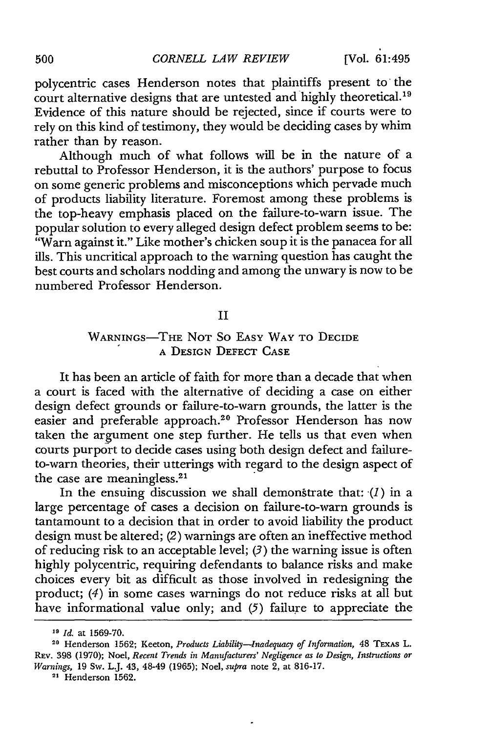polycentric cases Henderson notes that plaintiffs present to the court alternative designs that are untested and highly theoretical.[19] Evidence of this nature should be rejected, since if courts were to rely on this kind of testimony, they would be deciding cases by whim rather than by reason.

Although much of what follows will be in the nature of a rebuttal to Professor Henderson, it is the authors' purpose to focus on some generic problems and misconceptions which pervade much of products liability literature. Foremost among these problems is the top-heavy emphasis placed on the failure-to-warn issue. The popular solution to every alleged design defect problem seems to be: "Warn against it." Like mother's chicken soup it is the panacea for all ills. This uncritical approach to the warning question has caught the best courts and scholars nodding and among the unwary is now to be numbered Professor Henderson.

## II

### Warnings—The Not So Easy Way to Decide a Design Defect Case

It has been an article of faith for more than a decade that when a court is faced with the alternative of deciding a case on either design defect grounds or failure-to-warn grounds, the latter is the easier and preferable approach.[20] Professor Henderson has now taken the argument one step further. He tells us that even when courts purport to decide cases using both design defect and failure-to-warn theories, their utterings with regard to the design aspect of the case are meaningless.[21]

In the ensuing discussion we shall demonstrate that: (*1*) in a large percentage of cases a decision on failure-to-warn grounds is tantamount to a decision that in order to avoid liability the product design must be altered; (*2*) warnings are often an ineffective method of reducing risk to an acceptable level; (*3*) the warning issue is often highly polycentric, requiring defendants to balance risks and make choices every bit as difficult as those involved in redesigning the product; (*4*) in some cases warnings do not reduce risks at all but have informational value only; and (*5*) failure to appreciate the

---

[19] *Id.* at 1569-70.

[20] Henderson 1562; Keeton, *Products Liability—Inadequacy of Information*, 48 Texas L. Rev. 398 (1970); Noel, *Recent Trends in Manufacturers' Negligence as to Design, Instructions or Warnings*, 19 Sw. L.J. 43, 48-49 (1965); Noel, *supra* note 2, at 816-17.

[21] Henderson 1562.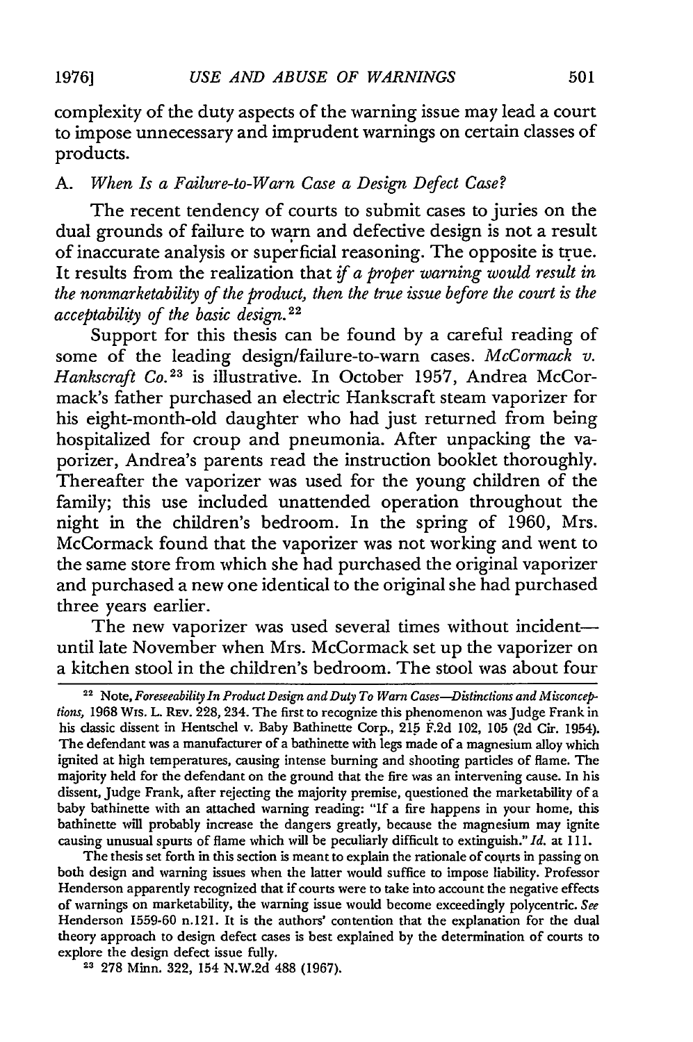complexity of the duty aspects of the warning issue may lead a court to impose unnecessary and imprudent warnings on certain classes of products.

### A. *When Is a Failure-to-Warn Case a Design Defect Case?*

The recent tendency of courts to submit cases to juries on the dual grounds of failure to warn and defective design is not a result of inaccurate analysis or superficial reasoning. The opposite is true. It results from the realization that *if a proper warning would result in the nonmarketability of the product, then the true issue before the court is the acceptability of the basic design.*[22]

Support for this thesis can be found by a careful reading of some of the leading design/failure-to-warn cases. *McCormack v. Hankscraft Co.*[23] is illustrative. In October 1957, Andrea McCormack's father purchased an electric Hankscraft steam vaporizer for his eight-month-old daughter who had just returned from being hospitalized for croup and pneumonia. After unpacking the vaporizer, Andrea's parents read the instruction booklet thoroughly. Thereafter the vaporizer was used for the young children of the family; this use included unattended operation throughout the night in the children's bedroom. In the spring of 1960, Mrs. McCormack found that the vaporizer was not working and went to the same store from which she had purchased the original vaporizer and purchased a new one identical to the original she had purchased three years earlier.

The new vaporizer was used several times without incident—until late November when Mrs. McCormack set up the vaporizer on a kitchen stool in the children's bedroom. The stool was about four

---

[22] Note, *Foreseeability In Product Design and Duty To Warn Cases—Distinctions and Misconceptions,* 1968 Wis. L. Rev. 228, 234. The first to recognize this phenomenon was Judge Frank in his classic dissent in Hentschel v. Baby Bathinette Corp., 215 F.2d 102, 105 (2d Cir. 1954). The defendant was a manufacturer of a bathinette with legs made of a magnesium alloy which ignited at high temperatures, causing intense burning and shooting particles of flame. The majority held for the defendant on the ground that the fire was an intervening cause. In his dissent, Judge Frank, after rejecting the majority premise, questioned the marketability of a baby bathinette with an attached warning reading: "If a fire happens in your home, this bathinette will probably increase the dangers greatly, because the magnesium may ignite causing unusual spurts of flame which will be peculiarly difficult to extinguish." *Id.* at 111.

The thesis set forth in this section is meant to explain the rationale of courts in passing on both design and warning issues when the latter would suffice to impose liability. Professor Henderson apparently recognized that if courts were to take into account the negative effects of warnings on marketability, the warning issue would become exceedingly polycentric. *See* Henderson 1559-60 n.121. It is the authors' contention that the explanation for the dual theory approach to design defect cases is best explained by the determination of courts to explore the design defect issue fully.

[23] 278 Minn. 322, 154 N.W.2d 488 (1967).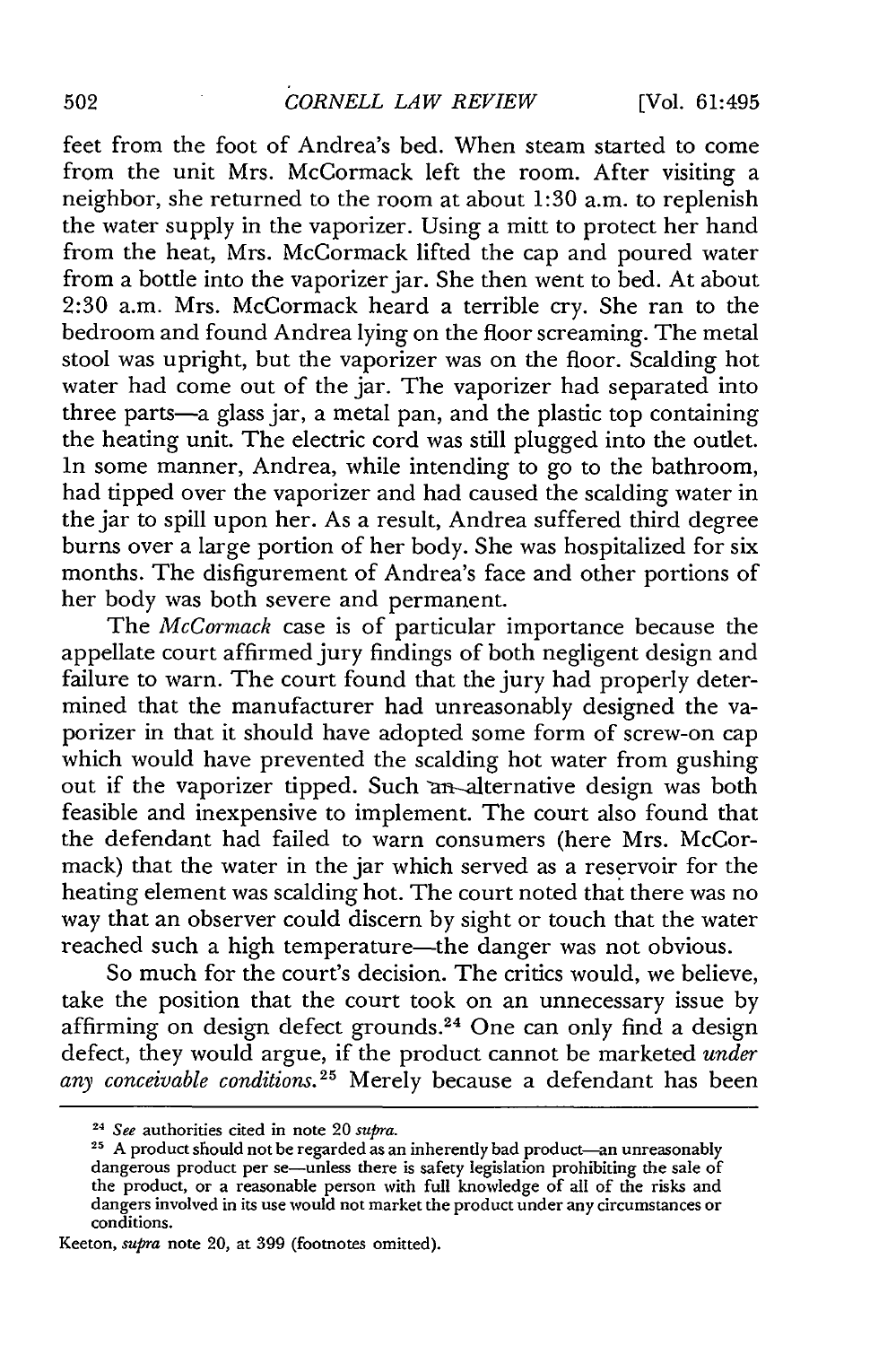feet from the foot of Andrea's bed. When steam started to come from the unit Mrs. McCormack left the room. After visiting a neighbor, she returned to the room at about 1:30 a.m. to replenish the water supply in the vaporizer. Using a mitt to protect her hand from the heat, Mrs. McCormack lifted the cap and poured water from a bottle into the vaporizer jar. She then went to bed. At about 2:30 a.m. Mrs. McCormack heard a terrible cry. She ran to the bedroom and found Andrea lying on the floor screaming. The metal stool was upright, but the vaporizer was on the floor. Scalding hot water had come out of the jar. The vaporizer had separated into three parts—a glass jar, a metal pan, and the plastic top containing the heating unit. The electric cord was still plugged into the outlet. In some manner, Andrea, while intending to go to the bathroom, had tipped over the vaporizer and had caused the scalding water in the jar to spill upon her. As a result, Andrea suffered third degree burns over a large portion of her body. She was hospitalized for six months. The disfigurement of Andrea's face and other portions of her body was both severe and permanent.

The *McCormack* case is of particular importance because the appellate court affirmed jury findings of both negligent design and failure to warn. The court found that the jury had properly determined that the manufacturer had unreasonably designed the vaporizer in that it should have adopted some form of screw-on cap which would have prevented the scalding hot water from gushing out if the vaporizer tipped. Such an alternative design was both feasible and inexpensive to implement. The court also found that the defendant had failed to warn consumers (here Mrs. McCormack) that the water in the jar which served as a reservoir for the heating element was scalding hot. The court noted that there was no way that an observer could discern by sight or touch that the water reached such a high temperature—the danger was not obvious.

So much for the court's decision. The critics would, we believe, take the position that the court took on an unnecessary issue by affirming on design defect grounds.[24] One can only find a design defect, they would argue, if the product cannot be marketed *under any conceivable conditions.*[25] Merely because a defendant has been

---

[24] *See* authorities cited in note 20 *supra.*

[25] A product should not be regarded as an inherently bad product—an unreasonably dangerous product per se—unless there is safety legislation prohibiting the sale of the product, or a reasonable person with full knowledge of all of the risks and dangers involved in its use would not market the product under any circumstances or conditions.

Keeton, *supra* note 20, at 399 (footnotes omitted).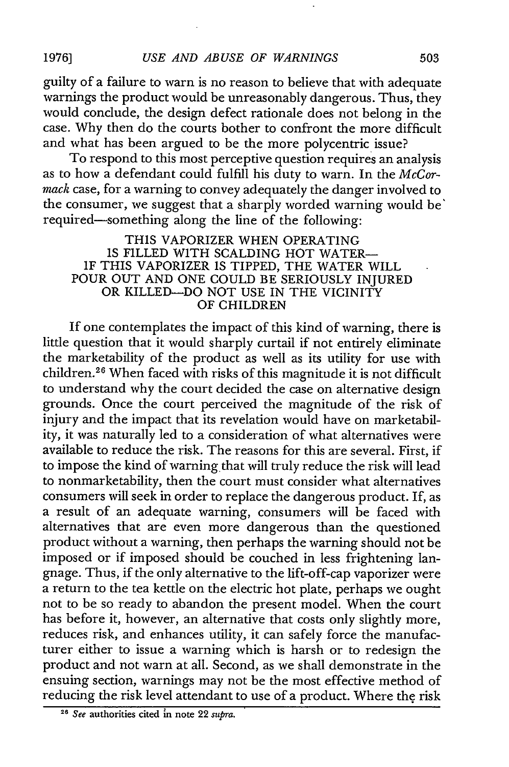guilty of a failure to warn is no reason to believe that with adequate warnings the product would be unreasonably dangerous. Thus, they would conclude, the design defect rationale does not belong in the case. Why then do the courts bother to confront the more difficult and what has been argued to be the more polycentric issue?

To respond to this most perceptive question requires an analysis as to how a defendant could fulfill his duty to warn. In the *McCormack* case, for a warning to convey adequately the danger involved to the consumer, we suggest that a sharply worded warning would be required—something along the line of the following:

> THIS VAPORIZER WHEN OPERATING
> IS FILLED WITH SCALDING HOT WATER—
> IF THIS VAPORIZER IS TIPPED, THE WATER WILL
> POUR OUT AND ONE COULD BE SERIOUSLY INJURED
> OR KILLED—DO NOT USE IN THE VICINITY
> OF CHILDREN

If one contemplates the impact of this kind of warning, there is little question that it would sharply curtail if not entirely eliminate the marketability of the product as well as its utility for use with children.[26] When faced with risks of this magnitude it is not difficult to understand why the court decided the case on alternative design grounds. Once the court perceived the magnitude of the risk of injury and the impact that its revelation would have on marketability, it was naturally led to a consideration of what alternatives were available to reduce the risk. The reasons for this are several. First, if to impose the kind of warning that will truly reduce the risk will lead to nonmarketability, then the court must consider what alternatives consumers will seek in order to replace the dangerous product. If, as a result of an adequate warning, consumers will be faced with alternatives that are even more dangerous than the questioned product without a warning, then perhaps the warning should not be imposed or if imposed should be couched in less frightening language. Thus, if the only alternative to the lift-off-cap vaporizer were a return to the tea kettle on the electric hot plate, perhaps we ought not to be so ready to abandon the present model. When the court has before it, however, an alternative that costs only slightly more, reduces risk, and enhances utility, it can safely force the manufacturer either to issue a warning which is harsh or to redesign the product and not warn at all. Second, as we shall demonstrate in the ensuing section, warnings may not be the most effective method of reducing the risk level attendant to use of a product. Where the risk

---

[26] *See* authorities cited in note 22 *supra.*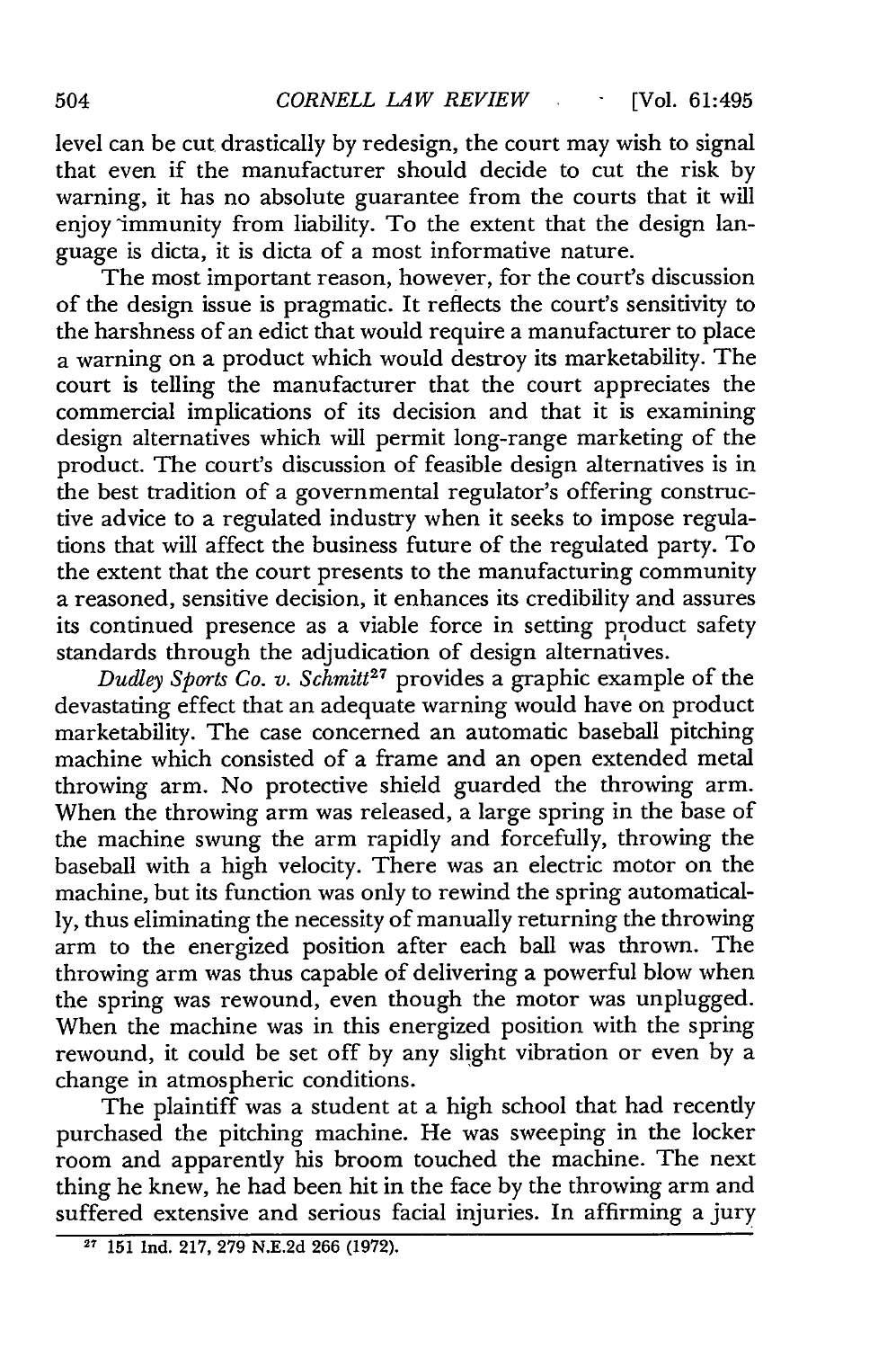level can be cut drastically by redesign, the court may wish to signal that even if the manufacturer should decide to cut the risk by warning, it has no absolute guarantee from the courts that it will enjoy immunity from liability. To the extent that the design language is dicta, it is dicta of a most informative nature.

The most important reason, however, for the court's discussion of the design issue is pragmatic. It reflects the court's sensitivity to the harshness of an edict that would require a manufacturer to place a warning on a product which would destroy its marketability. The court is telling the manufacturer that the court appreciates the commercial implications of its decision and that it is examining design alternatives which will permit long-range marketing of the product. The court's discussion of feasible design alternatives is in the best tradition of a governmental regulator's offering constructive advice to a regulated industry when it seeks to impose regulations that will affect the business future of the regulated party. To the extent that the court presents to the manufacturing community a reasoned, sensitive decision, it enhances its credibility and assures its continued presence as a viable force in setting product safety standards through the adjudication of design alternatives.

*Dudley Sports Co. v. Schmitt*[27] provides a graphic example of the devastating effect that an adequate warning would have on product marketability. The case concerned an automatic baseball pitching machine which consisted of a frame and an open extended metal throwing arm. No protective shield guarded the throwing arm. When the throwing arm was released, a large spring in the base of the machine swung the arm rapidly and forcefully, throwing the baseball with a high velocity. There was an electric motor on the machine, but its function was only to rewind the spring automatically, thus eliminating the necessity of manually returning the throwing arm to the energized position after each ball was thrown. The throwing arm was thus capable of delivering a powerful blow when the spring was rewound, even though the motor was unplugged. When the machine was in this energized position with the spring rewound, it could be set off by any slight vibration or even by a change in atmospheric conditions.

The plaintiff was a student at a high school that had recently purchased the pitching machine. He was sweeping in the locker room and apparently his broom touched the machine. The next thing he knew, he had been hit in the face by the throwing arm and suffered extensive and serious facial injuries. In affirming a jury

[27] 151 Ind. 217, 279 N.E.2d 266 (1972).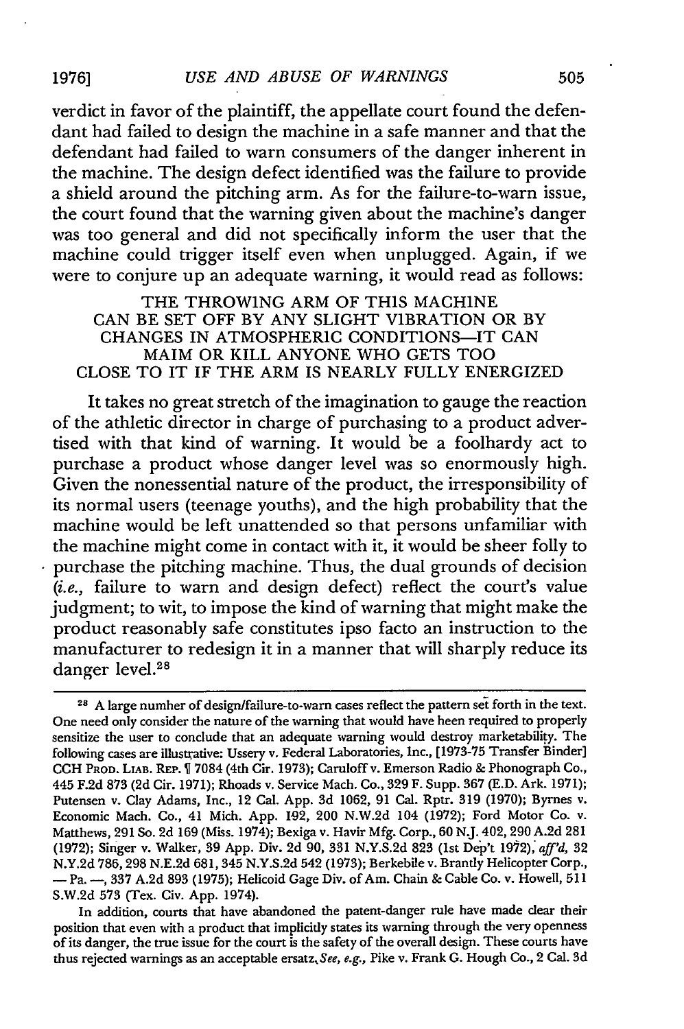verdict in favor of the plaintiff, the appellate court found the defendant had failed to design the machine in a safe manner and that the defendant had failed to warn consumers of the danger inherent in the machine. The design defect identified was the failure to provide a shield around the pitching arm. As for the failure-to-warn issue, the court found that the warning given about the machine's danger was too general and did not specifically inform the user that the machine could trigger itself even when unplugged. Again, if we were to conjure up an adequate warning, it would read as follows:

> THE THROWING ARM OF THIS MACHINE
> CAN BE SET OFF BY ANY SLIGHT VIBRATION OR BY
> CHANGES IN ATMOSPHERIC CONDITIONS—IT CAN
> MAIM OR KILL ANYONE WHO GETS TOO
> CLOSE TO IT IF THE ARM IS NEARLY FULLY ENERGIZED

It takes no great stretch of the imagination to gauge the reaction of the athletic director in charge of purchasing to a product advertised with that kind of warning. It would be a foolhardy act to purchase a product whose danger level was so enormously high. Given the nonessential nature of the product, the irresponsibility of its normal users (teenage youths), and the high probability that the machine would be left unattended so that persons unfamiliar with the machine might come in contact with it, it would be sheer folly to purchase the pitching machine. Thus, the dual grounds of decision (*i.e.*, failure to warn and design defect) reflect the court's value judgment; to wit, to impose the kind of warning that might make the product reasonably safe constitutes ipso facto an instruction to the manufacturer to redesign it in a manner that will sharply reduce its danger level.[28]

---

[28] A large numher of design/failure-to-warn cases reflect the pattern set forth in the text. One need only consider the nature of the warning that would have heen required to properly sensitize the user to conclude that an adequate warning would destroy marketability. The following cases are illustrative: Ussery v. Federal Laboratories, Inc., [1973-75 Transfer Binder] CCH PROD. LIAB. REP. ¶ 7084 (4th Cir. 1973); Caruloff v. Emerson Radio & Phonograph Co., 445 F.2d 873 (2d Cir. 1971); Rhoads v. Service Mach. Co., 329 F. Supp. 367 (E.D. Ark. 1971); Putensen v. Clay Adams, Inc., 12 Cal. App. 3d 1062, 91 Cal. Rptr. 319 (1970); Byrnes v. Economic Mach. Co., 41 Mich. App. 192, 200 N.W.2d 104 (1972); Ford Motor Co. v. Matthews, 291 So. 2d 169 (Miss. 1974); Bexiga v. Havir Mfg. Corp., 60 N.J. 402, 290 A.2d 281 (1972); Singer v. Walker, 39 App. Div. 2d 90, 331 N.Y.S.2d 823 (1st Dep't 1972), *aff'd*, 32 N.Y.2d 786, 298 N.E.2d 681, 345 N.Y.S.2d 542 (1973); Berkebile v. Brantly Helicopter Corp., — Pa. —, 337 A.2d 893 (1975); Helicoid Gage Div. of Am. Chain & Cable Co. v. Howell, 511 S.W.2d 573 (Tex. Civ. App. 1974).

In addition, courts that have abandoned the patent-danger rule have made clear their position that even with a product that implicitly states its warning through the very openness of its danger, the true issue for the court is the safety of the overall design. These courts have thus rejected warnings as an acceptable ersatz. *See, e.g.*, Pike v. Frank G. Hough Co., 2 Cal. 3d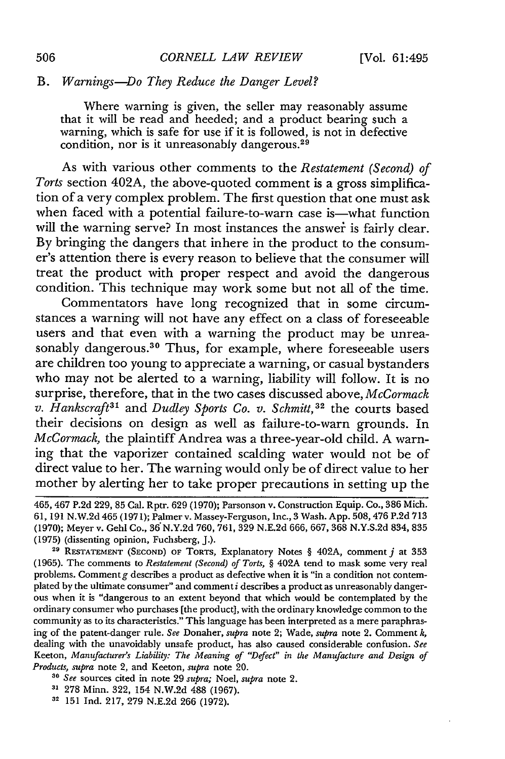### B. *Warnings—Do They Reduce the Danger Level?*

> Where warning is given, the seller may reasonably assume that it will be read and heeded; and a product bearing such a warning, which is safe for use if it is followed, is not in defective condition, nor is it unreasonably dangerous.[29]

As with various other comments to the *Restatement (Second) of Torts* section 402A, the above-quoted comment is a gross simplification of a very complex problem. The first question that one must ask when faced with a potential failure-to-warn case is—what function will the warning serve? In most instances the answer is fairly clear. By bringing the dangers that inhere in the product to the consumer's attention there is every reason to believe that the consumer will treat the product with proper respect and avoid the dangerous condition. This technique may work some but not all of the time.

Commentators have long recognized that in some circumstances a warning will not have any effect on a class of foreseeable users and that even with a warning the product may be unreasonably dangerous.[30] Thus, for example, where foreseeable users are children too young to appreciate a warning, or casual bystanders who may not be alerted to a warning, liability will follow. It is no surprise, therefore, that in the two cases discussed above, *McCormack v. Hankscraft*[31] and *Dudley Sports Co. v. Schmitt*,[32] the courts based their decisions on design as well as failure-to-warn grounds. In *McCormack*, the plaintiff Andrea was a three-year-old child. A warning that the vaporizer contained scalding water would not be of direct value to her. The warning would only be of direct value to her mother by alerting her to take proper precautions in setting up the

---

465, 467 P.2d 229, 85 Cal. Rptr. 629 (1970); Parsonson v. Construction Equip. Co., 386 Mich. 61, 191 N.W.2d 465 (1971); Palmer v. Massey-Ferguson, Inc., 3 Wash. App. 508, 476 P.2d 713 (1970); Meyer v. Gehl Co., 36 N.Y.2d 760, 761, 329 N.E.2d 666, 667, 368 N.Y.S.2d 834, 835 (1975) (dissenting opinion, Fuchsberg, J.).

[29] RESTATEMENT (SECOND) OF TORTS, Explanatory Notes § 402A, comment *j* at 353 (1965). The comments to *Restatement (Second) of Torts*, § 402A tend to mask some very real problems. Comment *g* describes a product as defective when it is "in a condition not contemplated by the ultimate consumer" and comment *i* describes a product as unreasonably dangerous when it is "dangerous to an extent beyond that which would be contemplated by the ordinary consumer who purchases [the product], with the ordinary knowledge common to the community as to its characteristics." This language has been interpreted as a mere paraphrasing of the patent-danger rule. *See* Donaher, *supra* note 2; Wade, *supra* note 2. Comment *k*, dealing with the unavoidably unsafe product, has also caused considerable confusion. *See* Keeton, *Manufacturer's Liability: The Meaning of "Defect" in the Manufacture and Design of Products*, *supra* note 2, and Keeton, *supra* note 20.

[30] *See* sources cited in note 29 *supra;* Noel, *supra* note 2.

[31] 278 Minn. 322, 154 N.W.2d 488 (1967).

[32] 151 Ind. 217, 279 N.E.2d 266 (1972).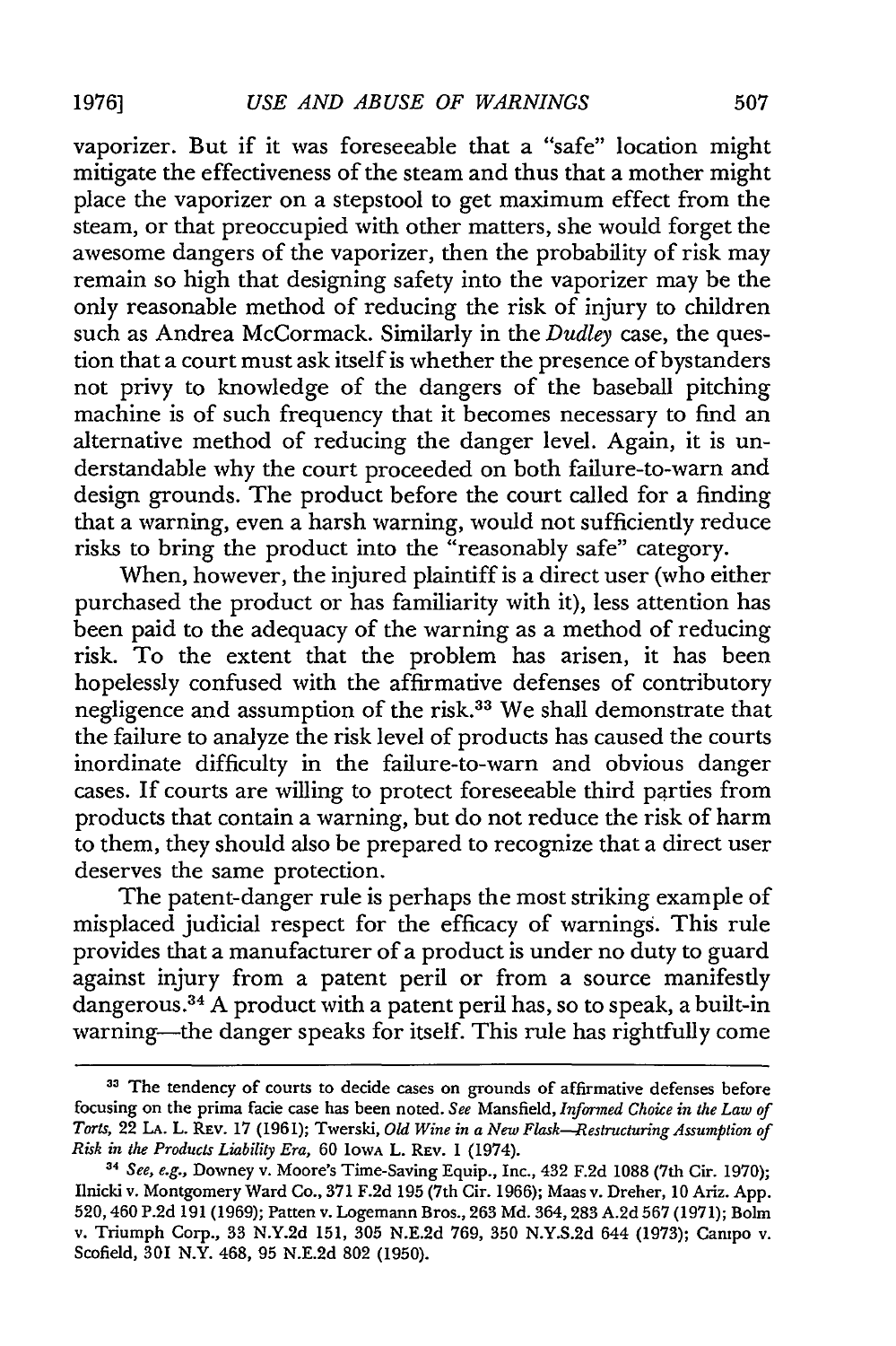vaporizer. But if it was foreseeable that a "safe" location might mitigate the effectiveness of the steam and thus that a mother might place the vaporizer on a stepstool to get maximum effect from the steam, or that preoccupied with other matters, she would forget the awesome dangers of the vaporizer, then the probability of risk may remain so high that designing safety into the vaporizer may be the only reasonable method of reducing the risk of injury to children such as Andrea McCormack. Similarly in the *Dudley* case, the question that a court must ask itself is whether the presence of bystanders not privy to knowledge of the dangers of the baseball pitching machine is of such frequency that it becomes necessary to find an alternative method of reducing the danger level. Again, it is understandable why the court proceeded on both failure-to-warn and design grounds. The product before the court called for a finding that a warning, even a harsh warning, would not sufficiently reduce risks to bring the product into the "reasonably safe" category.

When, however, the injured plaintiff is a direct user (who either purchased the product or has familiarity with it), less attention has been paid to the adequacy of the warning as a method of reducing risk. To the extent that the problem has arisen, it has been hopelessly confused with the affirmative defenses of contributory negligence and assumption of the risk.[33] We shall demonstrate that the failure to analyze the risk level of products has caused the courts inordinate difficulty in the failure-to-warn and obvious danger cases. If courts are willing to protect foreseeable third parties from products that contain a warning, but do not reduce the risk of harm to them, they should also be prepared to recognize that a direct user deserves the same protection.

The patent-danger rule is perhaps the most striking example of misplaced judicial respect for the efficacy of warnings. This rule provides that a manufacturer of a product is under no duty to guard against injury from a patent peril or from a source manifestly dangerous.[34] A product with a patent peril has, so to speak, a built-in warning—the danger speaks for itself. This rule has rightfully come

---

[33] The tendency of courts to decide cases on grounds of affirmative defenses before focusing on the prima facie case has been noted. *See* Mansfield, *Informed Choice in the Law of Torts*, 22 LA. L. REV. 17 (1961); Twerski, *Old Wine in a New Flask—Restructuring Assumption of Risk in the Products Liability Era*, 60 IOWA L. REV. 1 (1974).

[34] *See, e.g.*, Downey v. Moore's Time-Saving Equip., Inc., 432 F.2d 1088 (7th Cir. 1970); Ilnicki v. Montgomery Ward Co., 371 F.2d 195 (7th Cir. 1966); Maas v. Dreher, 10 Ariz. App. 520, 460 P.2d 191 (1969); Patten v. Logemann Bros., 263 Md. 364, 283 A.2d 567 (1971); Bolm v. Triumph Corp., 33 N.Y.2d 151, 305 N.E.2d 769, 350 N.Y.S.2d 644 (1973); Campo v. Scofield, 301 N.Y. 468, 95 N.E.2d 802 (1950).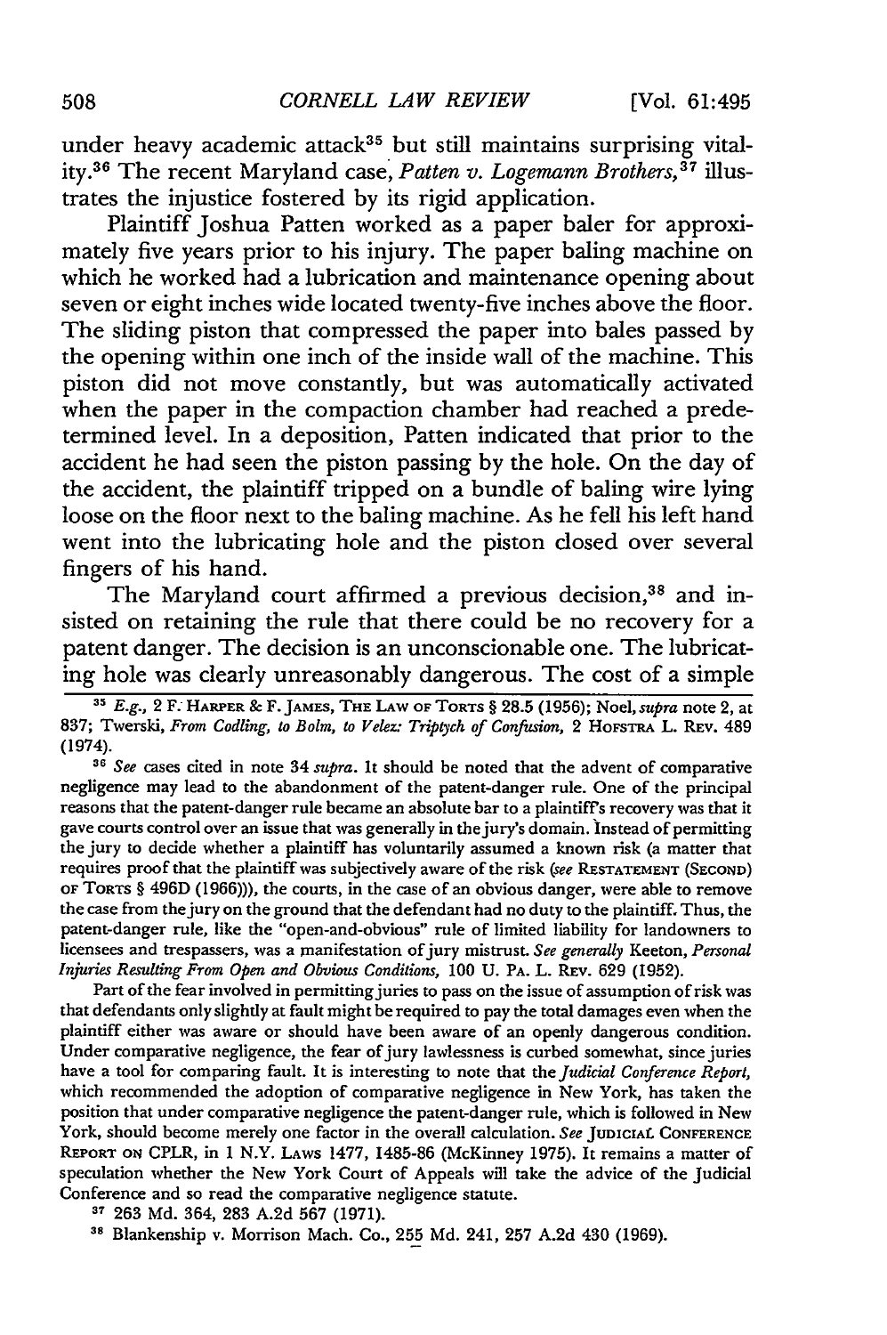under heavy academic attack[35] but still maintains surprising vitality.[36] The recent Maryland case, *Patten v. Logemann Brothers*,[37] illustrates the injustice fostered by its rigid application.

Plaintiff Joshua Patten worked as a paper baler for approximately five years prior to his injury. The paper baling machine on which he worked had a lubrication and maintenance opening about seven or eight inches wide located twenty-five inches above the floor. The sliding piston that compressed the paper into bales passed by the opening within one inch of the inside wall of the machine. This piston did not move constantly, but was automatically activated when the paper in the compaction chamber had reached a predetermined level. In a deposition, Patten indicated that prior to the accident he had seen the piston passing by the hole. On the day of the accident, the plaintiff tripped on a bundle of baling wire lying loose on the floor next to the baling machine. As he fell his left hand went into the lubricating hole and the piston closed over several fingers of his hand.

The Maryland court affirmed a previous decision,[38] and insisted on retaining the rule that there could be no recovery for a patent danger. The decision is an unconscionable one. The lubricating hole was clearly unreasonably dangerous. The cost of a simple

---

[35] *E.g.*, 2 F. HARPER & F. JAMES, THE LAW OF TORTS § 28.5 (1956); Noel, *supra* note 2, at 837; Twerski, *From Codling, to Bolm, to Velez: Triptych of Confusion*, 2 HOFSTRA L. REV. 489 (1974).

[36] *See* cases cited in note 34 *supra*. It should be noted that the advent of comparative negligence may lead to the abandonment of the patent-danger rule. One of the principal reasons that the patent-danger rule became an absolute bar to a plaintiff's recovery was that it gave courts control over an issue that was generally in the jury's domain. Instead of permitting the jury to decide whether a plaintiff has voluntarily assumed a known risk (a matter that requires proof that the plaintiff was subjectively aware of the risk (*see* RESTATEMENT (SECOND) OF TORTS § 496D (1966))), the courts, in the case of an obvious danger, were able to remove the case from the jury on the ground that the defendant had no duty to the plaintiff. Thus, the patent-danger rule, like the "open-and-obvious" rule of limited liability for landowners to licensees and trespassers, was a manifestation of jury mistrust. *See generally* Keeton, *Personal Injuries Resulting From Open and Obvious Conditions*, 100 U. PA. L. REV. 629 (1952).

Part of the fear involved in permitting juries to pass on the issue of assumption of risk was that defendants only slightly at fault might be required to pay the total damages even when the plaintiff either was aware or should have been aware of an openly dangerous condition. Under comparative negligence, the fear of jury lawlessness is curbed somewhat, since juries have a tool for comparing fault. It is interesting to note that the *Judicial Conference Report*, which recommended the adoption of comparative negligence in New York, has taken the position that under comparative negligence the patent-danger rule, which is followed in New York, should become merely one factor in the overall calculation. *See* JUDICIAL CONFERENCE REPORT ON CPLR, in 1 N.Y. LAWS 1477, 1485-86 (McKinney 1975). It remains a matter of speculation whether the New York Court of Appeals will take the advice of the Judicial Conference and so read the comparative negligence statute.

[37] 263 Md. 364, 283 A.2d 567 (1971).

[38] Blankenship v. Morrison Mach. Co., 255 Md. 241, 257 A.2d 430 (1969).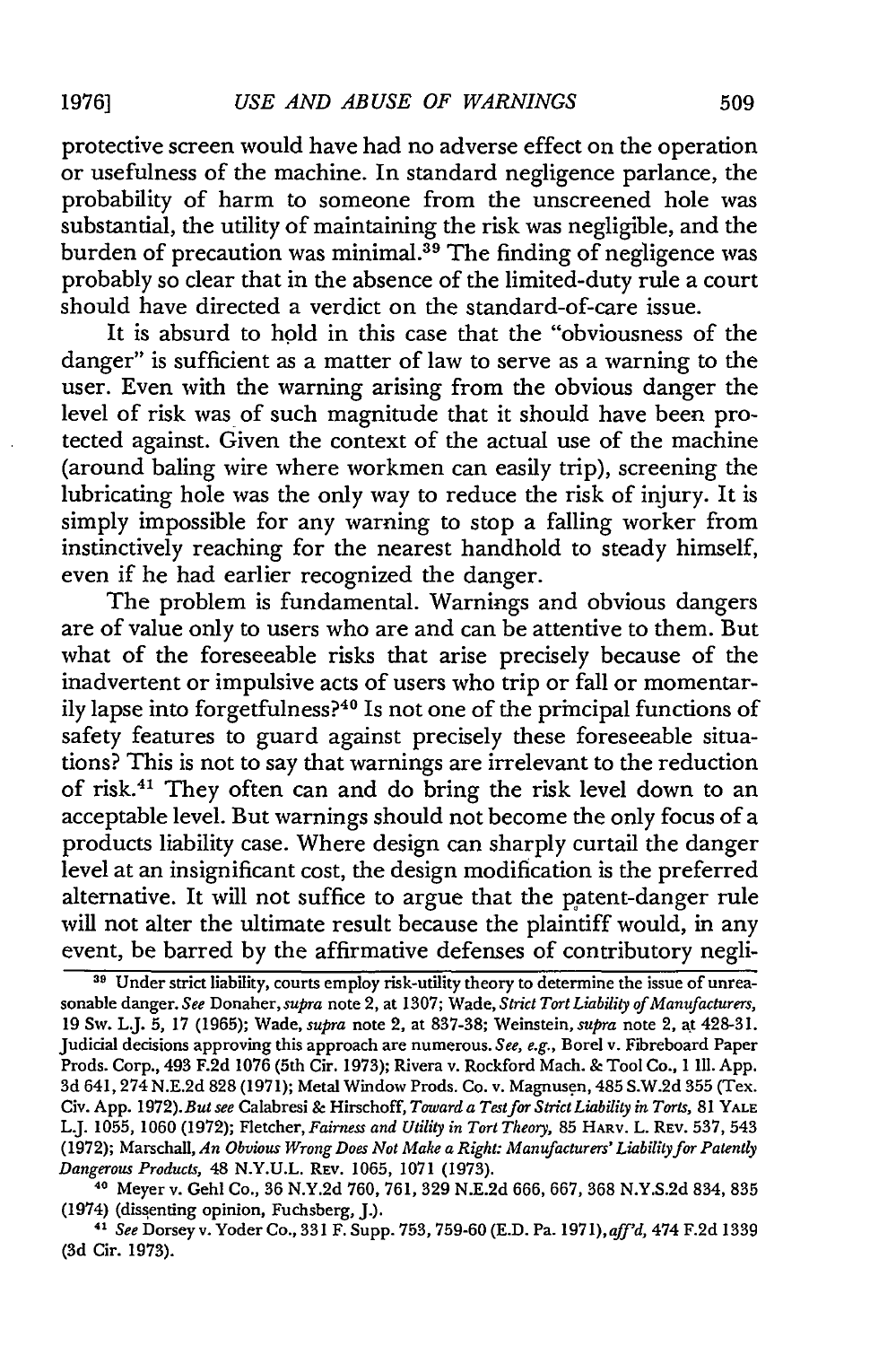protective screen would have had no adverse effect on the operation or usefulness of the machine. In standard negligence parlance, the probability of harm to someone from the unscreened hole was substantial, the utility of maintaining the risk was negligible, and the burden of precaution was minimal.[39] The finding of negligence was probably so clear that in the absence of the limited-duty rule a court should have directed a verdict on the standard-of-care issue.

It is absurd to hold in this case that the "obviousness of the danger" is sufficient as a matter of law to serve as a warning to the user. Even with the warning arising from the obvious danger the level of risk was of such magnitude that it should have been protected against. Given the context of the actual use of the machine (around baling wire where workmen can easily trip), screening the lubricating hole was the only way to reduce the risk of injury. It is simply impossible for any warning to stop a falling worker from instinctively reaching for the nearest handhold to steady himself, even if he had earlier recognized the danger.

The problem is fundamental. Warnings and obvious dangers are of value only to users who are and can be attentive to them. But what of the foreseeable risks that arise precisely because of the inadvertent or impulsive acts of users who trip or fall or momentarily lapse into forgetfulness?[40] Is not one of the principal functions of safety features to guard against precisely these foreseeable situations? This is not to say that warnings are irrelevant to the reduction of risk.[41] They often can and do bring the risk level down to an acceptable level. But warnings should not become the only focus of a products liability case. Where design can sharply curtail the danger level at an insignificant cost, the design modification is the preferred alternative. It will not suffice to argue that the patent-danger rule will not alter the ultimate result because the plaintiff would, in any event, be barred by the affirmative defenses of contributory negli-

---

[39] Under strict liability, courts employ risk-utility theory to determine the issue of unreasonable danger. *See* Donaher, *supra* note 2, at 1307; Wade, *Strict Tort Liability of Manufacturers*, 19 Sw. L.J. 5, 17 (1965); Wade, *supra* note 2, at 837-38; Weinstein, *supra* note 2, at 428-31. Judicial decisions approving this approach are numerous. *See, e.g.*, Borel v. Fibreboard Paper Prods. Corp., 493 F.2d 1076 (5th Cir. 1973); Rivera v. Rockford Mach. & Tool Co., 1 Ill. App. 3d 641, 274 N.E.2d 828 (1971); Metal Window Prods. Co. v. Magnusen, 485 S.W.2d 355 (Tex. Civ. App. 1972). *But see* Calabresi & Hirschoff, *Toward a Test for Strict Liability in Torts*, 81 YALE L.J. 1055, 1060 (1972); Fletcher, *Fairness and Utility in Tort Theory*, 85 HARV. L. REV. 537, 543 (1972); Marschall, *An Obvious Wrong Does Not Make a Right: Manufacturers' Liability for Patently Dangerous Products*, 48 N.Y.U.L. REV. 1065, 1071 (1973).

[40] Meyer v. Gehl Co., 36 N.Y.2d 760, 761, 329 N.E.2d 666, 667, 368 N.Y.S.2d 834, 835 (1974) (dissenting opinion, Fuchsberg, J.).

[41] *See* Dorsey v. Yoder Co., 331 F. Supp. 753, 759-60 (E.D. Pa. 1971), *aff'd*, 474 F.2d 1339 (3d Cir. 1973).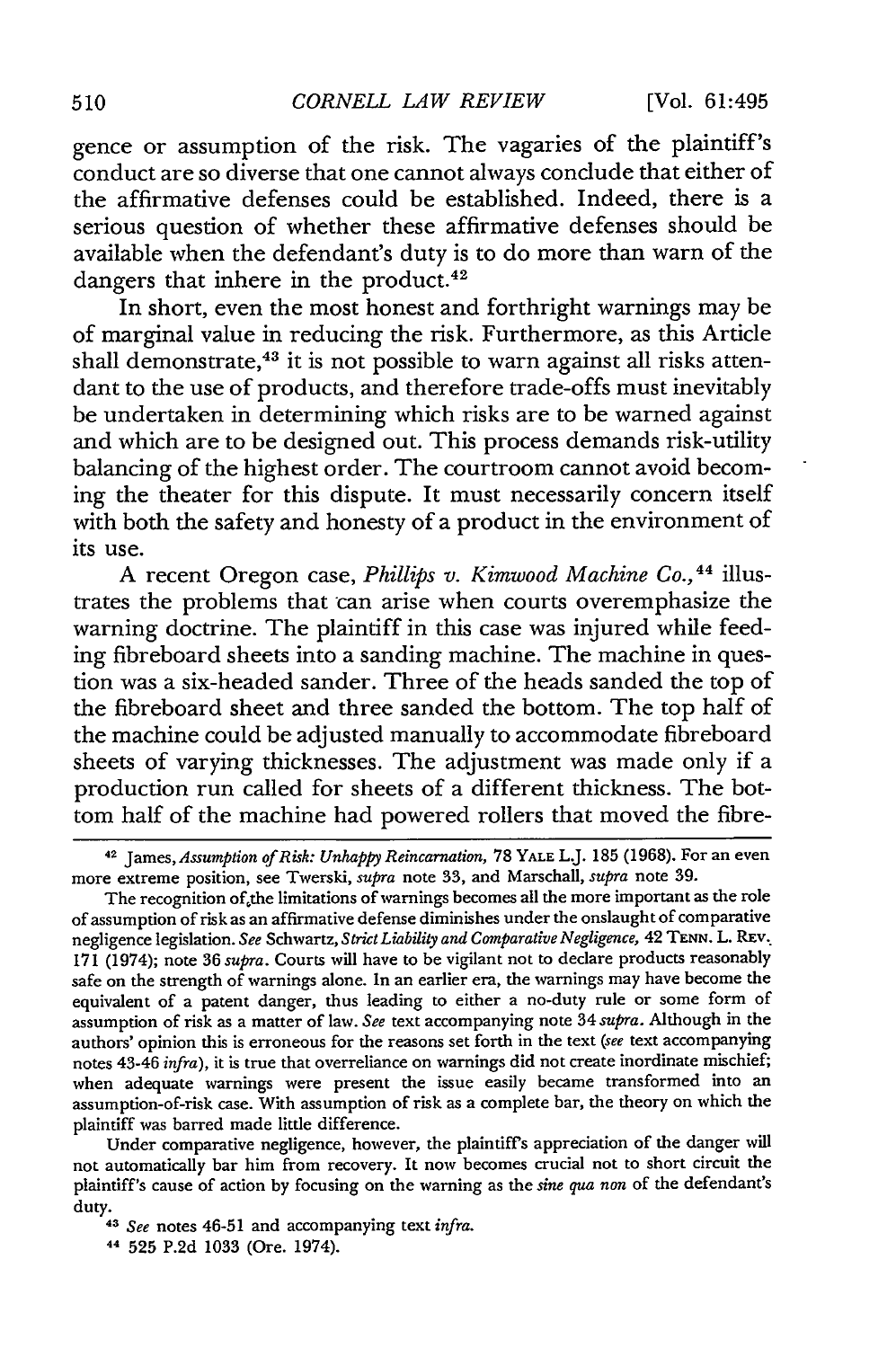gence or assumption of the risk. The vagaries of the plaintiff's conduct are so diverse that one cannot always conclude that either of the affirmative defenses could be established. Indeed, there is a serious question of whether these affirmative defenses should be available when the defendant's duty is to do more than warn of the dangers that inhere in the product.[42]

In short, even the most honest and forthright warnings may be of marginal value in reducing the risk. Furthermore, as this Article shall demonstrate,[43] it is not possible to warn against all risks attendant to the use of products, and therefore trade-offs must inevitably be undertaken in determining which risks are to be warned against and which are to be designed out. This process demands risk-utility balancing of the highest order. The courtroom cannot avoid becoming the theater for this dispute. It must necessarily concern itself with both the safety and honesty of a product in the environment of its use.

A recent Oregon case, *Phillips v. Kimwood Machine Co.*,[44] illustrates the problems that can arise when courts overemphasize the warning doctrine. The plaintiff in this case was injured while feeding fibreboard sheets into a sanding machine. The machine in question was a six-headed sander. Three of the heads sanded the top of the fibreboard sheet and three sanded the bottom. The top half of the machine could be adjusted manually to accommodate fibreboard sheets of varying thicknesses. The adjustment was made only if a production run called for sheets of a different thickness. The bottom half of the machine had powered rollers that moved the fibre-

---

[42] James, *Assumption of Risk: Unhappy Reincarnation*, 78 YALE L.J. 185 (1968). For an even more extreme position, see Twerski, *supra* note 33, and Marschall, *supra* note 39.

The recognition of the limitations of warnings becomes all the more important as the role of assumption of risk as an affirmative defense diminishes under the onslaught of comparative negligence legislation. *See* Schwartz, *Strict Liability and Comparative Negligence*, 42 TENN. L. REV. 171 (1974); note 36 *supra*. Courts will have to be vigilant not to declare products reasonably safe on the strength of warnings alone. In an earlier era, the warnings may have become the equivalent of a patent danger, thus leading to either a no-duty rule or some form of assumption of risk as a matter of law. *See* text accompanying note 34 *supra*. Although in the authors' opinion this is erroneous for the reasons set forth in the text (*see* text accompanying notes 43-46 *infra*), it is true that overreliance on warnings did not create inordinate mischief; when adequate warnings were present the issue easily became transformed into an assumption-of-risk case. With assumption of risk as a complete bar, the theory on which the plaintiff was barred made little difference.

Under comparative negligence, however, the plaintiff's appreciation of the danger will not automatically bar him from recovery. It now becomes crucial not to short circuit the plaintiff's cause of action by focusing on the warning as the *sine qua non* of the defendant's duty.

[43] *See* notes 46-51 and accompanying text *infra*.

[44] 525 P.2d 1033 (Ore. 1974).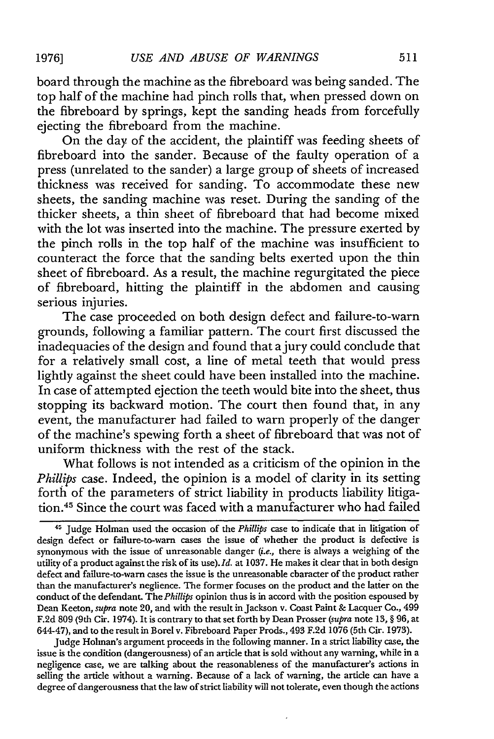board through the machine as the fibreboard was being sanded. The top half of the machine had pinch rolls that, when pressed down on the fibreboard by springs, kept the sanding heads from forcefully ejecting the fibreboard from the machine.

On the day of the accident, the plaintiff was feeding sheets of fibreboard into the sander. Because of the faulty operation of a press (unrelated to the sander) a large group of sheets of increased thickness was received for sanding. To accommodate these new sheets, the sanding machine was reset. During the sanding of the thicker sheets, a thin sheet of fibreboard that had become mixed with the lot was inserted into the machine. The pressure exerted by the pinch rolls in the top half of the machine was insufficient to counteract the force that the sanding belts exerted upon the thin sheet of fibreboard. As a result, the machine regurgitated the piece of fibreboard, hitting the plaintiff in the abdomen and causing serious injuries.

The case proceeded on both design defect and failure-to-warn grounds, following a familiar pattern. The court first discussed the inadequacies of the design and found that a jury could conclude that for a relatively small cost, a line of metal teeth that would press lightly against the sheet could have been installed into the machine. In case of attempted ejection the teeth would bite into the sheet, thus stopping its backward motion. The court then found that, in any event, the manufacturer had failed to warn properly of the danger of the machine's spewing forth a sheet of fibreboard that was not of uniform thickness with the rest of the stack.

What follows is not intended as a criticism of the opinion in the *Phillips* case. Indeed, the opinion is a model of clarity in its setting forth of the parameters of strict liability in products liability litigation.[45] Since the court was faced with a manufacturer who had failed

---

[45] Judge Holman used the occasion of the *Phillips* case to indicate that in litigation of design defect or failure-to-warn cases the issue of whether the product is defective is synonymous with the issue of unreasonable danger (*i.e.*, there is always a weighing of the utility of a product against the risk of its use). *Id.* at 1037. He makes it clear that in both design defect and failure-to-warn cases the issue is the unreasonable character of the product rather than the manufacturer's neglience. The former focuses on the product and the latter on the conduct of the defendant. The *Phillips* opinion thus is in accord with the position espoused by Dean Keeton, *supra* note 20, and with the result in Jackson v. Coast Paint & Lacquer Co., 499 F.2d 809 (9th Cir. 1974). It is contrary to that set forth by Dean Prosser (*supra* note 13, § 96, at 644-47), and to the result in Borel v. Fibreboard Paper Prods., 493 F.2d 1076 (5th Cir. 1973).

Judge Holman's argument proceeds in the following manner. In a strict liability case, the issue is the condition (dangerousness) of an article that is sold without any warning, while in a negligence case, we are talking about the reasonableness of the manufacturer's actions in selling the article without a warning. Because of a lack of warning, the article can have a degree of dangerousness that the law of strict liability will not tolerate, even though the actions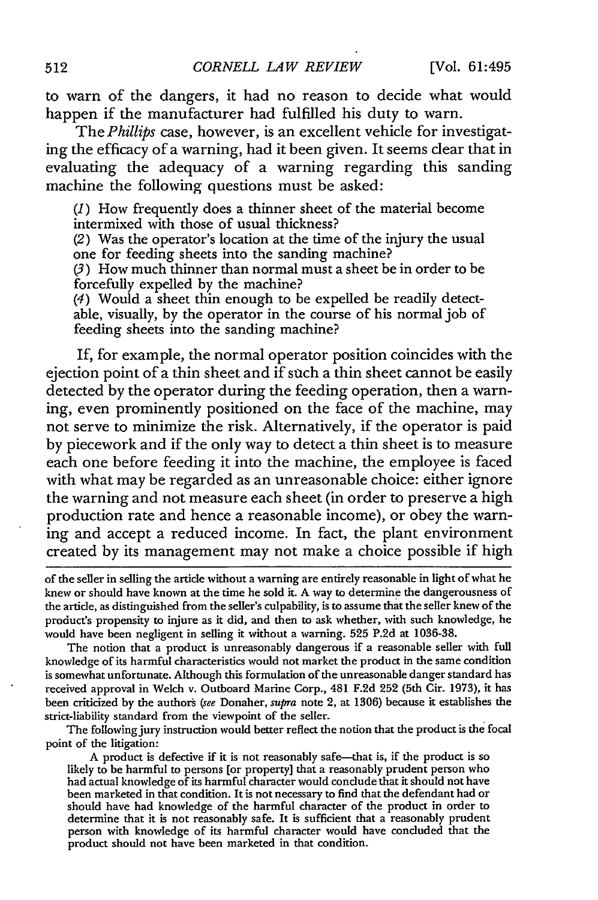to warn of the dangers, it had no reason to decide what would happen if the manufacturer had fulfilled his duty to warn.

The *Phillips* case, however, is an excellent vehicle for investigating the efficacy of a warning, had it been given. It seems clear that in evaluating the adequacy of a warning regarding this sanding machine the following questions must be asked:

> (*1*) How frequently does a thinner sheet of the material become intermixed with those of usual thickness?
> (2) Was the operator's location at the time of the injury the usual one for feeding sheets into the sanding machine?
> (*3*) How much thinner than normal must a sheet be in order to be forcefully expelled by the machine?
> (*4*) Would a sheet thin enough to be expelled be readily detectable, visually, by the operator in the course of his normal job of feeding sheets into the sanding machine?

If, for example, the normal operator position coincides with the ejection point of a thin sheet and if such a thin sheet cannot be easily detected by the operator during the feeding operation, then a warning, even prominently positioned on the face of the machine, may not serve to minimize the risk. Alternatively, if the operator is paid by piecework and if the only way to detect a thin sheet is to measure each one before feeding it into the machine, the employee is faced with what may be regarded as an unreasonable choice: either ignore the warning and not measure each sheet (in order to preserve a high production rate and hence a reasonable income), or obey the warning and accept a reduced income. In fact, the plant environment created by its management may not make a choice possible if high

---

of the seller in selling the article without a warning are entirely reasonable in light of what he knew or should have known at the time he sold it. A way to determine the dangerousness of the article, as distinguished from the seller's culpability, is to assume that the seller knew of the product's propensity to injure as it did, and then to ask whether, with such knowledge, he would have been negligent in selling it without a warning. 525 P.2d at 1036-38.

The notion that a product is unreasonably dangerous if a reasonable seller with full knowledge of its harmful characteristics would not market the product in the same condition is somewhat unfortunate. Although this formulation of the unreasonable danger standard has received approval in Welch v. Outboard Marine Corp., 481 F.2d 252 (5th Cir. 1973), it has been criticized by the authors (*see* Donaher, *supra* note 2, at 1306) because it establishes the strict-liability standard from the viewpoint of the seller.

The following jury instruction would better reflect the notion that the product is the focal point of the litigation:

> A product is defective if it is not reasonably safe—that is, if the product is so likely to be harmful to persons [or property] that a reasonably prudent person who had actual knowledge of its harmful character would conclude that it should not have been marketed in that condition. It is not necessary to find that the defendant had or should have had knowledge of the harmful character of the product in order to determine that it is not reasonably safe. It is sufficient that a reasonably prudent person with knowledge of its harmful character would have concluded that the product should not have been marketed in that condition.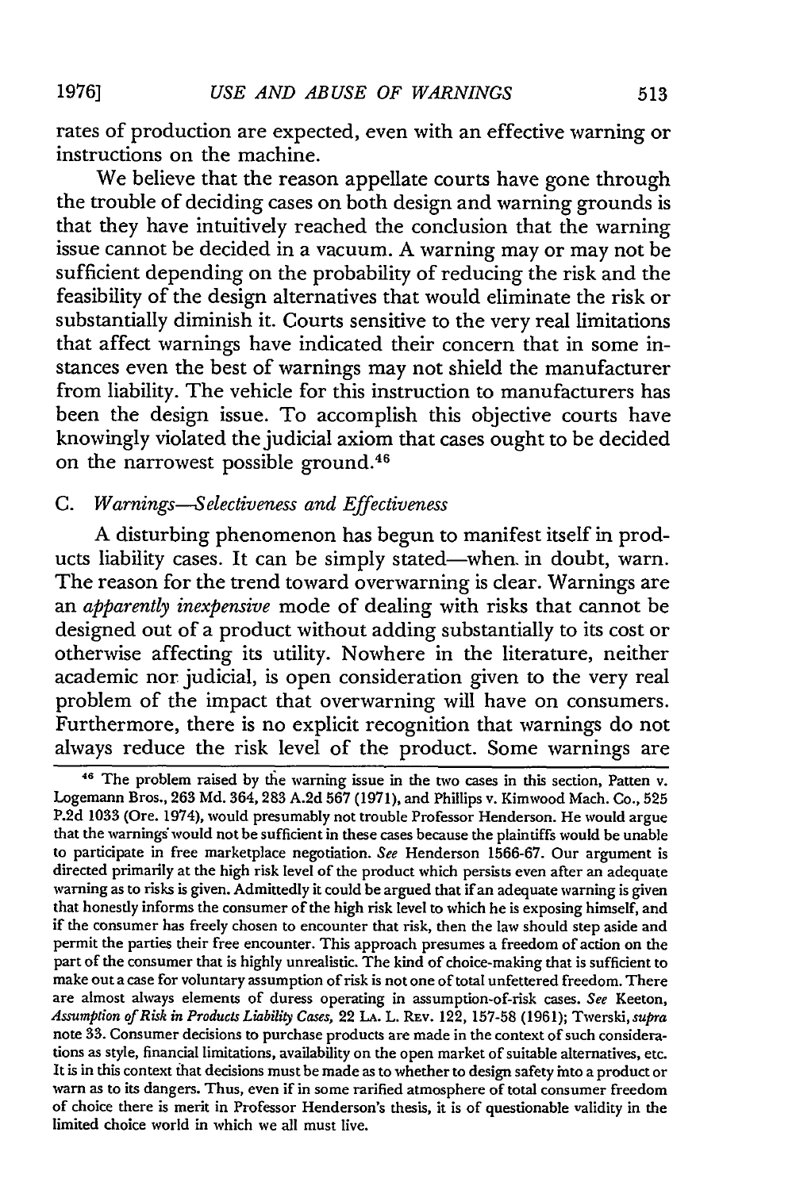rates of production are expected, even with an effective warning or instructions on the machine.

We believe that the reason appellate courts have gone through the trouble of deciding cases on both design and warning grounds is that they have intuitively reached the conclusion that the warning issue cannot be decided in a vacuum. A warning may or may not be sufficient depending on the probability of reducing the risk and the feasibility of the design alternatives that would eliminate the risk or substantially diminish it. Courts sensitive to the very real limitations that affect warnings have indicated their concern that in some instances even the best of warnings may not shield the manufacturer from liability. The vehicle for this instruction to manufacturers has been the design issue. To accomplish this objective courts have knowingly violated the judicial axiom that cases ought to be decided on the narrowest possible ground.[46]

### C. *Warnings—Selectiveness and Effectiveness*

A disturbing phenomenon has begun to manifest itself in products liability cases. It can be simply stated—when in doubt, warn. The reason for the trend toward overwarning is clear. Warnings are an *apparently inexpensive* mode of dealing with risks that cannot be designed out of a product without adding substantially to its cost or otherwise affecting its utility. Nowhere in the literature, neither academic nor judicial, is open consideration given to the very real problem of the impact that overwarning will have on consumers. Furthermore, there is no explicit recognition that warnings do not always reduce the risk level of the product. Some warnings are

---

[46] The problem raised by the warning issue in the two cases in this section, Patten v. Logemann Bros., 263 Md. 364, 283 A.2d 567 (1971), and Phillips v. Kimwood Mach. Co., 525 P.2d 1033 (Ore. 1974), would presumably not trouble Professor Henderson. He would argue that the warnings would not be sufficient in these cases because the plaintiffs would be unable to participate in free marketplace negotiation. *See* Henderson 1566-67. Our argument is directed primarily at the high risk level of the product which persists even after an adequate warning as to risks is given. Admittedly it could be argued that if an adequate warning is given that honestly informs the consumer of the high risk level to which he is exposing himself, and if the consumer has freely chosen to encounter that risk, then the law should step aside and permit the parties their free encounter. This approach presumes a freedom of action on the part of the consumer that is highly unrealistic. The kind of choice-making that is sufficient to make out a case for voluntary assumption of risk is not one of total unfettered freedom. There are almost always elements of duress operating in assumption-of-risk cases. *See* Keeton, *Assumption of Risk in Products Liability Cases*, 22 La. L. Rev. 122, 157-58 (1961); Twerski, *supra* note 33. Consumer decisions to purchase products are made in the context of such considerations as style, financial limitations, availability on the open market of suitable alternatives, etc. It is in this context that decisions must be made as to whether to design safety into a product or warn as to its dangers. Thus, even if in some rarified atmosphere of total consumer freedom of choice there is merit in Professor Henderson's thesis, it is of questionable validity in the limited choice world in which we all must live.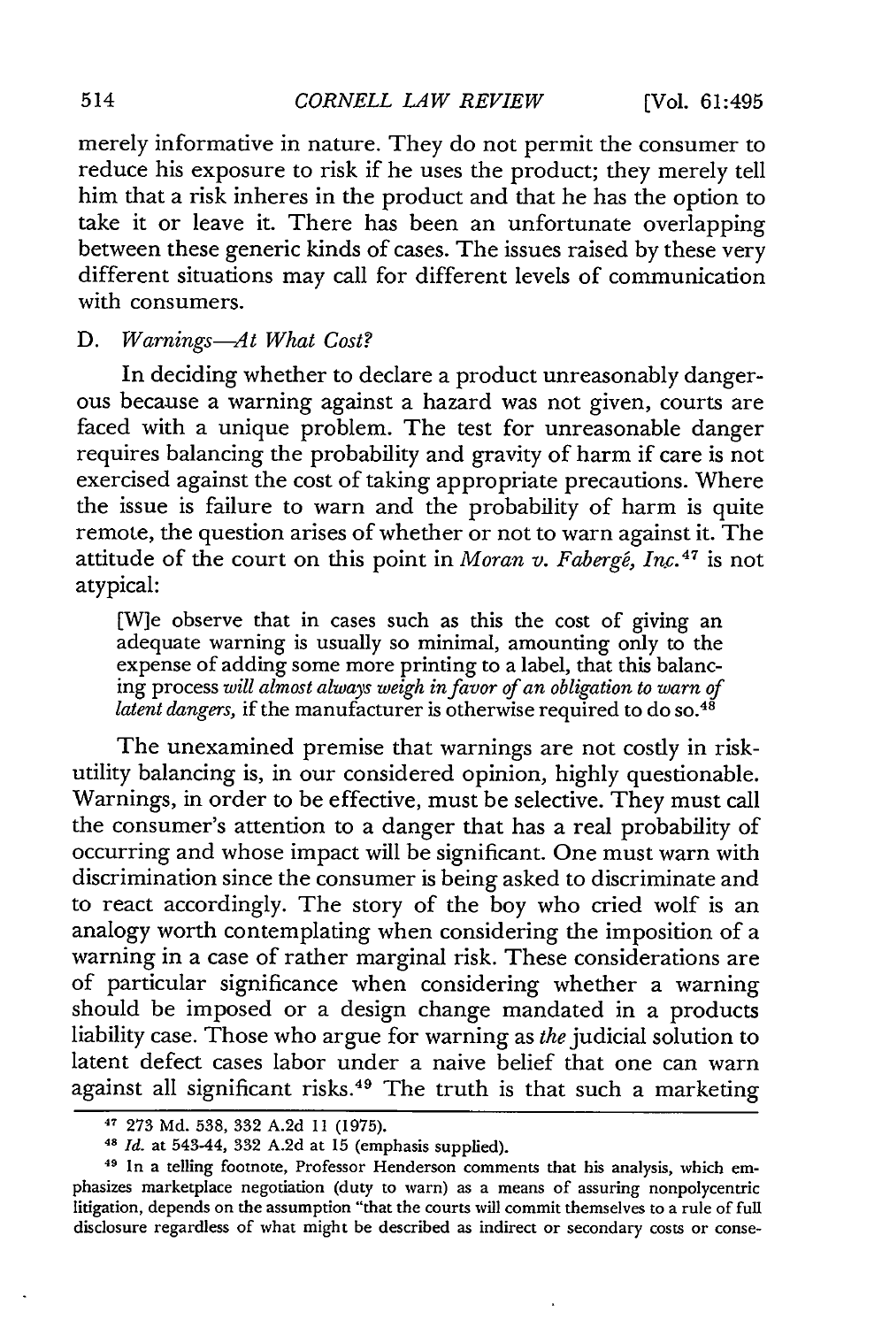merely informative in nature. They do not permit the consumer to reduce his exposure to risk if he uses the product; they merely tell him that a risk inheres in the product and that he has the option to take it or leave it. There has been an unfortunate overlapping between these generic kinds of cases. The issues raised by these very different situations may call for different levels of communication with consumers.

### D. *Warnings—At What Cost?*

In deciding whether to declare a product unreasonably dangerous because a warning against a hazard was not given, courts are faced with a unique problem. The test for unreasonable danger requires balancing the probability and gravity of harm if care is not exercised against the cost of taking appropriate precautions. Where the issue is failure to warn and the probability of harm is quite remote, the question arises of whether or not to warn against it. The attitude of the court on this point in *Moran v. Fabergé, Inc.*[47] is not atypical:

> [W]e observe that in cases such as this the cost of giving an adequate warning is usually so minimal, amounting only to the expense of adding some more printing to a label, that this balancing process *will almost always weigh in favor of an obligation to warn of latent dangers,* if the manufacturer is otherwise required to do so.[48]

The unexamined premise that warnings are not costly in risk-utility balancing is, in our considered opinion, highly questionable. Warnings, in order to be effective, must be selective. They must call the consumer's attention to a danger that has a real probability of occurring and whose impact will be significant. One must warn with discrimination since the consumer is being asked to discriminate and to react accordingly. The story of the boy who cried wolf is an analogy worth contemplating when considering the imposition of a warning in a case of rather marginal risk. These considerations are of particular significance when considering whether a warning should be imposed or a design change mandated in a products liability case. Those who argue for warning as *the* judicial solution to latent defect cases labor under a naive belief that one can warn against all significant risks.[49] The truth is that such a marketing

---

[47] 273 Md. 538, 332 A.2d 11 (1975).

[48] *Id.* at 543-44, 332 A.2d at 15 (emphasis supplied).

[49] In a telling footnote, Professor Henderson comments that his analysis, which emphasizes marketplace negotiation (duty to warn) as a means of assuring nonpolycentric litigation, depends on the assumption "that the courts will commit themselves to a rule of full disclosure regardless of what might be described as indirect or secondary costs or conse-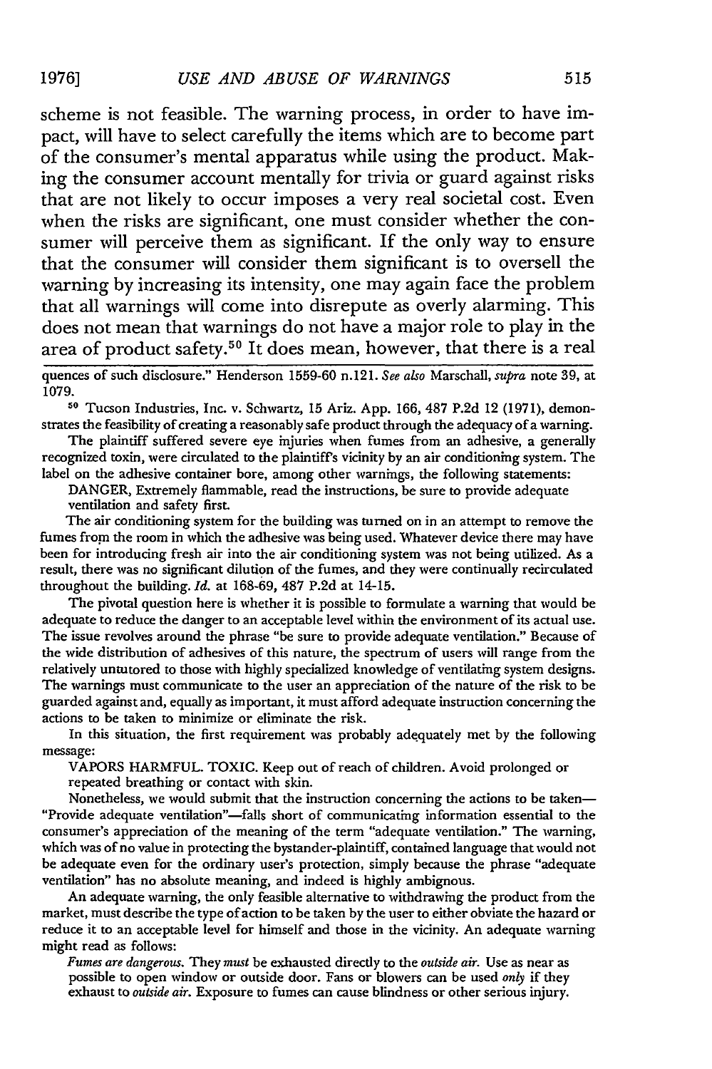scheme is not feasible. The warning process, in order to have impact, will have to select carefully the items which are to become part of the consumer's mental apparatus while using the product. Making the consumer account mentally for trivia or guard against risks that are not likely to occur imposes a very real societal cost. Even when the risks are significant, one must consider whether the consumer will perceive them as significant. If the only way to ensure that the consumer will consider them significant is to oversell the warning by increasing its intensity, one may again face the problem that all warnings will come into disrepute as overly alarming. This does not mean that warnings do not have a major role to play in the area of product safety.[50] It does mean, however, that there is a real

---

quences of such disclosure." Henderson 1559-60 n.121. *See also* Marschall, *supra* note 39, at 1079.

[50] Tucson Industries, Inc. v. Schwartz, 15 Ariz. App. 166, 487 P.2d 12 (1971), demonstrates the feasibility of creating a reasonably safe product through the adequacy of a warning.

The plaintiff suffered severe eye injuries when fumes from an adhesive, a generally recognized toxin, were circulated to the plaintiff's vicinity by an air conditioning system. The label on the adhesive container bore, among other warnings, the following statements:

> DANGER, Extremely flammable, read the instructions, be sure to provide adequate ventilation and safety first.

The air conditioning system for the building was turned on in an attempt to remove the fumes from the room in which the adhesive was being used. Whatever device there may have been for introducing fresh air into the air conditioning system was not being utilized. As a result, there was no significant dilution of the fumes, and they were continually recirculated throughout the building. *Id.* at 168-69, 487 P.2d at 14-15.

The pivotal question here is whether it is possible to formulate a warning that would be adequate to reduce the danger to an acceptable level within the environment of its actual use. The issue revolves around the phrase "be sure to provide adequate ventilation." Because of the wide distribution of adhesives of this nature, the spectrum of users will range from the relatively untutored to those with highly specialized knowledge of ventilating system designs. The warnings must communicate to the user an appreciation of the nature of the risk to be guarded against and, equally as important, it must afford adequate instruction concerning the actions to be taken to minimize or eliminate the risk.

In this situation, the first requirement was probably adequately met by the following message:

> VAPORS HARMFUL. TOXIC. Keep out of reach of children. Avoid prolonged or repeated breathing or contact with skin.

Nonetheless, we would submit that the instruction concerning the actions to be taken—"Provide adequate ventilation"—falls short of communicating information essential to the consumer's appreciation of the meaning of the term "adequate ventilation." The warning, which was of no value in protecting the bystander-plaintiff, contained language that would not be adequate even for the ordinary user's protection, simply because the phrase "adequate ventilation" has no absolute meaning, and indeed is highly ambiguous.

An adequate warning, the only feasible alternative to withdrawing the product from the market, must describe the type of action to be taken by the user to either obviate the hazard or reduce it to an acceptable level for himself and those in the vicinity. An adequate warning might read as follows:

> *Fumes are dangerous.* They *must* be exhausted directly to the *outside air.* Use as near as possible to open window or outside door. Fans or blowers can be used *only* if they exhaust to *outside air.* Exposure to fumes can cause blindness or other serious injury.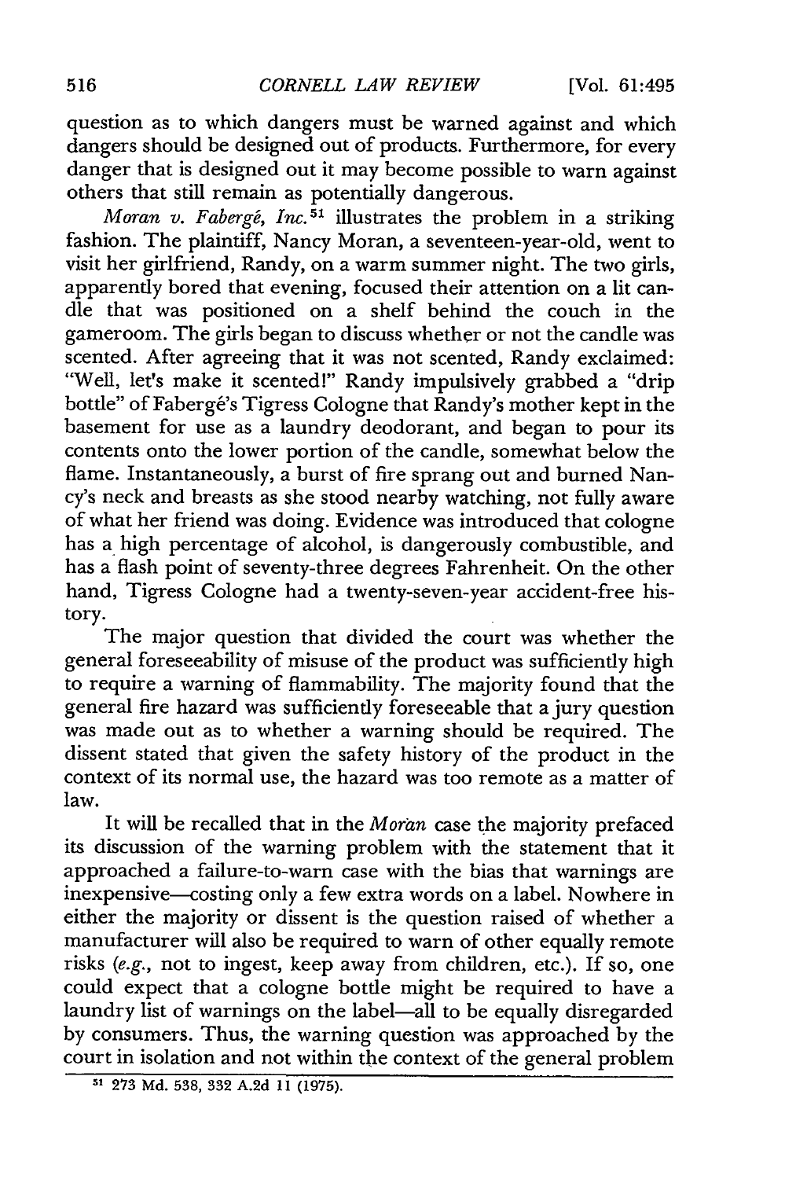question as to which dangers must be warned against and which dangers should be designed out of products. Furthermore, for every danger that is designed out it may become possible to warn against others that still remain as potentially dangerous.

*Moran v. Fabergé, Inc.*[51] illustrates the problem in a striking fashion. The plaintiff, Nancy Moran, a seventeen-year-old, went to visit her girlfriend, Randy, on a warm summer night. The two girls, apparently bored that evening, focused their attention on a lit candle that was positioned on a shelf behind the couch in the gameroom. The girls began to discuss whether or not the candle was scented. After agreeing that it was not scented, Randy exclaimed: "Well, let's make it scented!" Randy impulsively grabbed a "drip bottle" of Fabergé's Tigress Cologne that Randy's mother kept in the basement for use as a laundry deodorant, and began to pour its contents onto the lower portion of the candle, somewhat below the flame. Instantaneously, a burst of fire sprang out and burned Nancy's neck and breasts as she stood nearby watching, not fully aware of what her friend was doing. Evidence was introduced that cologne has a high percentage of alcohol, is dangerously combustible, and has a flash point of seventy-three degrees Fahrenheit. On the other hand, Tigress Cologne had a twenty-seven-year accident-free history.

The major question that divided the court was whether the general foreseeability of misuse of the product was sufficiently high to require a warning of flammability. The majority found that the general fire hazard was sufficiently foreseeable that a jury question was made out as to whether a warning should be required. The dissent stated that given the safety history of the product in the context of its normal use, the hazard was too remote as a matter of law.

It will be recalled that in the *Moran* case the majority prefaced its discussion of the warning problem with the statement that it approached a failure-to-warn case with the bias that warnings are inexpensive—costing only a few extra words on a label. Nowhere in either the majority or dissent is the question raised of whether a manufacturer will also be required to warn of other equally remote risks (*e.g.*, not to ingest, keep away from children, etc.). If so, one could expect that a cologne bottle might be required to have a laundry list of warnings on the label—all to be equally disregarded by consumers. Thus, the warning question was approached by the court in isolation and not within the context of the general problem

---

[51] 273 Md. 538, 332 A.2d 11 (1975).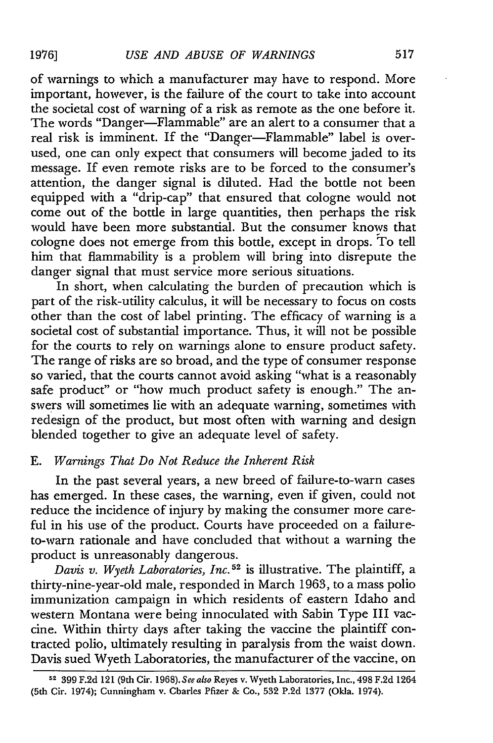of warnings to which a manufacturer may have to respond. More important, however, is the failure of the court to take into account the societal cost of warning of a risk as remote as the one before it. The words "Danger—Flammable" are an alert to a consumer that a real risk is imminent. If the "Danger—Flammable" label is overused, one can only expect that consumers will become jaded to its message. If even remote risks are to be forced to the consumer's attention, the danger signal is diluted. Had the bottle not been equipped with a "drip-cap" that ensured that cologne would not come out of the bottle in large quantities, then perhaps the risk would have been more substantial. But the consumer knows that cologne does not emerge from this bottle, except in drops. To tell him that flammability is a problem will bring into disrepute the danger signal that must service more serious situations.

In short, when calculating the burden of precaution which is part of the risk-utility calculus, it will be necessary to focus on costs other than the cost of label printing. The efficacy of warning is a societal cost of substantial importance. Thus, it will not be possible for the courts to rely on warnings alone to ensure product safety. The range of risks are so broad, and the type of consumer response so varied, that the courts cannot avoid asking "what is a reasonably safe product" or "how much product safety is enough." The answers will sometimes lie with an adequate warning, sometimes with redesign of the product, but most often with warning and design blended together to give an adequate level of safety.

### E. *Warnings That Do Not Reduce the Inherent Risk*

In the past several years, a new breed of failure-to-warn cases has emerged. In these cases, the warning, even if given, could not reduce the incidence of injury by making the consumer more careful in his use of the product. Courts have proceeded on a failure-to-warn rationale and have concluded that without a warning the product is unreasonably dangerous.

*Davis v. Wyeth Laboratories, Inc.*[52] is illustrative. The plaintiff, a thirty-nine-year-old male, responded in March 1963, to a mass polio immunization campaign in which residents of eastern Idaho and western Montana were being innoculated with Sabin Type III vaccine. Within thirty days after taking the vaccine the plaintiff contracted polio, ultimately resulting in paralysis from the waist down. Davis sued Wyeth Laboratories, the manufacturer of the vaccine, on

---

[52] 399 F.2d 121 (9th Cir. 1968). *See also* Reyes v. Wyeth Laboratories, Inc., 498 F.2d 1264 (5th Cir. 1974); Cunningham v. Charles Pfizer & Co., 532 P.2d 1377 (Okla. 1974).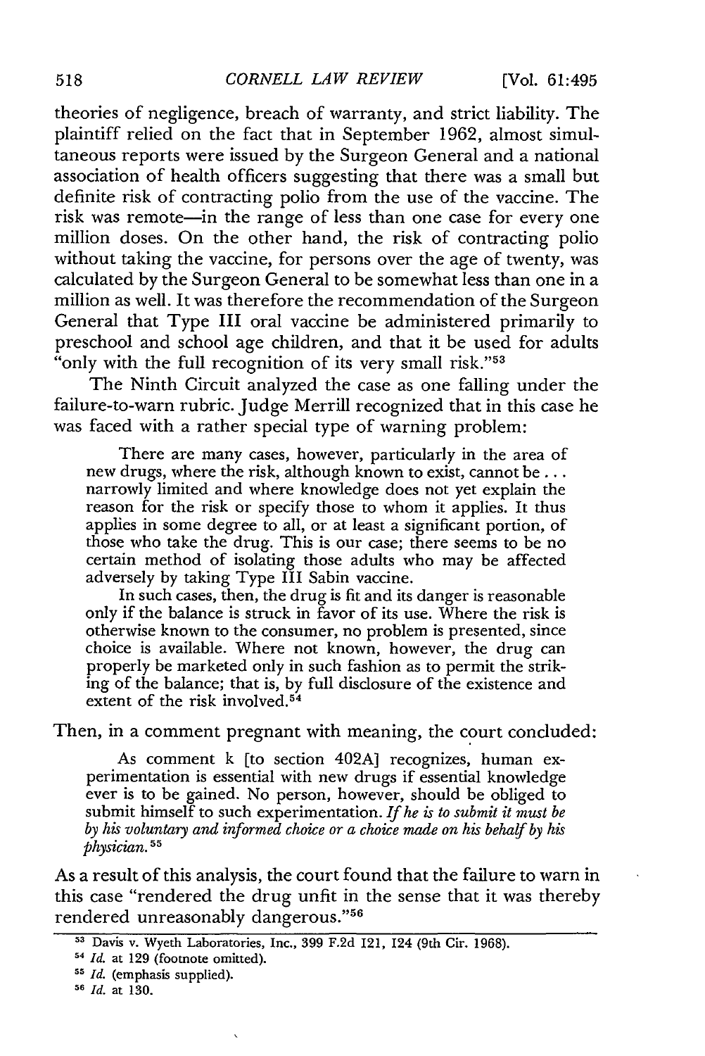theories of negligence, breach of warranty, and strict liability. The plaintiff relied on the fact that in September 1962, almost simultaneous reports were issued by the Surgeon General and a national association of health officers suggesting that there was a small but definite risk of contracting polio from the use of the vaccine. The risk was remote—in the range of less than one case for every one million doses. On the other hand, the risk of contracting polio without taking the vaccine, for persons over the age of twenty, was calculated by the Surgeon General to be somewhat less than one in a million as well. It was therefore the recommendation of the Surgeon General that Type III oral vaccine be administered primarily to preschool and school age children, and that it be used for adults "only with the full recognition of its very small risk."[53]

The Ninth Circuit analyzed the case as one falling under the failure-to-warn rubric. Judge Merrill recognized that in this case he was faced with a rather special type of warning problem:

> There are many cases, however, particularly in the area of new drugs, where the risk, although known to exist, cannot be . . . narrowly limited and where knowledge does not yet explain the reason for the risk or specify those to whom it applies. It thus applies in some degree to all, or at least a significant portion, of those who take the drug. This is our case; there seems to be no certain method of isolating those adults who may be affected adversely by taking Type III Sabin vaccine.
>
> In such cases, then, the drug is fit and its danger is reasonable only if the balance is struck in favor of its use. Where the risk is otherwise known to the consumer, no problem is presented, since choice is available. Where not known, however, the drug can properly be marketed only in such fashion as to permit the striking of the balance; that is, by full disclosure of the existence and extent of the risk involved.[54]

Then, in a comment pregnant with meaning, the court concluded:

> As comment k [to section 402A] recognizes, human experimentation is essential with new drugs if essential knowledge ever is to be gained. No person, however, should be obliged to submit himself to such experimentation. *If he is to submit it must be by his voluntary and informed choice or a choice made on his behalf by his physician.*[55]

As a result of this analysis, the court found that the failure to warn in this case "rendered the drug unfit in the sense that it was thereby rendered unreasonably dangerous."[56]

---

[53] Davis v. Wyeth Laboratories, Inc., 399 F.2d 121, 124 (9th Cir. 1968).

[54] *Id.* at 129 (footnote omitted).

[55] *Id.* (emphasis supplied).

[56] *Id.* at 130.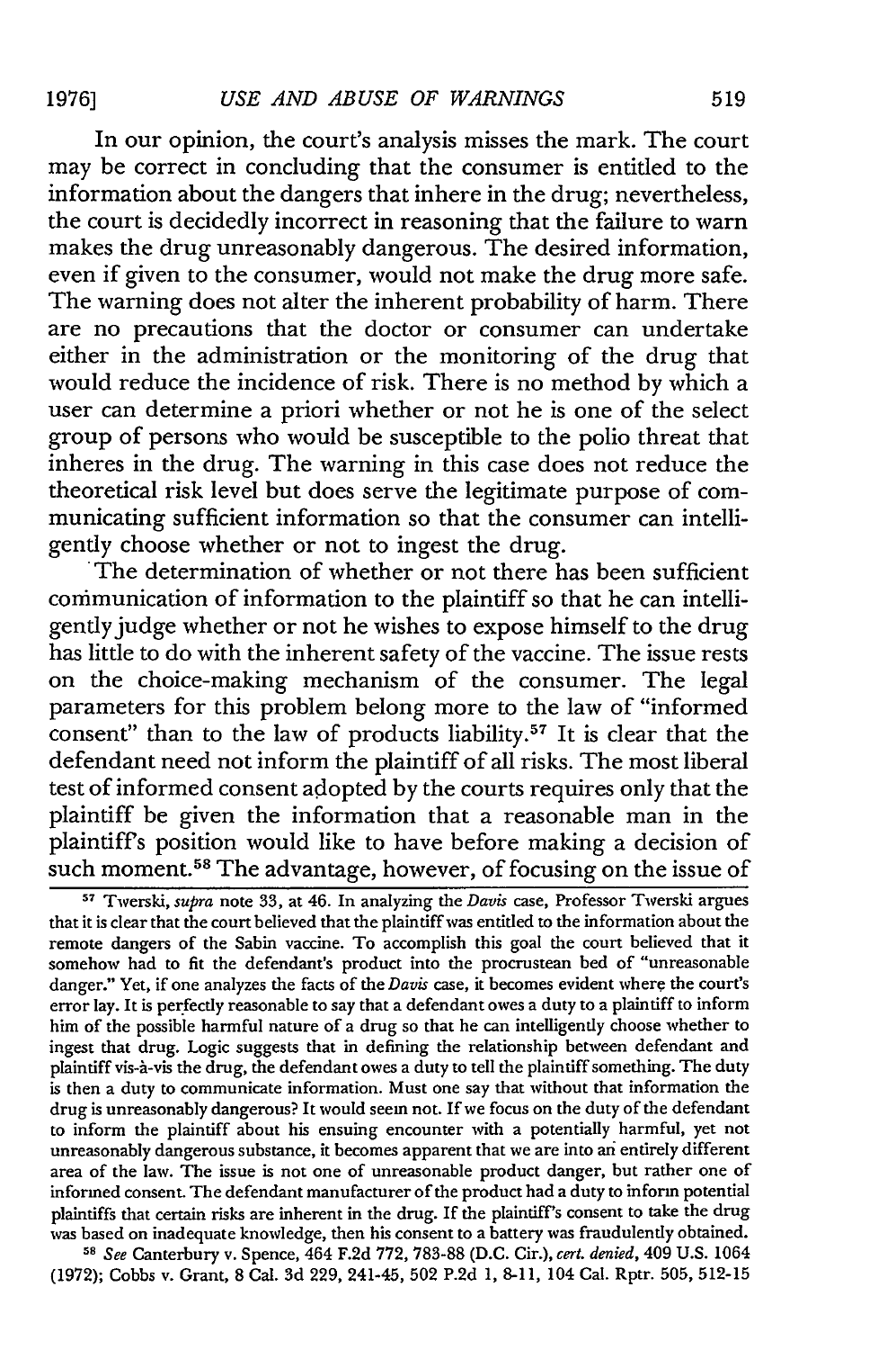In our opinion, the court's analysis misses the mark. The court may be correct in concluding that the consumer is entitled to the information about the dangers that inhere in the drug; nevertheless, the court is decidedly incorrect in reasoning that the failure to warn makes the drug unreasonably dangerous. The desired information, even if given to the consumer, would not make the drug more safe. The warning does not alter the inherent probability of harm. There are no precautions that the doctor or consumer can undertake either in the administration or the monitoring of the drug that would reduce the incidence of risk. There is no method by which a user can determine a priori whether or not he is one of the select group of persons who would be susceptible to the polio threat that inheres in the drug. The warning in this case does not reduce the theoretical risk level but does serve the legitimate purpose of communicating sufficient information so that the consumer can intelligently choose whether or not to ingest the drug.

The determination of whether or not there has been sufficient communication of information to the plaintiff so that he can intelligently judge whether or not he wishes to expose himself to the drug has little to do with the inherent safety of the vaccine. The issue rests on the choice-making mechanism of the consumer. The legal parameters for this problem belong more to the law of "informed consent" than to the law of products liability.[57] It is clear that the defendant need not inform the plaintiff of all risks. The most liberal test of informed consent adopted by the courts requires only that the plaintiff be given the information that a reasonable man in the plaintiff's position would like to have before making a decision of such moment.[58] The advantage, however, of focusing on the issue of

[57] Twerski, *supra* note 33, at 46. In analyzing the *Davis* case, Professor Twerski argues that it is clear that the court believed that the plaintiff was entitled to the information about the remote dangers of the Sabin vaccine. To accomplish this goal the court believed that it somehow had to fit the defendant's product into the procrustean bed of "unreasonable danger." Yet, if one analyzes the facts of the *Davis* case, it becomes evident where the court's error lay. It is perfectly reasonable to say that a defendant owes a duty to a plaintiff to inform him of the possible harmful nature of a drug so that he can intelligently choose whether to ingest that drug. Logic suggests that in defining the relationship between defendant and plaintiff vis-à-vis the drug, the defendant owes a duty to tell the plaintiff something. The duty is then a duty to communicate information. Must one say that without that information the drug is unreasonably dangerous? It would seem not. If we focus on the duty of the defendant to inform the plaintiff about his ensuing encounter with a potentially harmful, yet not unreasonably dangerous substance, it becomes apparent that we are into an entirely different area of the law. The issue is not one of unreasonable product danger, but rather one of informed consent. The defendant manufacturer of the product had a duty to inform potential plaintiffs that certain risks are inherent in the drug. If the plaintiff's consent to take the drug was based on inadequate knowledge, then his consent to a battery was fraudulently obtained.

[58] *See* Canterbury v. Spence, 464 F.2d 772, 783-88 (D.C. Cir.), *cert. denied*, 409 U.S. 1064 (1972); Cobbs v. Grant, 8 Cal. 3d 229, 241-45, 502 P.2d 1, 8-11, 104 Cal. Rptr. 505, 512-15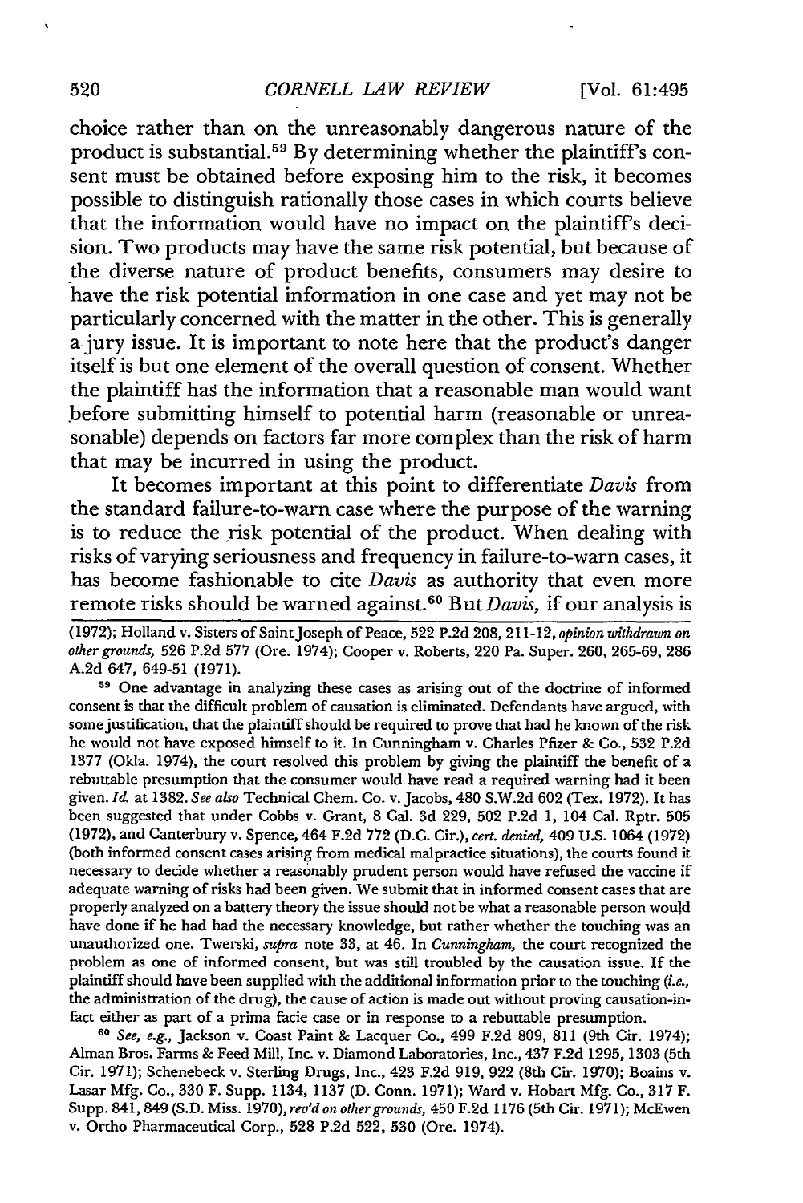choice rather than on the unreasonably dangerous nature of the product is substantial.[59] By determining whether the plaintiff's consent must be obtained before exposing him to the risk, it becomes possible to distinguish rationally those cases in which courts believe that the information would have no impact on the plaintiff's decision. Two products may have the same risk potential, but because of the diverse nature of product benefits, consumers may desire to have the risk potential information in one case and yet may not be particularly concerned with the matter in the other. This is generally a jury issue. It is important to note here that the product's danger itself is but one element of the overall question of consent. Whether the plaintiff has the information that a reasonable man would want before submitting himself to potential harm (reasonable or unreasonable) depends on factors far more complex than the risk of harm that may be incurred in using the product.

It becomes important at this point to differentiate *Davis* from the standard failure-to-warn case where the purpose of the warning is to reduce the risk potential of the product. When dealing with risks of varying seriousness and frequency in failure-to-warn cases, it has become fashionable to cite *Davis* as authority that even more remote risks should be warned against.[60] But *Davis*, if our analysis is

---

(1972); Holland v. Sisters of Saint Joseph of Peace, 522 P.2d 208, 211-12, *opinion withdrawn on other grounds*, 526 P.2d 577 (Ore. 1974); Cooper v. Roberts, 220 Pa. Super. 260, 265-69, 286 A.2d 647, 649-51 (1971).

[59] One advantage in analyzing these cases as arising out of the doctrine of informed consent is that the difficult problem of causation is eliminated. Defendants have argued, with some justification, that the plaintiff should be required to prove that had he known of the risk he would not have exposed himself to it. In Cunningham v. Charles Pfizer & Co., 532 P.2d 1377 (Okla. 1974), the court resolved this problem by giving the plaintiff the benefit of a rebuttable presumption that the consumer would have read a required warning had it been given. *Id.* at 1382. *See also* Technical Chem. Co. v. Jacobs, 480 S.W.2d 602 (Tex. 1972). It has been suggested that under Cobbs v. Grant, 8 Cal. 3d 229, 502 P.2d 1, 104 Cal. Rptr. 505 (1972), and Canterbury v. Spence, 464 F.2d 772 (D.C. Cir.), *cert. denied*, 409 U.S. 1064 (1972) (both informed consent cases arising from medical malpractice situations), the courts found it necessary to decide whether a reasonably prudent person would have refused the vaccine if adequate warning of risks had been given. We submit that in informed consent cases that are properly analyzed on a battery theory the issue should not be what a reasonable person would have done if he had had the necessary knowledge, but rather whether the touching was an unauthorized one. Twerski, *supra* note 33, at 46. In *Cunningham*, the court recognized the problem as one of informed consent, but was still troubled by the causation issue. If the plaintiff should have been supplied with the additional information prior to the touching (*i.e.*, the administration of the drug), the cause of action is made out without proving causation-in-fact either as part of a prima facie case or in response to a rebuttable presumption.

[60] *See, e.g.*, Jackson v. Coast Paint & Lacquer Co., 499 F.2d 809, 811 (9th Cir. 1974); Alman Bros. Farms & Feed Mill, Inc. v. Diamond Laboratories, Inc., 437 F.2d 1295, 1303 (5th Cir. 1971); Schenebeck v. Sterling Drugs, Inc., 423 F.2d 919, 922 (8th Cir. 1970); Boains v. Lasar Mfg. Co., 330 F. Supp. 1134, 1137 (D. Conn. 1971); Ward v. Hobart Mfg. Co., 317 F. Supp. 841, 849 (S.D. Miss. 1970), *rev'd on other grounds*, 450 F.2d 1176 (5th Cir. 1971); McEwen v. Ortho Pharmaceutical Corp., 528 P.2d 522, 530 (Ore. 1974).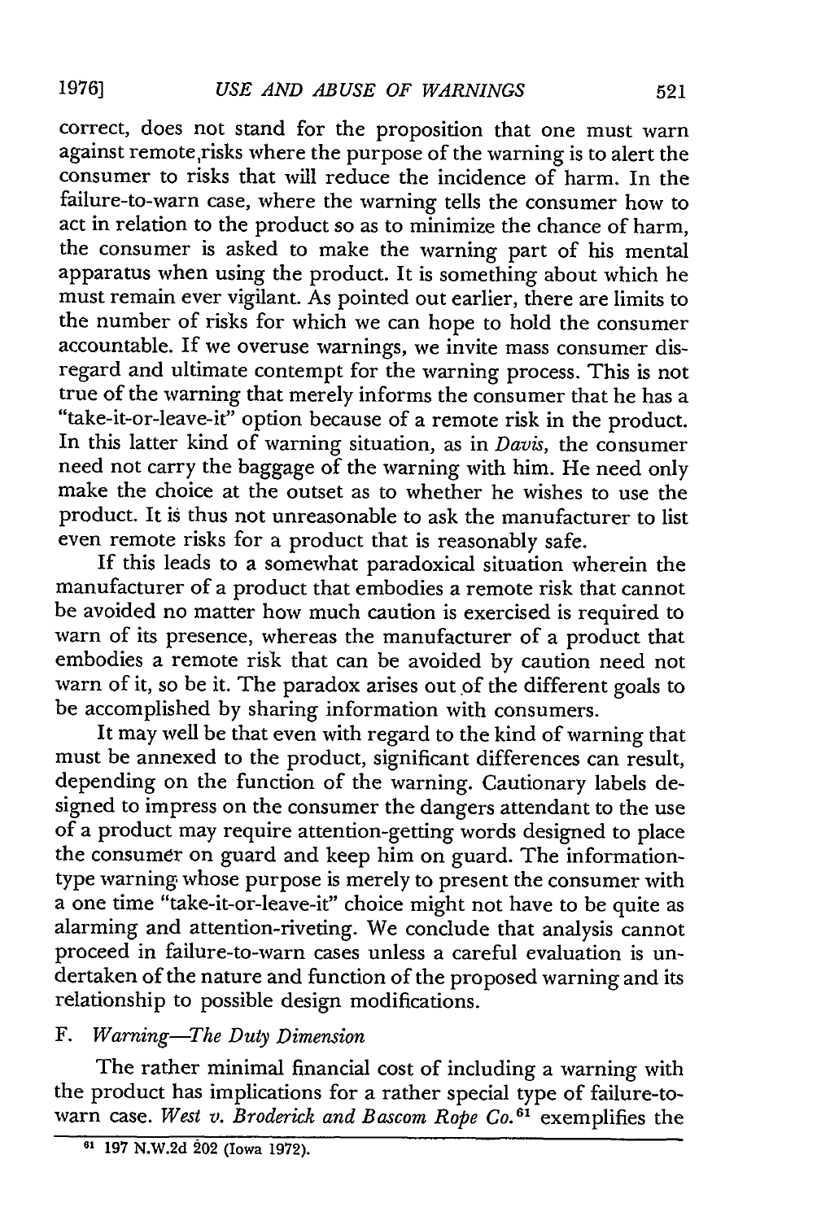correct, does not stand for the proposition that one must warn against remote risks where the purpose of the warning is to alert the consumer to risks that will reduce the incidence of harm. In the failure-to-warn case, where the warning tells the consumer how to act in relation to the product so as to minimize the chance of harm, the consumer is asked to make the warning part of his mental apparatus when using the product. It is something about which he must remain ever vigilant. As pointed out earlier, there are limits to the number of risks for which we can hope to hold the consumer accountable. If we overuse warnings, we invite mass consumer disregard and ultimate contempt for the warning process. This is not true of the warning that merely informs the consumer that he has a "take-it-or-leave-it" option because of a remote risk in the product. In this latter kind of warning situation, as in *Davis*, the consumer need not carry the baggage of the warning with him. He need only make the choice at the outset as to whether he wishes to use the product. It is thus not unreasonable to ask the manufacturer to list even remote risks for a product that is reasonably safe.

If this leads to a somewhat paradoxical situation wherein the manufacturer of a product that embodies a remote risk that cannot be avoided no matter how much caution is exercised is required to warn of its presence, whereas the manufacturer of a product that embodies a remote risk that can be avoided by caution need not warn of it, so be it. The paradox arises out of the different goals to be accomplished by sharing information with consumers.

It may well be that even with regard to the kind of warning that must be annexed to the product, significant differences can result, depending on the function of the warning. Cautionary labels designed to impress on the consumer the dangers attendant to the use of a product may require attention-getting words designed to place the consumer on guard and keep him on guard. The information-type warning whose purpose is merely to present the consumer with a one time "take-it-or-leave-it" choice might not have to be quite as alarming and attention-riveting. We conclude that analysis cannot proceed in failure-to-warn cases unless a careful evaluation is undertaken of the nature and function of the proposed warning and its relationship to possible design modifications.

## F. *Warning—The Duty Dimension*

The rather minimal financial cost of including a warning with the product has implications for a rather special type of failure-to-warn case. *West v. Broderick and Bascom Rope Co.*[61] exemplifies the

[61] 197 N.W.2d 202 (Iowa 1972).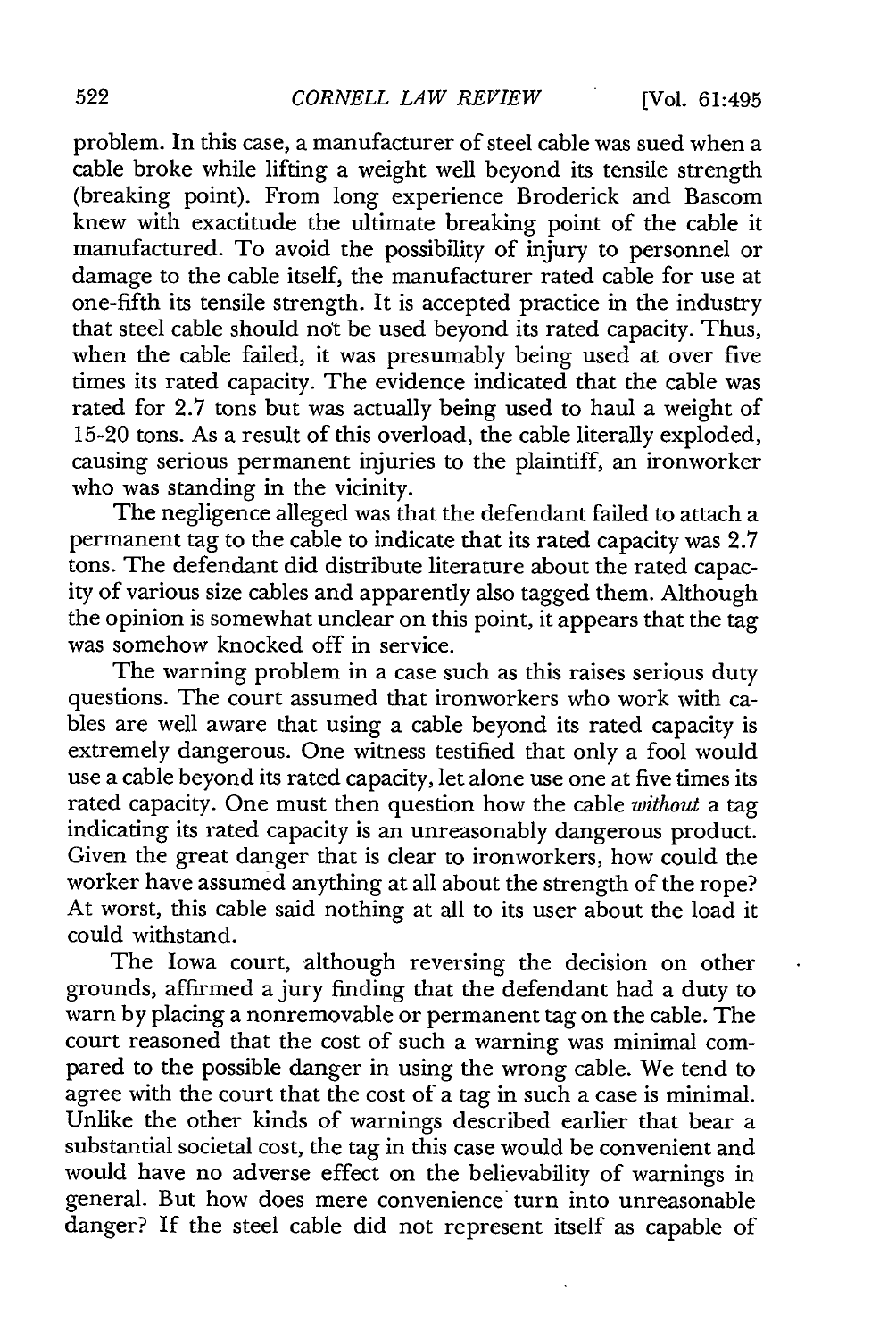problem. In this case, a manufacturer of steel cable was sued when a cable broke while lifting a weight well beyond its tensile strength (breaking point). From long experience Broderick and Bascom knew with exactitude the ultimate breaking point of the cable it manufactured. To avoid the possibility of injury to personnel or damage to the cable itself, the manufacturer rated cable for use at one-fifth its tensile strength. It is accepted practice in the industry that steel cable should not be used beyond its rated capacity. Thus, when the cable failed, it was presumably being used at over five times its rated capacity. The evidence indicated that the cable was rated for 2.7 tons but was actually being used to haul a weight of 15-20 tons. As a result of this overload, the cable literally exploded, causing serious permanent injuries to the plaintiff, an ironworker who was standing in the vicinity.

The negligence alleged was that the defendant failed to attach a permanent tag to the cable to indicate that its rated capacity was 2.7 tons. The defendant did distribute literature about the rated capacity of various size cables and apparently also tagged them. Although the opinion is somewhat unclear on this point, it appears that the tag was somehow knocked off in service.

The warning problem in a case such as this raises serious duty questions. The court assumed that ironworkers who work with cables are well aware that using a cable beyond its rated capacity is extremely dangerous. One witness testified that only a fool would use a cable beyond its rated capacity, let alone use one at five times its rated capacity. One must then question how the cable *without* a tag indicating its rated capacity is an unreasonably dangerous product. Given the great danger that is clear to ironworkers, how could the worker have assumed anything at all about the strength of the rope? At worst, this cable said nothing at all to its user about the load it could withstand.

The Iowa court, although reversing the decision on other grounds, affirmed a jury finding that the defendant had a duty to warn by placing a nonremovable or permanent tag on the cable. The court reasoned that the cost of such a warning was minimal compared to the possible danger in using the wrong cable. We tend to agree with the court that the cost of a tag in such a case is minimal. Unlike the other kinds of warnings described earlier that bear a substantial societal cost, the tag in this case would be convenient and would have no adverse effect on the believability of warnings in general. But how does mere convenience turn into unreasonable danger? If the steel cable did not represent itself as capable of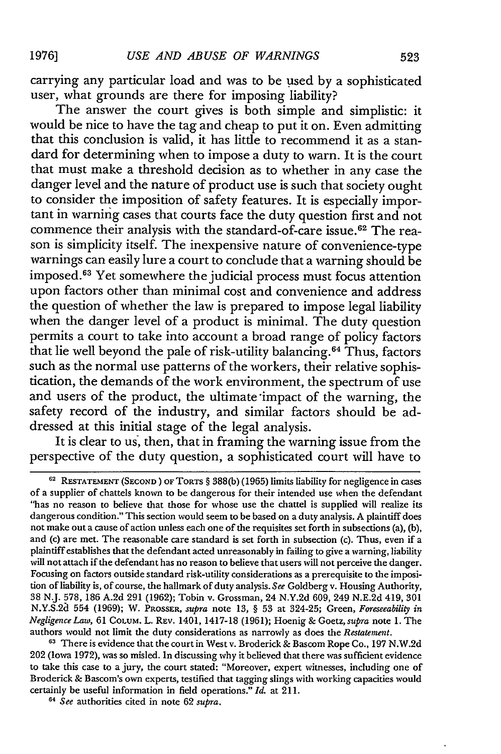carrying any particular load and was to be used by a sophisticated user, what grounds are there for imposing liability?

The answer the court gives is both simple and simplistic: it would be nice to have the tag and cheap to put it on. Even admitting that this conclusion is valid, it has little to recommend it as a standard for determining when to impose a duty to warn. It is the court that must make a threshold decision as to whether in any case the danger level and the nature of product use is such that society ought to consider the imposition of safety features. It is especially important in warning cases that courts face the duty question first and not commence their analysis with the standard-of-care issue.[62] The reason is simplicity itself. The inexpensive nature of convenience-type warnings can easily lure a court to conclude that a warning should be imposed.[63] Yet somewhere the judicial process must focus attention upon factors other than minimal cost and convenience and address the question of whether the law is prepared to impose legal liability when the danger level of a product is minimal. The duty question permits a court to take into account a broad range of policy factors that lie well beyond the pale of risk-utility balancing.[64] Thus, factors such as the normal use patterns of the workers, their relative sophistication, the demands of the work environment, the spectrum of use and users of the product, the ultimate impact of the warning, the safety record of the industry, and similar factors should be addressed at this initial stage of the legal analysis.

It is clear to us, then, that in framing the warning issue from the perspective of the duty question, a sophisticated court will have to

---

[62] RESTATEMENT (SECOND) OF TORTS § 388(b) (1965) limits liability for negligence in cases of a supplier of chattels known to be dangerous for their intended use when the defendant "has no reason to believe that those for whose use the chattel is supplied will realize its dangerous condition." This section would seem to be based on a duty analysis. A plaintiff does not make out a cause of action unless each one of the requisites set forth in subsections (a), (b), and (c) are met. The reasonable care standard is set forth in subsection (c). Thus, even if a plaintiff establishes that the defendant acted unreasonably in failing to give a warning, liability will not attach if the defendant has no reason to believe that users will not perceive the danger. Focusing on factors outside standard risk-utility considerations as a prerequisite to the imposition of liability is, of course, the hallmark of duty analysis. *See* Goldberg v. Housing Authority, 38 N.J. 578, 186 A.2d 291 (1962); Tobin v. Grossman, 24 N.Y.2d 609, 249 N.E.2d 419, 301 N.Y.S.2d 554 (1969); W. PROSSER, *supra* note 13, § 53 at 324-25; Green, *Foreseeability in Negligence Law*, 61 COLUM. L. REV. 1401, 1417-18 (1961); Hoenig & Goetz, *supra* note 1. The authors would not limit the duty considerations as narrowly as does the *Restatement*.

[63] There is evidence that the court in West v. Broderick & Bascom Rope Co., 197 N.W.2d 202 (Iowa 1972), was so misled. In discussing why it believed that there was sufficient evidence to take this case to a jury, the court stated: "Moreover, expert witnesses, including one of Broderick & Bascom's own experts, testified that tagging slings with working capacities would certainly be useful information in field operations." *Id.* at 211.

[64] *See* authorities cited in note 62 *supra*.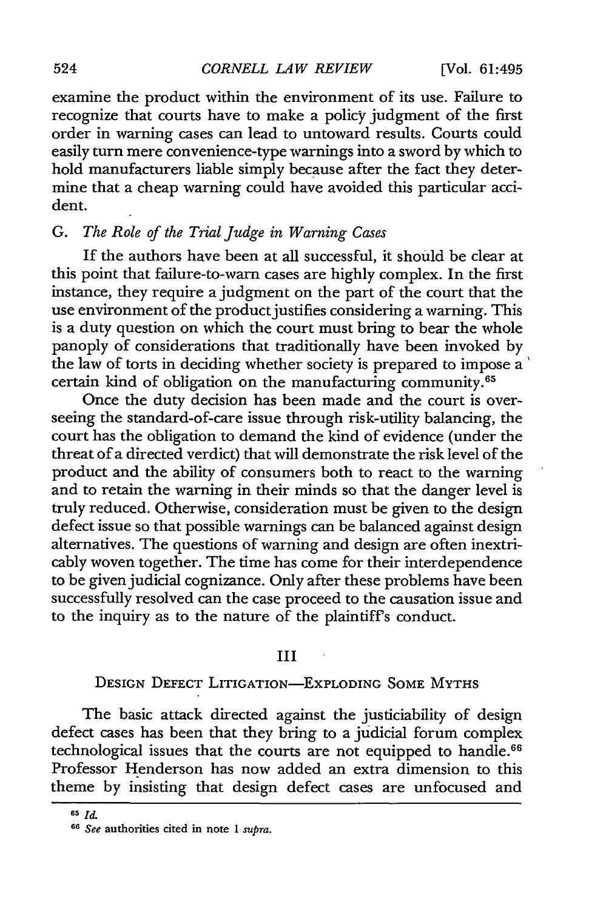examine the product within the environment of its use. Failure to recognize that courts have to make a policy judgment of the first order in warning cases can lead to untoward results. Courts could easily turn mere convenience-type warnings into a sword by which to hold manufacturers liable simply because after the fact they determine that a cheap warning could have avoided this particular accident.

### G. *The Role of the Trial Judge in Warning Cases*

If the authors have been at all successful, it should be clear at this point that failure-to-warn cases are highly complex. In the first instance, they require a judgment on the part of the court that the use environment of the product justifies considering a warning. This is a duty question on which the court must bring to bear the whole panoply of considerations that traditionally have been invoked by the law of torts in deciding whether society is prepared to impose a certain kind of obligation on the manufacturing community.[65]

Once the duty decision has been made and the court is overseeing the standard-of-care issue through risk-utility balancing, the court has the obligation to demand the kind of evidence (under the threat of a directed verdict) that will demonstrate the risk level of the product and the ability of consumers both to react to the warning and to retain the warning in their minds so that the danger level is truly reduced. Otherwise, consideration must be given to the design defect issue so that possible warnings can be balanced against design alternatives. The questions of warning and design are often inextricably woven together. The time has come for their interdependence to be given judicial cognizance. Only after these problems have been successfully resolved can the case proceed to the causation issue and to the inquiry as to the nature of the plaintiff's conduct.

## III

## DESIGN DEFECT LITIGATION—EXPLODING SOME MYTHS

The basic attack directed against the justiciability of design defect cases has been that they bring to a judicial forum complex technological issues that the courts are not equipped to handle.[66] Professor Henderson has now added an extra dimension to this theme by insisting that design defect cases are unfocused and

---

[65] *Id.*

[66] *See* authorities cited in note 1 *supra*.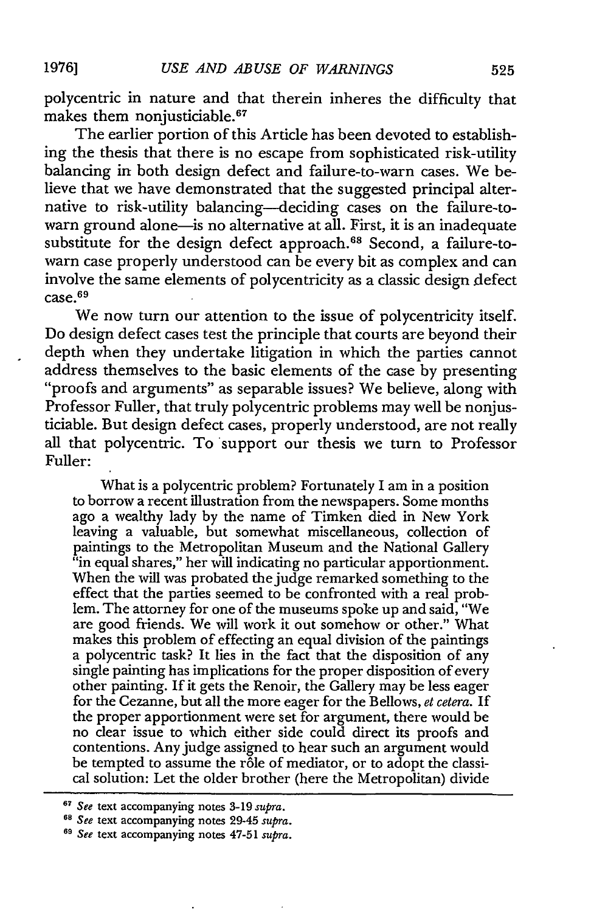polycentric in nature and that therein inheres the difficulty that makes them nonjusticiable.[67]

The earlier portion of this Article has been devoted to establishing the thesis that there is no escape from sophisticated risk-utility balancing in both design defect and failure-to-warn cases. We believe that we have demonstrated that the suggested principal alternative to risk-utility balancing—deciding cases on the failure-to-warn ground alone—is no alternative at all. First, it is an inadequate substitute for the design defect approach.[68] Second, a failure-to-warn case properly understood can be every bit as complex and can involve the same elements of polycentricity as a classic design defect case.[69]

We now turn our attention to the issue of polycentricity itself. Do design defect cases test the principle that courts are beyond their depth when they undertake litigation in which the parties cannot address themselves to the basic elements of the case by presenting "proofs and arguments" as separable issues? We believe, along with Professor Fuller, that truly polycentric problems may well be nonjusticiable. But design defect cases, properly understood, are not really all that polycentric. To support our thesis we turn to Professor Fuller:

> What is a polycentric problem? Fortunately I am in a position to borrow a recent illustration from the newspapers. Some months ago a wealthy lady by the name of Timken died in New York leaving a valuable, but somewhat miscellaneous, collection of paintings to the Metropolitan Museum and the National Gallery "in equal shares," her will indicating no particular apportionment. When the will was probated the judge remarked something to the effect that the parties seemed to be confronted with a real problem. The attorney for one of the museums spoke up and said, "We are good friends. We will work it out somehow or other." What makes this problem of effecting an equal division of the paintings a polycentric task? It lies in the fact that the disposition of any single painting has implications for the proper disposition of every other painting. If it gets the Renoir, the Gallery may be less eager for the Cezanne, but all the more eager for the Bellows, *et cetera*. If the proper apportionment were set for argument, there would be no clear issue to which either side could direct its proofs and contentions. Any judge assigned to hear such an argument would be tempted to assume the rôle of mediator, or to adopt the classical solution: Let the older brother (here the Metropolitan) divide

---

[67] *See* text accompanying notes 3-19 *supra*.

[68] *See* text accompanying notes 29-45 *supra*.

[69] *See* text accompanying notes 47-51 *supra*.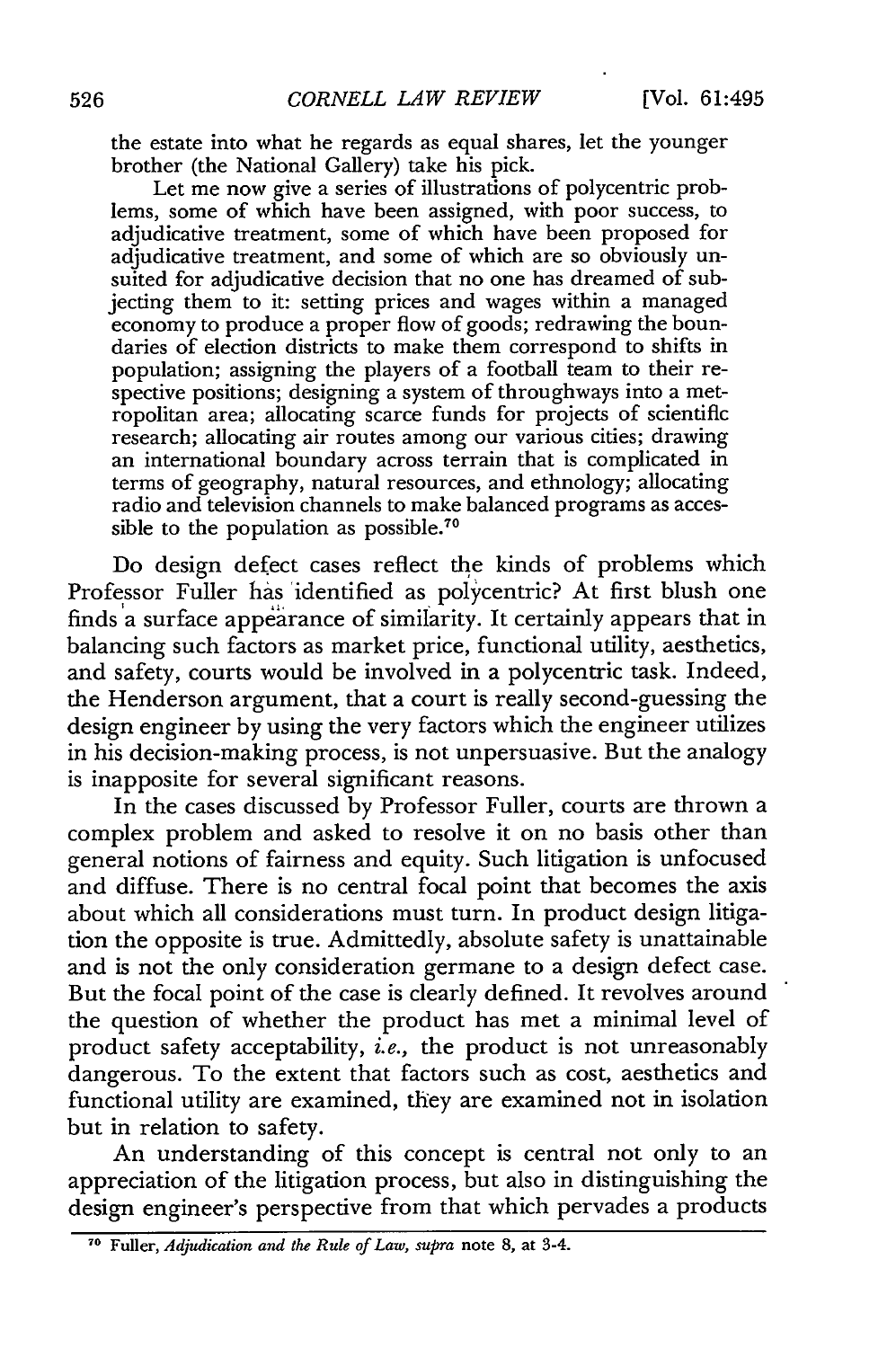the estate into what he regards as equal shares, let the younger brother (the National Gallery) take his pick.

Let me now give a series of illustrations of polycentric problems, some of which have been assigned, with poor success, to adjudicative treatment, some of which have been proposed for adjudicative treatment, and some of which are so obviously unsuited for adjudicative decision that no one has dreamed of subjecting them to it: setting prices and wages within a managed economy to produce a proper flow of goods; redrawing the boundaries of election districts to make them correspond to shifts in population; assigning the players of a football team to their respective positions; designing a system of throughways into a metropolitan area; allocating scarce funds for projects of scientific research; allocating air routes among our various cities; drawing an international boundary across terrain that is complicated in terms of geography, natural resources, and ethnology; allocating radio and television channels to make balanced programs as accessible to the population as possible.[70]

Do design defect cases reflect the kinds of problems which Professor Fuller has identified as polycentric? At first blush one finds a surface appearance of similarity. It certainly appears that in balancing such factors as market price, functional utility, aesthetics, and safety, courts would be involved in a polycentric task. Indeed, the Henderson argument, that a court is really second-guessing the design engineer by using the very factors which the engineer utilizes in his decision-making process, is not unpersuasive. But the analogy is inapposite for several significant reasons.

In the cases discussed by Professor Fuller, courts are thrown a complex problem and asked to resolve it on no basis other than general notions of fairness and equity. Such litigation is unfocused and diffuse. There is no central focal point that becomes the axis about which all considerations must turn. In product design litigation the opposite is true. Admittedly, absolute safety is unattainable and is not the only consideration germane to a design defect case. But the focal point of the case is clearly defined. It revolves around the question of whether the product has met a minimal level of product safety acceptability, *i.e.*, the product is not unreasonably dangerous. To the extent that factors such as cost, aesthetics and functional utility are examined, they are examined not in isolation but in relation to safety.

An understanding of this concept is central not only to an appreciation of the litigation process, but also in distinguishing the design engineer's perspective from that which pervades a products

---

[70] Fuller, *Adjudication and the Rule of Law*, *supra* note 8, at 3-4.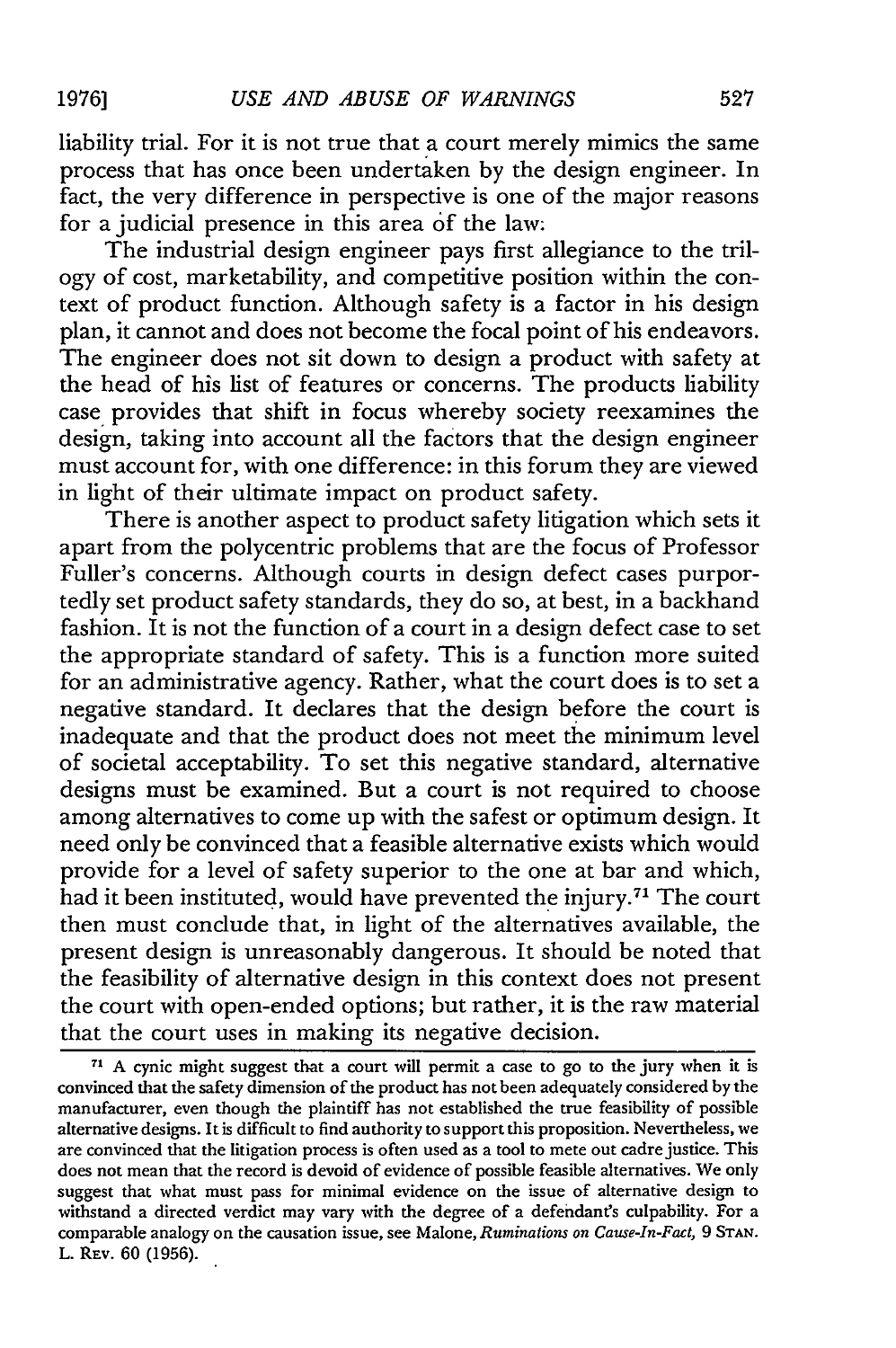liability trial. For it is not true that a court merely mimics the same process that has once been undertaken by the design engineer. In fact, the very difference in perspective is one of the major reasons for a judicial presence in this area of the law:

The industrial design engineer pays first allegiance to the trilogy of cost, marketability, and competitive position within the context of product function. Although safety is a factor in his design plan, it cannot and does not become the focal point of his endeavors. The engineer does not sit down to design a product with safety at the head of his list of features or concerns. The products liability case provides that shift in focus whereby society reexamines the design, taking into account all the factors that the design engineer must account for, with one difference: in this forum they are viewed in light of their ultimate impact on product safety.

There is another aspect to product safety litigation which sets it apart from the polycentric problems that are the focus of Professor Fuller's concerns. Although courts in design defect cases purportedly set product safety standards, they do so, at best, in a backhand fashion. It is not the function of a court in a design defect case to set the appropriate standard of safety. This is a function more suited for an administrative agency. Rather, what the court does is to set a negative standard. It declares that the design before the court is inadequate and that the product does not meet the minimum level of societal acceptability. To set this negative standard, alternative designs must be examined. But a court is not required to choose among alternatives to come up with the safest or optimum design. It need only be convinced that a feasible alternative exists which would provide for a level of safety superior to the one at bar and which, had it been instituted, would have prevented the injury.[71] The court then must conclude that, in light of the alternatives available, the present design is unreasonably dangerous. It should be noted that the feasibility of alternative design in this context does not present the court with open-ended options; but rather, it is the raw material that the court uses in making its negative decision.

---

[71] A cynic might suggest that a court will permit a case to go to the jury when it is convinced that the safety dimension of the product has not been adequately considered by the manufacturer, even though the plaintiff has not established the true feasibility of possible alternative designs. It is difficult to find authority to support this proposition. Nevertheless, we are convinced that the litigation process is often used as a tool to mete out cadre justice. This does not mean that the record is devoid of evidence of possible feasible alternatives. We only suggest that what must pass for minimal evidence on the issue of alternative design to withstand a directed verdict may vary with the degree of a defendant's culpability. For a comparable analogy on the causation issue, see Malone, *Ruminations on Cause-In-Fact*, 9 STAN. L. REV. 60 (1956).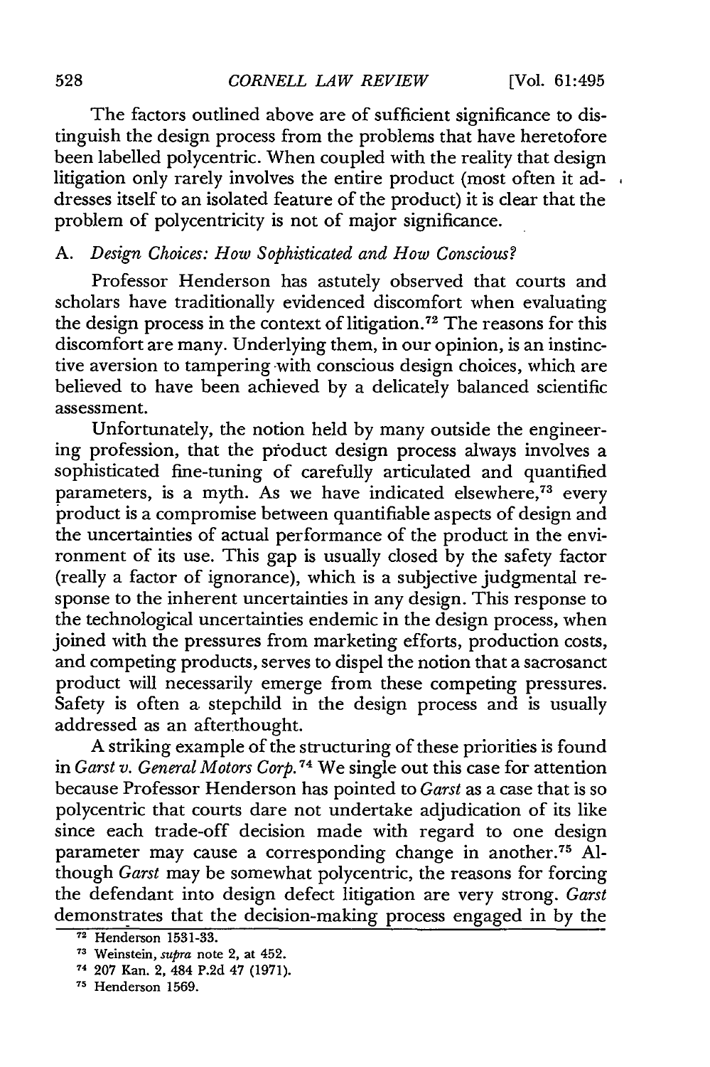The factors outlined above are of sufficient significance to distinguish the design process from the problems that have heretofore been labelled polycentric. When coupled with the reality that design litigation only rarely involves the entire product (most often it addresses itself to an isolated feature of the product) it is clear that the problem of polycentricity is not of major significance.

### A. *Design Choices: How Sophisticated and How Conscious?*

Professor Henderson has astutely observed that courts and scholars have traditionally evidenced discomfort when evaluating the design process in the context of litigation.[72] The reasons for this discomfort are many. Underlying them, in our opinion, is an instinctive aversion to tampering with conscious design choices, which are believed to have been achieved by a delicately balanced scientific assessment.

Unfortunately, the notion held by many outside the engineering profession, that the product design process always involves a sophisticated fine-tuning of carefully articulated and quantified parameters, is a myth. As we have indicated elsewhere,[73] every product is a compromise between quantifiable aspects of design and the uncertainties of actual performance of the product in the environment of its use. This gap is usually closed by the safety factor (really a factor of ignorance), which is a subjective judgmental response to the inherent uncertainties in any design. This response to the technological uncertainties endemic in the design process, when joined with the pressures from marketing efforts, production costs, and competing products, serves to dispel the notion that a sacrosanct product will necessarily emerge from these competing pressures. Safety is often a stepchild in the design process and is usually addressed as an afterthought.

A striking example of the structuring of these priorities is found in *Garst v. General Motors Corp.*[74] We single out this case for attention because Professor Henderson has pointed to *Garst* as a case that is so polycentric that courts dare not undertake adjudication of its like since each trade-off decision made with regard to one design parameter may cause a corresponding change in another.[75] Although *Garst* may be somewhat polycentric, the reasons for forcing the defendant into design defect litigation are very strong. *Garst* demonstrates that the decision-making process engaged in by the

---

[72] Henderson 1531-33.

[73] Weinstein, *supra* note 2, at 452.

[74] 207 Kan. 2, 484 P.2d 47 (1971).

[75] Henderson 1569.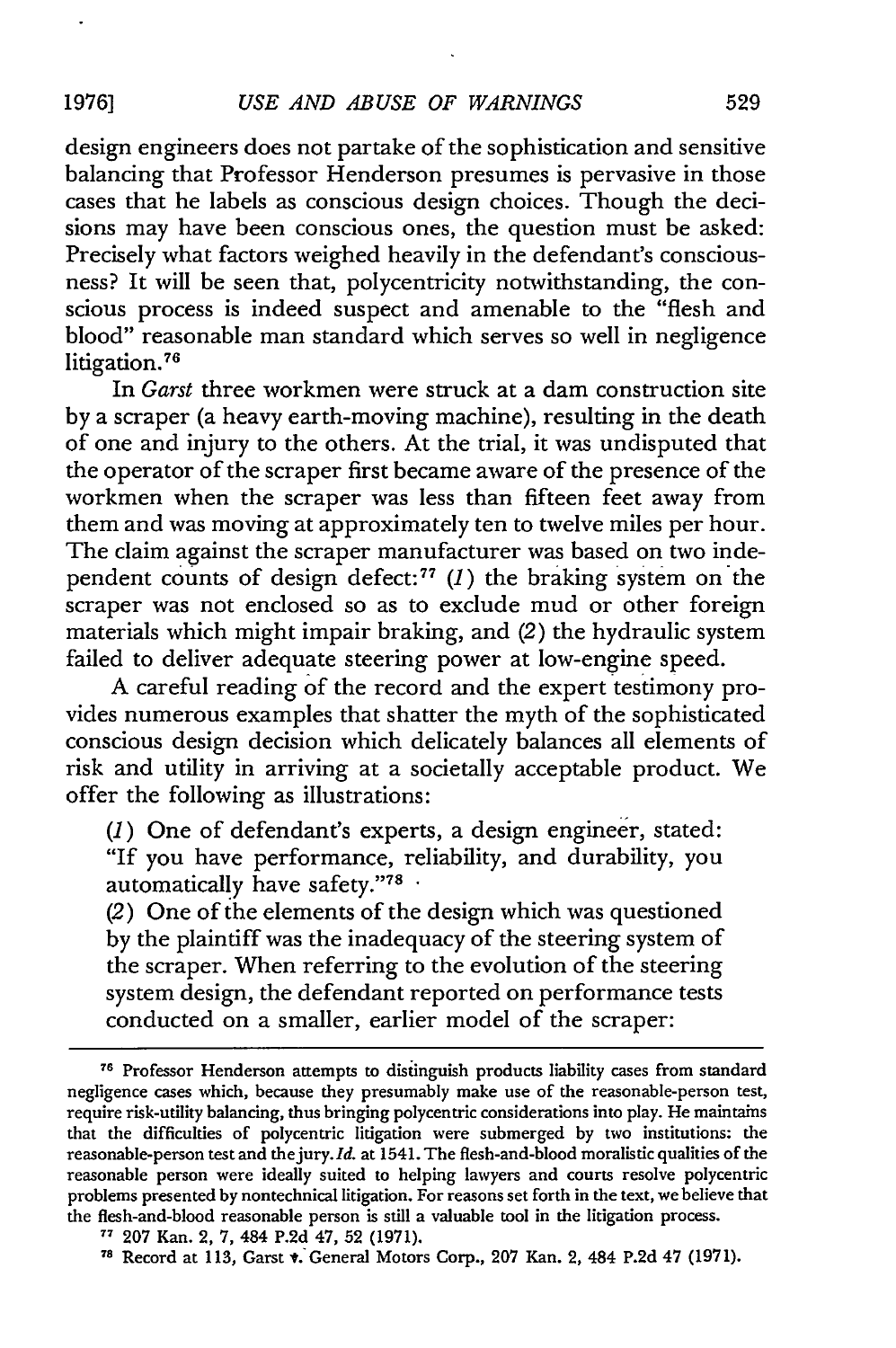design engineers does not partake of the sophistication and sensitive balancing that Professor Henderson presumes is pervasive in those cases that he labels as conscious design choices. Though the decisions may have been conscious ones, the question must be asked: Precisely what factors weighed heavily in the defendant's consciousness? It will be seen that, polycentricity notwithstanding, the conscious process is indeed suspect and amenable to the "flesh and blood" reasonable man standard which serves so well in negligence litigation.[76]

In *Garst* three workmen were struck at a dam construction site by a scraper (a heavy earth-moving machine), resulting in the death of one and injury to the others. At the trial, it was undisputed that the operator of the scraper first became aware of the presence of the workmen when the scraper was less than fifteen feet away from them and was moving at approximately ten to twelve miles per hour. The claim against the scraper manufacturer was based on two independent counts of design defect:[77] (*1*) the braking system on the scraper was not enclosed so as to exclude mud or other foreign materials which might impair braking, and (*2*) the hydraulic system failed to deliver adequate steering power at low-engine speed.

A careful reading of the record and the expert testimony provides numerous examples that shatter the myth of the sophisticated conscious design decision which delicately balances all elements of risk and utility in arriving at a societally acceptable product. We offer the following as illustrations:

(*1*) One of defendant's experts, a design engineer, stated: "If you have performance, reliability, and durability, you automatically have safety."[78]

(*2*) One of the elements of the design which was questioned by the plaintiff was the inadequacy of the steering system of the scraper. When referring to the evolution of the steering system design, the defendant reported on performance tests conducted on a smaller, earlier model of the scraper:

---

[76] Professor Henderson attempts to distinguish products liability cases from standard negligence cases which, because they presumably make use of the reasonable-person test, require risk-utility balancing, thus bringing polycentric considerations into play. He maintains that the difficulties of polycentric litigation were submerged by two institutions: the reasonable-person test and the jury. *Id.* at 1541. The flesh-and-blood moralistic qualities of the reasonable person were ideally suited to helping lawyers and courts resolve polycentric problems presented by nontechnical litigation. For reasons set forth in the text, we believe that the flesh-and-blood reasonable person is still a valuable tool in the litigation process.

[77] 207 Kan. 2, 7, 484 P.2d 47, 52 (1971).

[78] Record at 113, Garst v. General Motors Corp., 207 Kan. 2, 484 P.2d 47 (1971).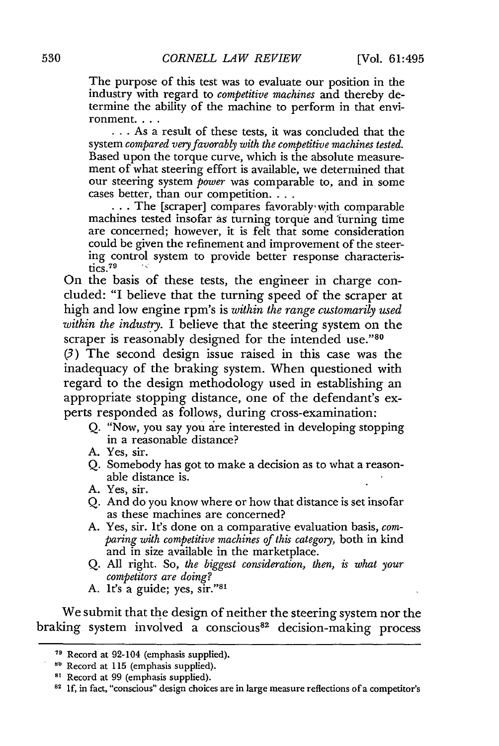> The purpose of this test was to evaluate our position in the industry with regard to *competitive machines* and thereby determine the ability of the machine to perform in that environment. . . .
>
> . . . As a result of these tests, it was concluded that the system *compared very favorably with the competitive machines tested.* Based upon the torque curve, which is the absolute measurement of what steering effort is available, we determined that our steering system *power* was comparable to, and in some cases better, than our competition. . . .
>
> . . . The [scraper] compares favorably with comparable machines tested insofar as turning torque and turning time are concerned; however, it is felt that some consideration could be given the refinement and improvement of the steering control system to provide better response characteristics.[79]

On the basis of these tests, the engineer in charge concluded: "I believe that the turning speed of the scraper at high and low engine rpm's is *within the range customarily used within the industry.* I believe that the steering system on the scraper is reasonably designed for the intended use."[80]

(3) The second design issue raised in this case was the inadequacy of the braking system. When questioned with regard to the design methodology used in establishing an appropriate stopping distance, one of the defendant's experts responded as follows, during cross-examination:

> Q. "Now, you say you are interested in developing stopping in a reasonable distance?
>
> A. Yes, sir.
>
> Q. Somebody has got to make a decision as to what a reasonable distance is.
>
> A. Yes, sir.
>
> Q. And do you know where or how that distance is set insofar as these machines are concerned?
>
> A. Yes, sir. It's done on a comparative evaluation basis, *comparing with competitive machines of this category,* both in kind and in size available in the marketplace.
>
> Q. All right. So, *the biggest consideration, then, is what your competitors are doing?*
>
> A. It's a guide; yes, sir."[81]

We submit that the design of neither the steering system nor the braking system involved a conscious[82] decision-making process

---

[79] Record at 92-104 (emphasis supplied).

[80] Record at 115 (emphasis supplied).

[81] Record at 99 (emphasis supplied).

[82] If, in fact, "conscious" design choices are in large measure reflections of a competitor's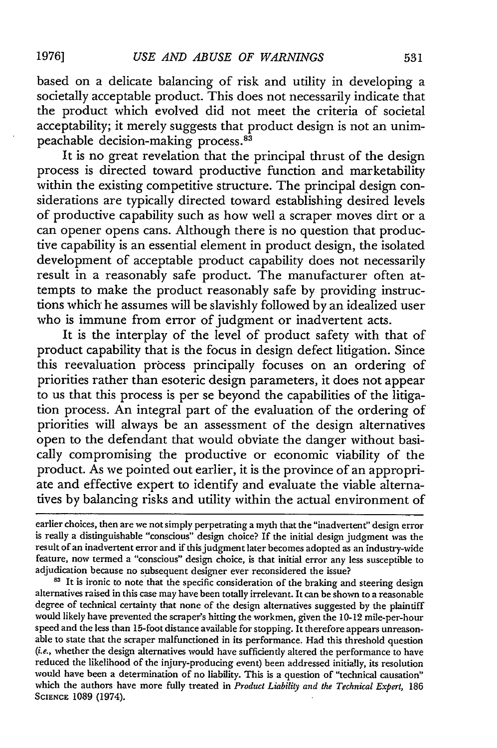based on a delicate balancing of risk and utility in developing a societally acceptable product. This does not necessarily indicate that the product which evolved did not meet the criteria of societal acceptability; it merely suggests that product design is not an unimpeachable decision-making process.[83]

It is no great revelation that the principal thrust of the design process is directed toward productive function and marketability within the existing competitive structure. The principal design considerations are typically directed toward establishing desired levels of productive capability such as how well a scraper moves dirt or a can opener opens cans. Although there is no question that productive capability is an essential element in product design, the isolated development of acceptable product capability does not necessarily result in a reasonably safe product. The manufacturer often attempts to make the product reasonably safe by providing instructions which he assumes will be slavishly followed by an idealized user who is immune from error of judgment or inadvertent acts.

It is the interplay of the level of product safety with that of product capability that is the focus in design defect litigation. Since this reevaluation process principally focuses on an ordering of priorities rather than esoteric design parameters, it does not appear to us that this process is per se beyond the capabilities of the litigation process. An integral part of the evaluation of the ordering of priorities will always be an assessment of the design alternatives open to the defendant that would obviate the danger without basically compromising the productive or economic viability of the product. As we pointed out earlier, it is the province of an appropriate and effective expert to identify and evaluate the viable alternatives by balancing risks and utility within the actual environment of

---

earlier choices, then are we not simply perpetrating a myth that the "inadvertent" design error is really a distinguishable "conscious" design choice? If the initial design judgment was the result of an inadvertent error and if this judgment later becomes adopted as an industry-wide feature, now termed a "conscious" design choice, is that initial error any less susceptible to adjudication because no subsequent designer ever reconsidered the issue?

[83] It is ironic to note that the specific consideration of the braking and steering design alternatives raised in this case may have been totally irrelevant. It can be shown to a reasonable degree of technical certainty that none of the design alternatives suggested by the plaintiff would likely have prevented the scraper's hitting the workmen, given the 10-12 mile-per-hour speed and the less than 15-foot distance available for stopping. It therefore appears unreasonable to state that the scraper malfunctioned in its performance. Had this threshold question (*i.e.*, whether the design alternatives would have sufficiently altered the performance to have reduced the likelihood of the injury-producing event) been addressed initially, its resolution would have been a determination of no liability. This is a question of "technical causation" which the authors have more fully treated in *Product Liability and the Technical Expert*, 186 SCIENCE 1089 (1974).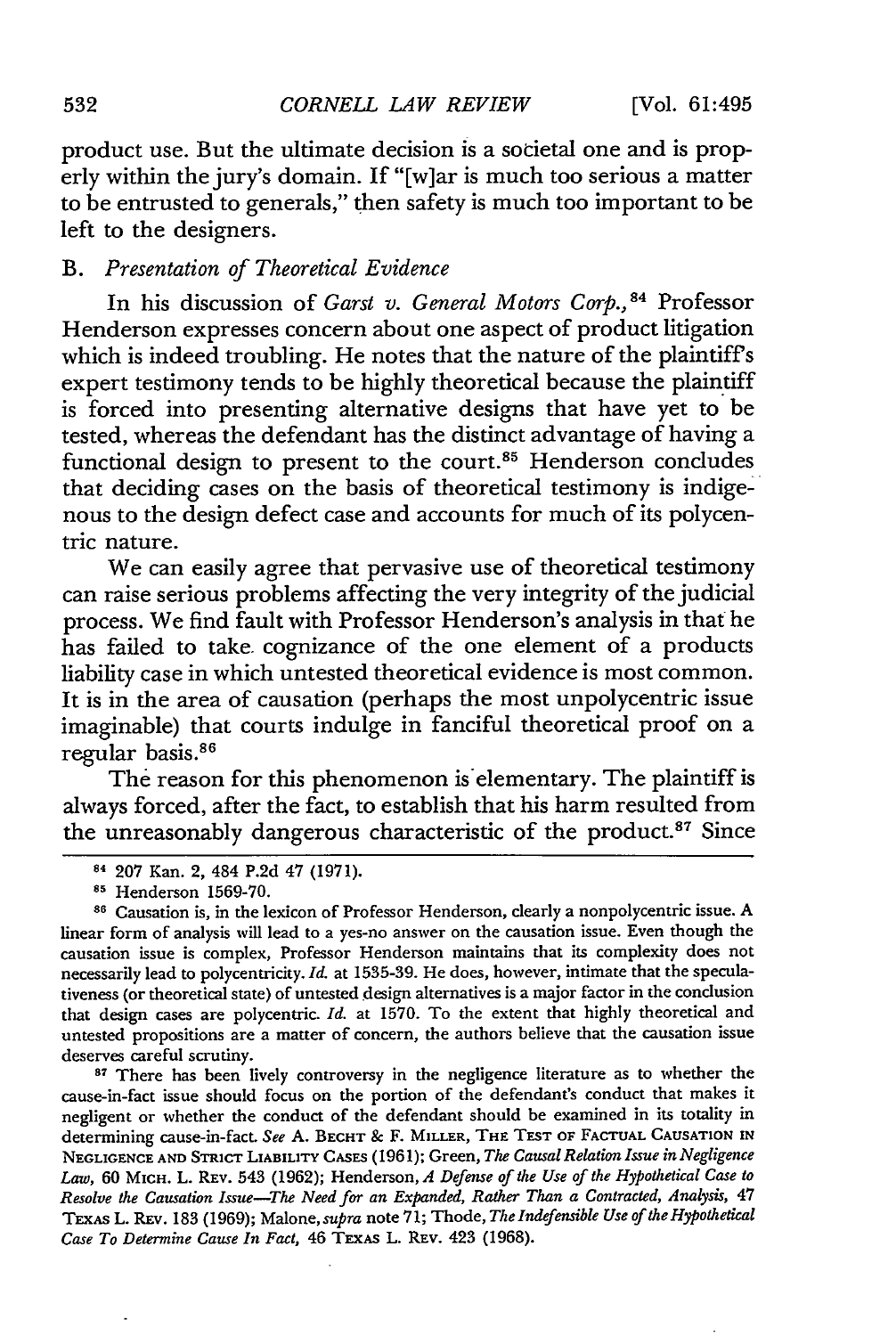product use. But the ultimate decision is a societal one and is properly within the jury's domain. If "[w]ar is much too serious a matter to be entrusted to generals," then safety is much too important to be left to the designers.

### B. *Presentation of Theoretical Evidence*

In his discussion of *Garst v. General Motors Corp.*,[84] Professor Henderson expresses concern about one aspect of product litigation which is indeed troubling. He notes that the nature of the plaintiff's expert testimony tends to be highly theoretical because the plaintiff is forced into presenting alternative designs that have yet to be tested, whereas the defendant has the distinct advantage of having a functional design to present to the court.[85] Henderson concludes that deciding cases on the basis of theoretical testimony is indigenous to the design defect case and accounts for much of its polycentric nature.

We can easily agree that pervasive use of theoretical testimony can raise serious problems affecting the very integrity of the judicial process. We find fault with Professor Henderson's analysis in that he has failed to take cognizance of the one element of a products liability case in which untested theoretical evidence is most common. It is in the area of causation (perhaps the most unpolycentric issue imaginable) that courts indulge in fanciful theoretical proof on a regular basis.[86]

The reason for this phenomenon is elementary. The plaintiff is always forced, after the fact, to establish that his harm resulted from the unreasonably dangerous characteristic of the product.[87] Since

---

[84] 207 Kan. 2, 484 P.2d 47 (1971).

[85] Henderson 1569-70.

[86] Causation is, in the lexicon of Professor Henderson, clearly a nonpolycentric issue. A linear form of analysis will lead to a yes-no answer on the causation issue. Even though the causation issue is complex, Professor Henderson maintains that its complexity does not necessarily lead to polycentricity. *Id.* at 1535-39. He does, however, intimate that the speculativeness (or theoretical state) of untested design alternatives is a major factor in the conclusion that design cases are polycentric. *Id.* at 1570. To the extent that highly theoretical and untested propositions are a matter of concern, the authors believe that the causation issue deserves careful scrutiny.

[87] There has been lively controversy in the negligence literature as to whether the cause-in-fact issue should focus on the portion of the defendant's conduct that makes it negligent or whether the conduct of the defendant should be examined in its totality in determining cause-in-fact. *See* A. BECHT & F. MILLER, THE TEST OF FACTUAL CAUSATION IN NEGLIGENCE AND STRICT LIABILITY CASES (1961); Green, *The Causal Relation Issue in Negligence Law*, 60 MICH. L. REV. 543 (1962); Henderson, *A Defense of the Use of the Hypothetical Case to Resolve the Causation Issue—The Need for an Expanded, Rather Than a Contracted, Analysis*, 47 TEXAS L. REV. 183 (1969); Malone, *supra* note 71; Thode, *The Indefensible Use of the Hypothetical Case To Determine Cause In Fact*, 46 TEXAS L. REV. 423 (1968).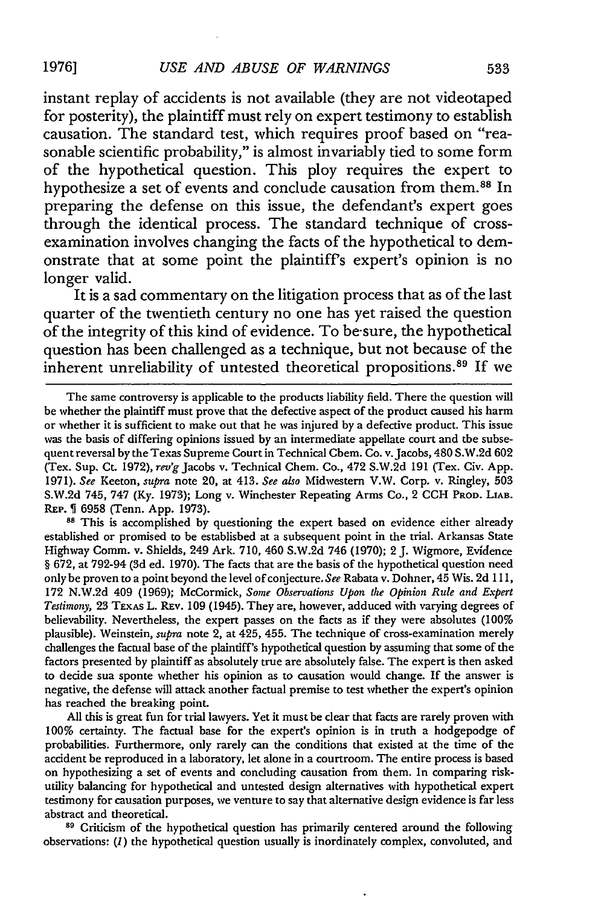instant replay of accidents is not available (they are not videotaped for posterity), the plaintiff must rely on expert testimony to establish causation. The standard test, which requires proof based on "reasonable scientific probability," is almost invariably tied to some form of the hypothetical question. This ploy requires the expert to hypothesize a set of events and conclude causation from them.[88] In preparing the defense on this issue, the defendant's expert goes through the identical process. The standard technique of cross-examination involves changing the facts of the hypothetical to demonstrate that at some point the plaintiff's expert's opinion is no longer valid.

It is a sad commentary on the litigation process that as of the last quarter of the twentieth century no one has yet raised the question of the integrity of this kind of evidence. To be sure, the hypothetical question has been challenged as a technique, but not because of the inherent unreliability of untested theoretical propositions.[89] If we

---

The same controversy is applicable to the products liability field. There the question will be whether the plaintiff must prove that the defective aspect of the product caused his harm or whether it is sufficient to make out that he was injured by a defective product. This issue was the basis of differing opinions issued by an intermediate appellate court and the subsequent reversal by the Texas Supreme Court in Technical Chem. Co. v. Jacobs, 480 S.W.2d 602 (Tex. Sup. Ct. 1972), *rev'g* Jacobs v. Technical Chem. Co., 472 S.W.2d 191 (Tex. Civ. App. 1971). *See* Keeton, *supra* note 20, at 413. *See also* Midwestern V.W. Corp. v. Ringley, 503 S.W.2d 745, 747 (Ky. 1973); Long v. Winchester Repeating Arms Co., 2 CCH PROD. LIAB. REP. ¶ 6958 (Tenn. App. 1973).

[88] This is accomplished by questioning the expert based on evidence either already established or promised to be established at a subsequent point in the trial. Arkansas State Highway Comm. v. Shields, 249 Ark. 710, 460 S.W.2d 746 (1970); 2 J. Wigmore, Evidence § 672, at 792-94 (3d ed. 1970). The facts that are the basis of the hypothetical question need only be proven to a point beyond the level of conjecture. *See* Rabata v. Dohner, 45 Wis. 2d 111, 172 N.W.2d 409 (1969); McCormick, *Some Observations Upon the Opinion Rule and Expert Testimony*, 23 TEXAS L. REV. 109 (1945). They are, however, adduced with varying degrees of believability. Nevertheless, the expert passes on the facts as if they were absolutes (100% plausible). Weinstein, *supra* note 2, at 425, 455. The technique of cross-examination merely challenges the factual base of the plaintiff's hypothetical question by assuming that some of the factors presented by plaintiff as absolutely true are absolutely false. The expert is then asked to decide sua sponte whether his opinion as to causation would change. If the answer is negative, the defense will attack another factual premise to test whether the expert's opinion has reached the breaking point.

All this is great fun for trial lawyers. Yet it must be clear that facts are rarely proven with 100% certainty. The factual base for the expert's opinion is in truth a hodgepodge of probabilities. Furthermore, only rarely can the conditions that existed at the time of the accident be reproduced in a laboratory, let alone in a courtroom. The entire process is based on hypothesizing a set of events and concluding causation from them. In comparing risk-utility balancing for hypothetical and untested design alternatives with hypothetical expert testimony for causation purposes, we venture to say that alternative design evidence is far less abstract and theoretical.

[89] Criticism of the hypothetical question has primarily centered around the following observations: (*1*) the hypothetical question usually is inordinately complex, convoluted, and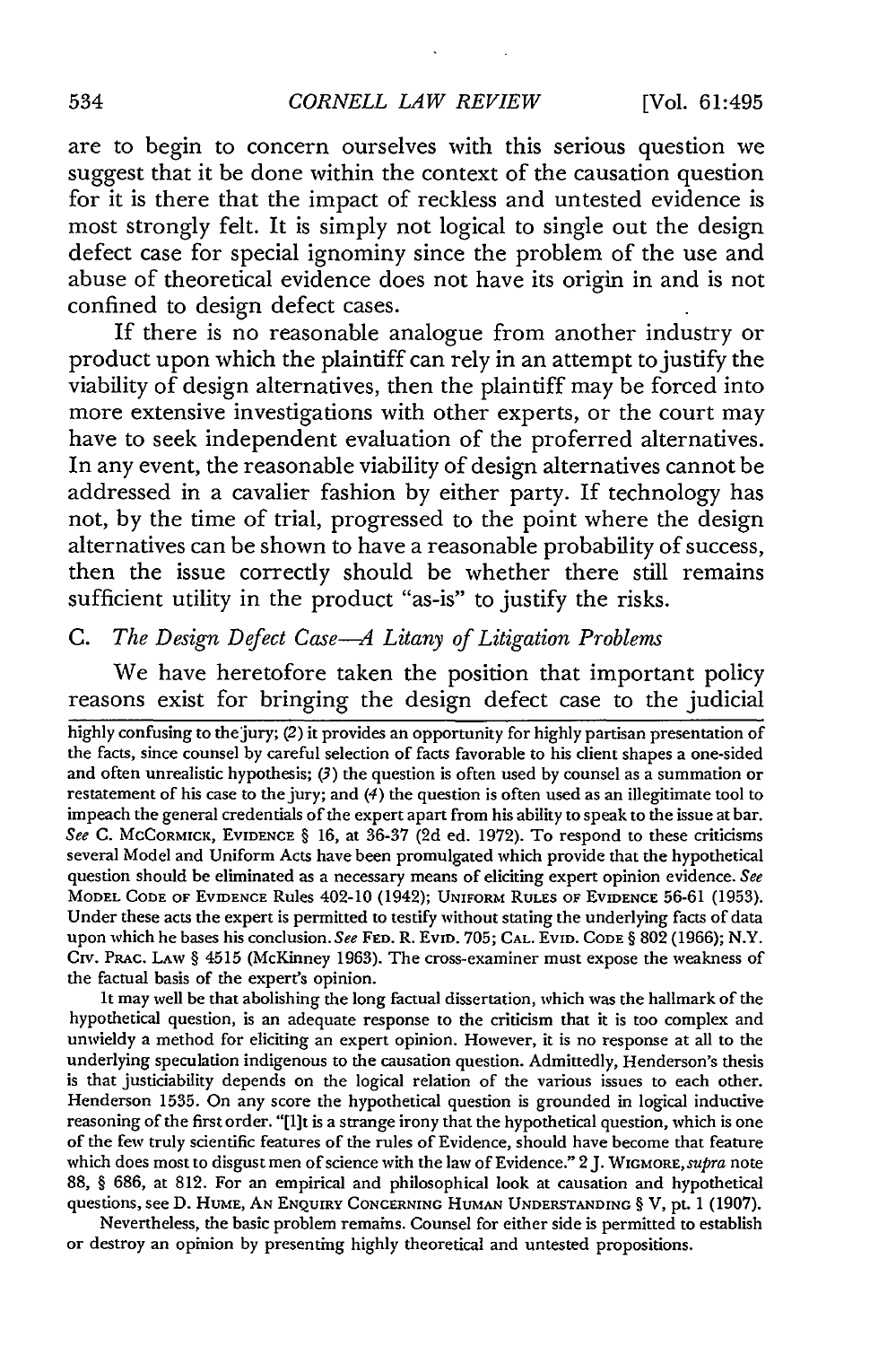are to begin to concern ourselves with this serious question we suggest that it be done within the context of the causation question for it is there that the impact of reckless and untested evidence is most strongly felt. It is simply not logical to single out the design defect case for special ignominy since the problem of the use and abuse of theoretical evidence does not have its origin in and is not confined to design defect cases.

If there is no reasonable analogue from another industry or product upon which the plaintiff can rely in an attempt to justify the viability of design alternatives, then the plaintiff may be forced into more extensive investigations with other experts, or the court may have to seek independent evaluation of the proferred alternatives. In any event, the reasonable viability of design alternatives cannot be addressed in a cavalier fashion by either party. If technology has not, by the time of trial, progressed to the point where the design alternatives can be shown to have a reasonable probability of success, then the issue correctly should be whether there still remains sufficient utility in the product "as-is" to justify the risks.

### C. *The Design Defect Case—A Litany of Litigation Problems*

We have heretofore taken the position that important policy reasons exist for bringing the design defect case to the judicial

---

highly confusing to the jury; (2) it provides an opportunity for highly partisan presentation of the facts, since counsel by careful selection of facts favorable to his client shapes a one-sided and often unrealistic hypothesis; (3) the question is often used by counsel as a summation or restatement of his case to the jury; and (4) the question is often used as an illegitimate tool to impeach the general credentials of the expert apart from his ability to speak to the issue at bar. *See* C. McCormick, Evidence § 16, at 36-37 (2d ed. 1972). To respond to these criticisms several Model and Uniform Acts have been promulgated which provide that the hypothetical question should be eliminated as a necessary means of eliciting expert opinion evidence. *See* Model Code of Evidence Rules 402-10 (1942); Uniform Rules of Evidence 56-61 (1953). Under these acts the expert is permitted to testify without stating the underlying facts of data upon which he bases his conclusion. *See* Fed. R. Evid. 705; Cal. Evid. Code § 802 (1966); N.Y. Civ. Prac. Law § 4515 (McKinney 1963). The cross-examiner must expose the weakness of the factual basis of the expert's opinion.

It may well be that abolishing the long factual dissertation, which was the hallmark of the hypothetical question, is an adequate response to the criticism that it is too complex and unwieldy a method for eliciting an expert opinion. However, it is no response at all to the underlying speculation indigenous to the causation question. Admittedly, Henderson's thesis is that justiciability depends on the logical relation of the various issues to each other. Henderson 1535. On any score the hypothetical question is grounded in logical inductive reasoning of the first order. "[I]t is a strange irony that the hypothetical question, which is one of the few truly scientific features of the rules of Evidence, should have become that feature which does most to disgust men of science with the law of Evidence." 2 J. Wigmore, *supra* note 88, § 686, at 812. For an empirical and philosophical look at causation and hypothetical questions, see D. Hume, An Enquiry Concerning Human Understanding § V, pt. 1 (1907).

Nevertheless, the basic problem remains. Counsel for either side is permitted to establish or destroy an opinion by presenting highly theoretical and untested propositions.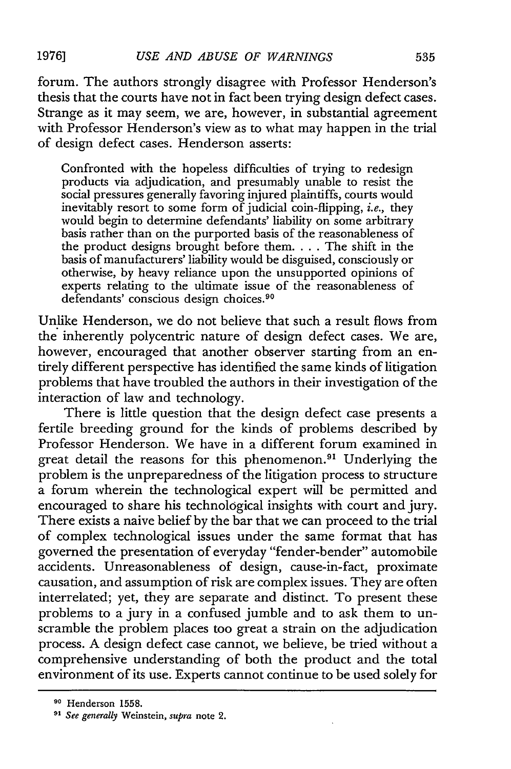forum. The authors strongly disagree with Professor Henderson's thesis that the courts have not in fact been trying design defect cases. Strange as it may seem, we are, however, in substantial agreement with Professor Henderson's view as to what may happen in the trial of design defect cases. Henderson asserts:

> Confronted with the hopeless difficulties of trying to redesign products via adjudication, and presumably unable to resist the social pressures generally favoring injured plaintiffs, courts would inevitably resort to some form of judicial coin-flipping, *i.e.*, they would begin to determine defendants' liability on some arbitrary basis rather than on the purported basis of the reasonableness of the product designs brought before them. . . . The shift in the basis of manufacturers' liability would be disguised, consciously or otherwise, by heavy reliance upon the unsupported opinions of experts relating to the ultimate issue of the reasonableness of defendants' conscious design choices.[90]

Unlike Henderson, we do not believe that such a result flows from the inherently polycentric nature of design defect cases. We are, however, encouraged that another observer starting from an entirely different perspective has identified the same kinds of litigation problems that have troubled the authors in their investigation of the interaction of law and technology.

There is little question that the design defect case presents a fertile breeding ground for the kinds of problems described by Professor Henderson. We have in a different forum examined in great detail the reasons for this phenomenon.[91] Underlying the problem is the unpreparedness of the litigation process to structure a forum wherein the technological expert will be permitted and encouraged to share his technological insights with court and jury. There exists a naive belief by the bar that we can proceed to the trial of complex technological issues under the same format that has governed the presentation of everyday "fender-bender" automobile accidents. Unreasonableness of design, cause-in-fact, proximate causation, and assumption of risk are complex issues. They are often interrelated; yet, they are separate and distinct. To present these problems to a jury in a confused jumble and to ask them to unscramble the problem places too great a strain on the adjudication process. A design defect case cannot, we believe, be tried without a comprehensive understanding of both the product and the total environment of its use. Experts cannot continue to be used solely for

---

[90] Henderson 1558.

[91] *See generally* Weinstein, *supra* note 2.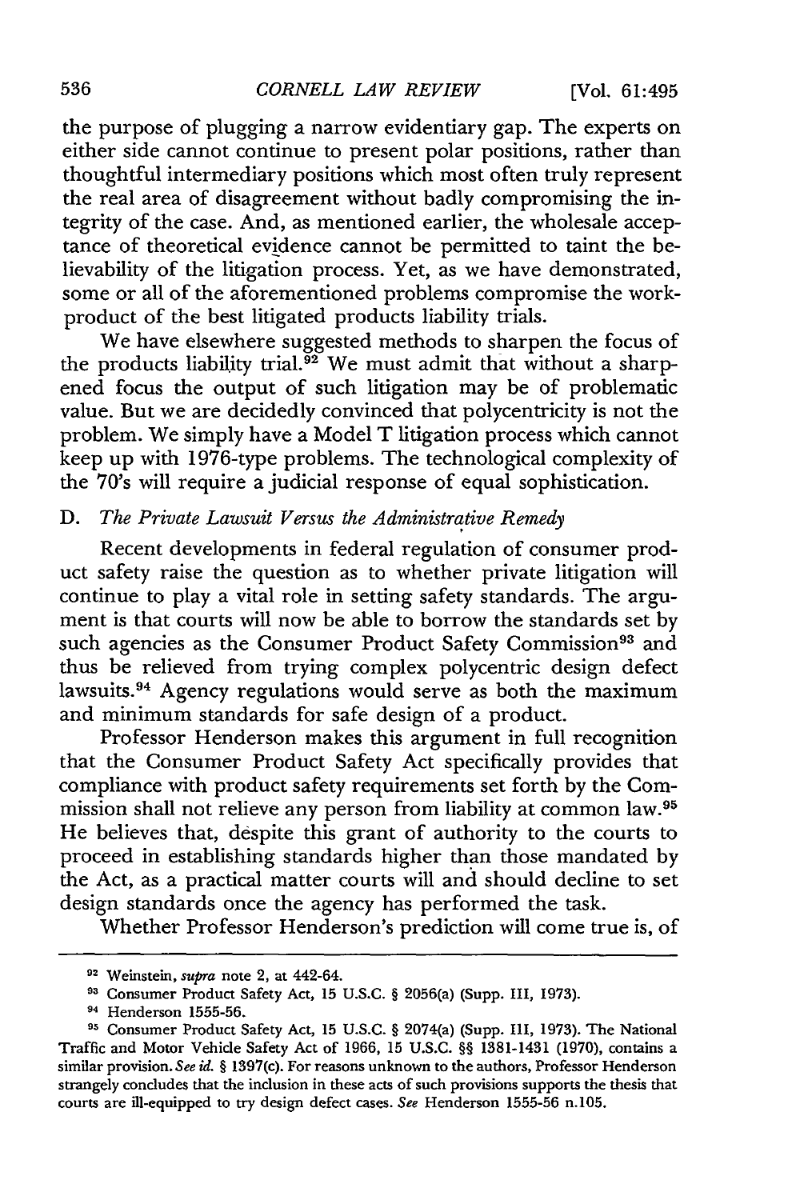the purpose of plugging a narrow evidentiary gap. The experts on either side cannot continue to present polar positions, rather than thoughtful intermediary positions which most often truly represent the real area of disagreement without badly compromising the integrity of the case. And, as mentioned earlier, the wholesale acceptance of theoretical evidence cannot be permitted to taint the believability of the litigation process. Yet, as we have demonstrated, some or all of the aforementioned problems compromise the work-product of the best litigated products liability trials.

We have elsewhere suggested methods to sharpen the focus of the products liability trial.[92] We must admit that without a sharpened focus the output of such litigation may be of problematic value. But we are decidedly convinced that polycentricity is not the problem. We simply have a Model T litigation process which cannot keep up with 1976-type problems. The technological complexity of the 70's will require a judicial response of equal sophistication.

### D. *The Private Lawsuit Versus the Administrative Remedy*

Recent developments in federal regulation of consumer product safety raise the question as to whether private litigation will continue to play a vital role in setting safety standards. The argument is that courts will now be able to borrow the standards set by such agencies as the Consumer Product Safety Commission[93] and thus be relieved from trying complex polycentric design defect lawsuits.[94] Agency regulations would serve as both the maximum and minimum standards for safe design of a product.

Professor Henderson makes this argument in full recognition that the Consumer Product Safety Act specifically provides that compliance with product safety requirements set forth by the Commission shall not relieve any person from liability at common law.[95] He believes that, despite this grant of authority to the courts to proceed in establishing standards higher than those mandated by the Act, as a practical matter courts will and should decline to set design standards once the agency has performed the task.

Whether Professor Henderson's prediction will come true is, of

---

[92] Weinstein, *supra* note 2, at 442-64.

[93] Consumer Product Safety Act, 15 U.S.C. § 2056(a) (Supp. III, 1973).

[94] Henderson 1555-56.

[95] Consumer Product Safety Act, 15 U.S.C. § 2074(a) (Supp. III, 1973). The National Traffic and Motor Vehicle Safety Act of 1966, 15 U.S.C. §§ 1381-1431 (1970), contains a similar provision. *See id.* § 1397(c). For reasons unknown to the authors, Professor Henderson strangely concludes that the inclusion in these acts of such provisions supports the thesis that courts are ill-equipped to try design defect cases. *See* Henderson 1555-56 n.105.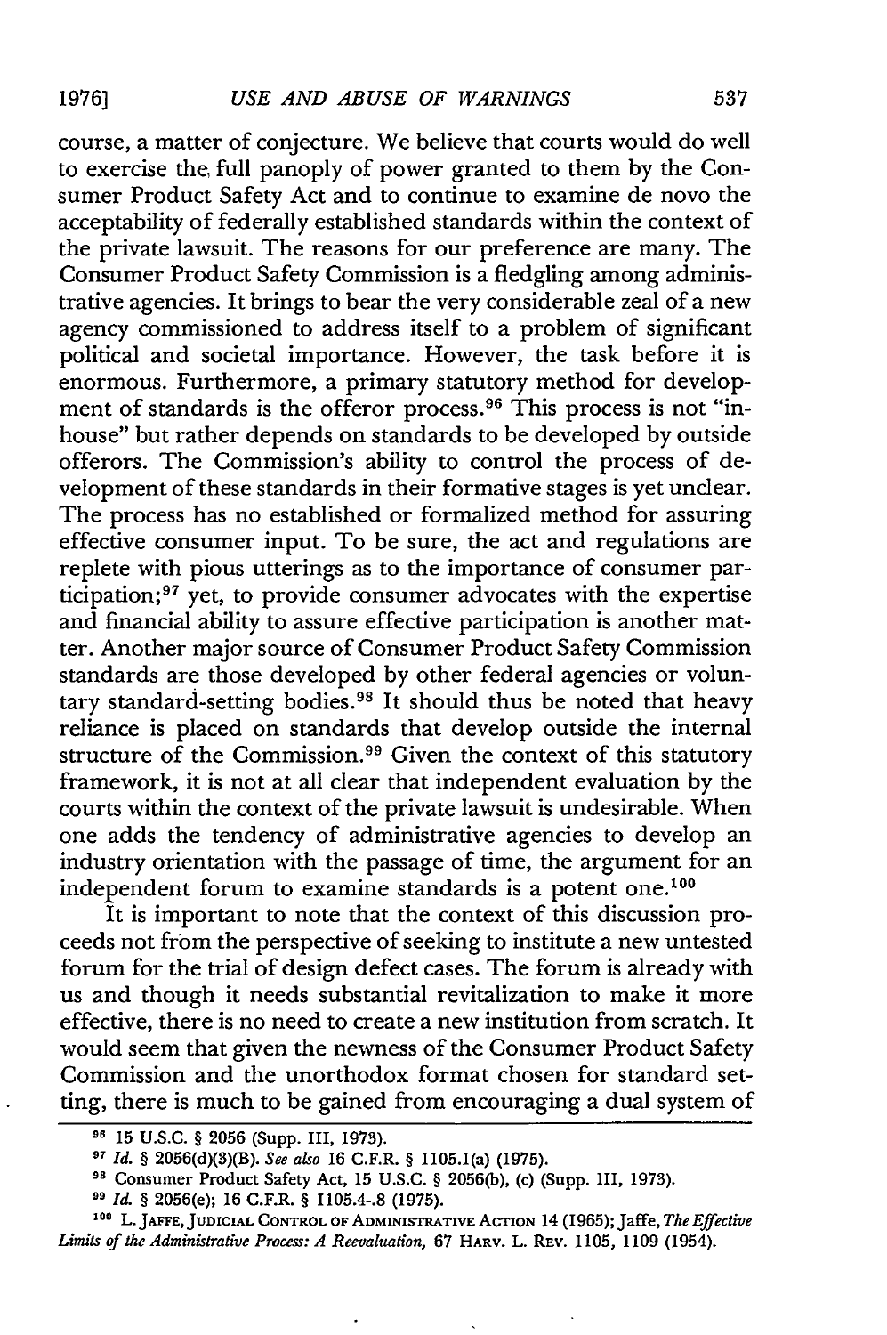course, a matter of conjecture. We believe that courts would do well to exercise the full panoply of power granted to them by the Consumer Product Safety Act and to continue to examine de novo the acceptability of federally established standards within the context of the private lawsuit. The reasons for our preference are many. The Consumer Product Safety Commission is a fledgling among administrative agencies. It brings to bear the very considerable zeal of a new agency commissioned to address itself to a problem of significant political and societal importance. However, the task before it is enormous. Furthermore, a primary statutory method for development of standards is the offeror process.[96] This process is not "in-house" but rather depends on standards to be developed by outside offerors. The Commission's ability to control the process of development of these standards in their formative stages is yet unclear. The process has no established or formalized method for assuring effective consumer input. To be sure, the act and regulations are replete with pious utterings as to the importance of consumer participation;[97] yet, to provide consumer advocates with the expertise and financial ability to assure effective participation is another matter. Another major source of Consumer Product Safety Commission standards are those developed by other federal agencies or voluntary standard-setting bodies.[98] It should thus be noted that heavy reliance is placed on standards that develop outside the internal structure of the Commission.[99] Given the context of this statutory framework, it is not at all clear that independent evaluation by the courts within the context of the private lawsuit is undesirable. When one adds the tendency of administrative agencies to develop an industry orientation with the passage of time, the argument for an independent forum to examine standards is a potent one.[100]

It is important to note that the context of this discussion proceeds not from the perspective of seeking to institute a new untested forum for the trial of design defect cases. The forum is already with us and though it needs substantial revitalization to make it more effective, there is no need to create a new institution from scratch. It would seem that given the newness of the Consumer Product Safety Commission and the unorthodox format chosen for standard setting, there is much to be gained from encouraging a dual system of

---

[96] 15 U.S.C. § 2056 (Supp. III, 1973).

[97] *Id.* § 2056(d)(3)(B). *See also* 16 C.F.R. § 1105.1(a) (1975).

[98] Consumer Product Safety Act, 15 U.S.C. § 2056(b), (c) (Supp. III, 1973).

[99] *Id.* § 2056(e); 16 C.F.R. § 1105.4-.8 (1975).

[100] L. JAFFE, JUDICIAL CONTROL OF ADMINISTRATIVE ACTION 14 (1965); Jaffe, *The Effective Limits of the Administrative Process: A Reevaluation*, 67 HARV. L. REV. 1105, 1109 (1954).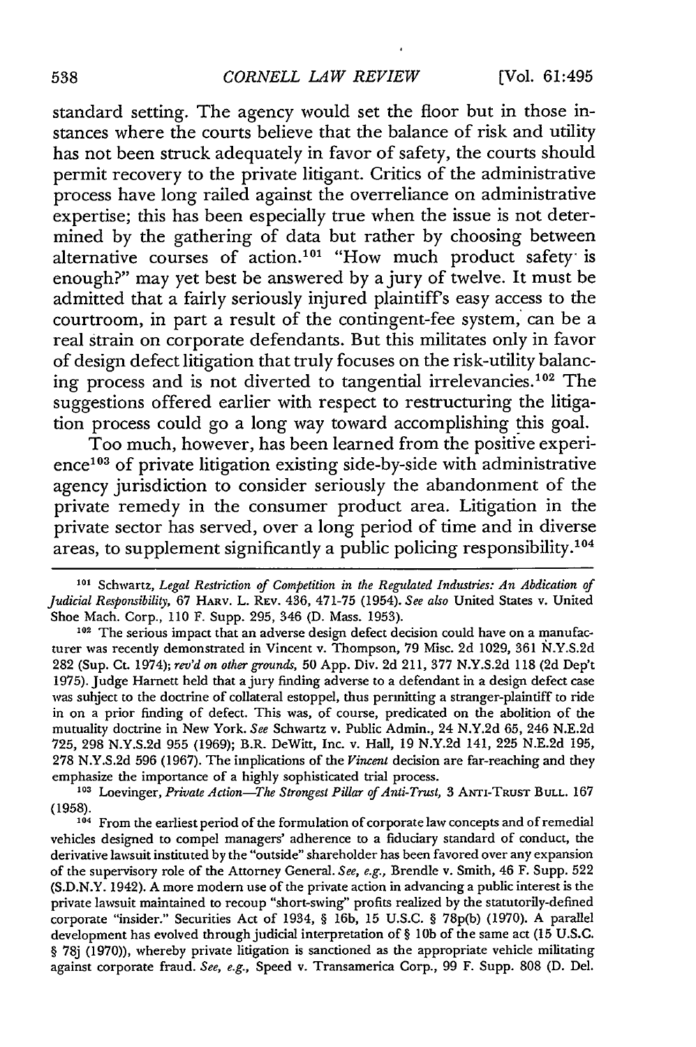standard setting. The agency would set the floor but in those instances where the courts believe that the balance of risk and utility has not been struck adequately in favor of safety, the courts should permit recovery to the private litigant. Critics of the administrative process have long railed against the overreliance on administrative expertise; this has been especially true when the issue is not determined by the gathering of data but rather by choosing between alternative courses of action.[101] "How much product safety is enough?" may yet best be answered by a jury of twelve. It must be admitted that a fairly seriously injured plaintiff's easy access to the courtroom, in part a result of the contingent-fee system, can be a real strain on corporate defendants. But this militates only in favor of design defect litigation that truly focuses on the risk-utility balancing process and is not diverted to tangential irrelevancies.[102] The suggestions offered earlier with respect to restructuring the litigation process could go a long way toward accomplishing this goal.

Too much, however, has been learned from the positive experience[103] of private litigation existing side-by-side with administrative agency jurisdiction to consider seriously the abandonment of the private remedy in the consumer product area. Litigation in the private sector has served, over a long period of time and in diverse areas, to supplement significantly a public policing responsibility.[104]

---

[101] Schwartz, *Legal Restriction of Competition in the Regulated Industries: An Abdication of Judicial Responsibility*, 67 HARV. L. REV. 436, 471-75 (1954). *See also* United States v. United Shoe Mach. Corp., 110 F. Supp. 295, 346 (D. Mass. 1953).

[102] The serious impact that an adverse design defect decision could have on a manufacturer was recently demonstrated in Vincent v. Thompson, 79 Misc. 2d 1029, 361 N.Y.S.2d 282 (Sup. Ct. 1974); *rev'd on other grounds*, 50 App. Div. 2d 211, 377 N.Y.S.2d 118 (2d Dep't 1975). Judge Harnett held that a jury finding adverse to a defendant in a design defect case was subject to the doctrine of collateral estoppel, thus permitting a stranger-plaintiff to ride in on a prior finding of defect. This was, of course, predicated on the abolition of the mutuality doctrine in New York. *See* Schwartz v. Public Admin., 24 N.Y.2d 65, 246 N.E.2d 725, 298 N.Y.S.2d 955 (1969); B.R. DeWitt, Inc. v. Hall, 19 N.Y.2d 141, 225 N.E.2d 195, 278 N.Y.S.2d 596 (1967). The implications of the *Vincent* decision are far-reaching and they emphasize the importance of a highly sophisticated trial process.

[103] Loevinger, *Private Action—The Strongest Pillar of Anti-Trust*, 3 ANTI-TRUST BULL. 167 (1958).

[104] From the earliest period of the formulation of corporate law concepts and of remedial vehicles designed to compel managers' adherence to a fiduciary standard of conduct, the derivative lawsuit instituted by the "outside" shareholder has been favored over any expansion of the supervisory role of the Attorney General. *See, e.g.*, Brendle v. Smith, 46 F. Supp. 522 (S.D.N.Y. 1942). A more modern use of the private action in advancing a public interest is the private lawsuit maintained to recoup "short-swing" profits realized by the statutorily-defined corporate "insider." Securities Act of 1934, § 16b, 15 U.S.C. § 78p(b) (1970). A parallel development has evolved through judicial interpretation of § 10b of the same act (15 U.S.C. § 78j (1970)), whereby private litigation is sanctioned as the appropriate vehicle militating against corporate fraud. *See, e.g.*, Speed v. Transamerica Corp., 99 F. Supp. 808 (D. Del.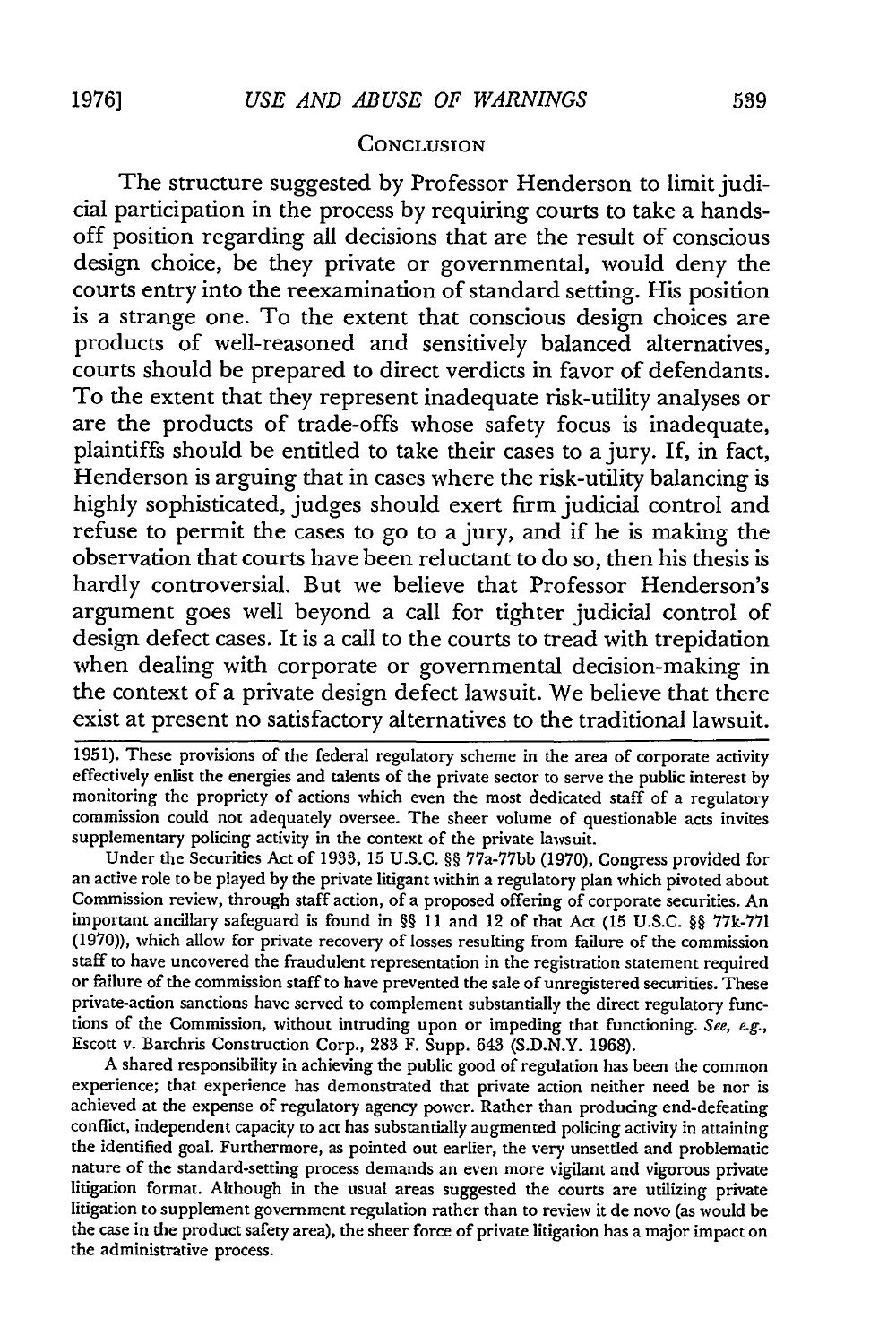## CONCLUSION

The structure suggested by Professor Henderson to limit judicial participation in the process by requiring courts to take a hands-off position regarding all decisions that are the result of conscious design choice, be they private or governmental, would deny the courts entry into the reexamination of standard setting. His position is a strange one. To the extent that conscious design choices are products of well-reasoned and sensitively balanced alternatives, courts should be prepared to direct verdicts in favor of defendants. To the extent that they represent inadequate risk-utility analyses or are the products of trade-offs whose safety focus is inadequate, plaintiffs should be entitled to take their cases to a jury. If, in fact, Henderson is arguing that in cases where the risk-utility balancing is highly sophisticated, judges should exert firm judicial control and refuse to permit the cases to go to a jury, and if he is making the observation that courts have been reluctant to do so, then his thesis is hardly controversial. But we believe that Professor Henderson's argument goes well beyond a call for tighter judicial control of design defect cases. It is a call to the courts to tread with trepidation when dealing with corporate or governmental decision-making in the context of a private design defect lawsuit. We believe that there exist at present no satisfactory alternatives to the traditional lawsuit.

---

1951). These provisions of the federal regulatory scheme in the area of corporate activity effectively enlist the energies and talents of the private sector to serve the public interest by monitoring the propriety of actions which even the most dedicated staff of a regulatory commission could not adequately oversee. The sheer volume of questionable acts invites supplementary policing activity in the context of the private lawsuit.

Under the Securities Act of 1933, 15 U.S.C. §§ 77a-77bb (1970), Congress provided for an active role to be played by the private litigant within a regulatory plan which pivoted about Commission review, through staff action, of a proposed offering of corporate securities. An important ancillary safeguard is found in §§ 11 and 12 of that Act (15 U.S.C. §§ 77k-77l (1970)), which allow for private recovery of losses resulting from failure of the commission staff to have uncovered the fraudulent representation in the registration statement required or failure of the commission staff to have prevented the sale of unregistered securities. These private-action sanctions have served to complement substantially the direct regulatory functions of the Commission, without intruding upon or impeding that functioning. *See, e.g.*, Escott v. Barchris Construction Corp., 283 F. Supp. 643 (S.D.N.Y. 1968).

A shared responsibility in achieving the public good of regulation has been the common experience; that experience has demonstrated that private action neither need be nor is achieved at the expense of regulatory agency power. Rather than producing end-defeating conflict, independent capacity to act has substantially augmented policing activity in attaining the identified goal. Furthermore, as pointed out earlier, the very unsettled and problematic nature of the standard-setting process demands an even more vigilant and vigorous private litigation format. Although in the usual areas suggested the courts are utilizing private litigation to supplement government regulation rather than to review it de novo (as would be the case in the product safety area), the sheer force of private litigation has a major impact on the administrative process.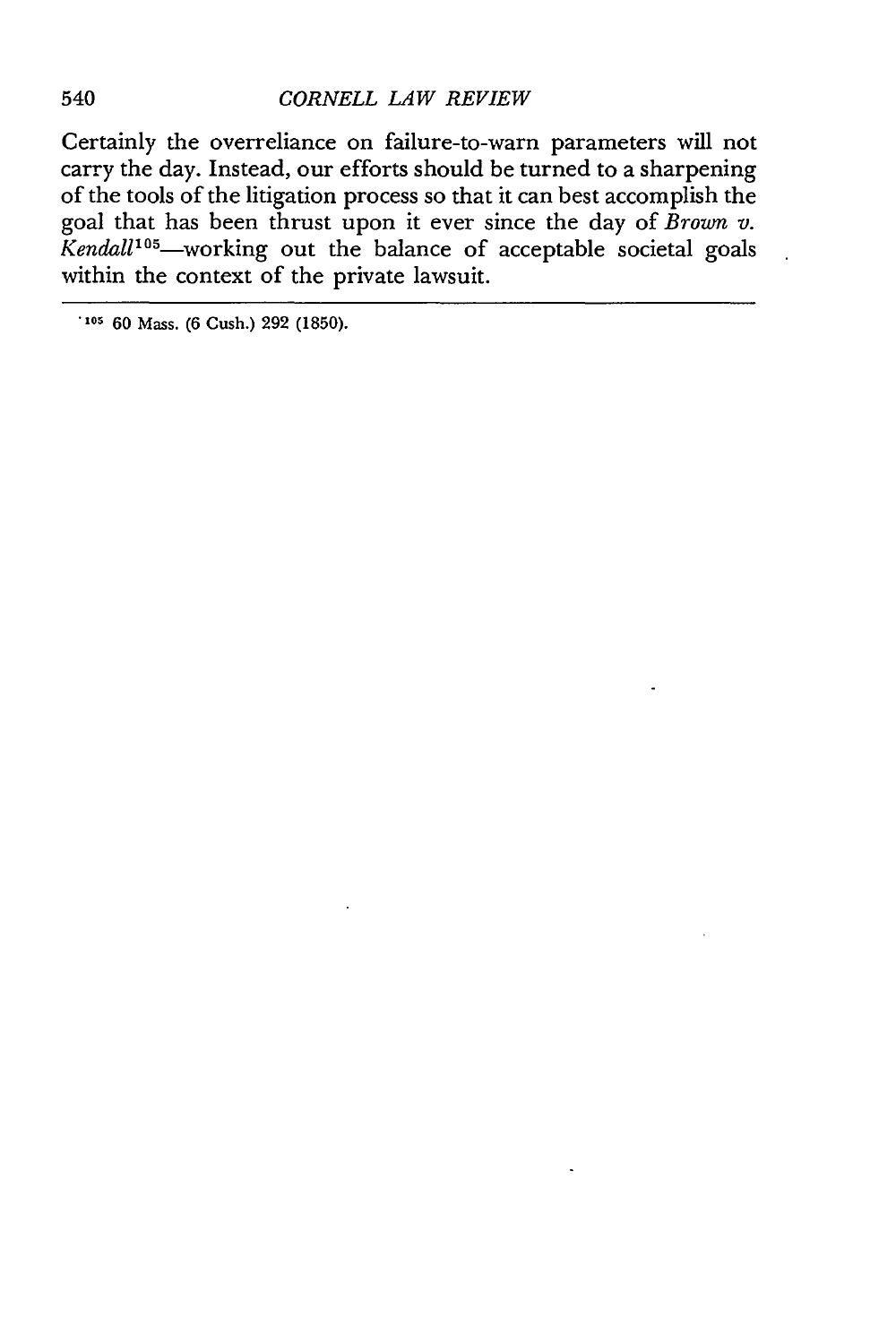Certainly the overreliance on failure-to-warn parameters will not carry the day. Instead, our efforts should be turned to a sharpening of the tools of the litigation process so that it can best accomplish the goal that has been thrust upon it ever since the day of *Brown v. Kendall*[105]—working out the balance of acceptable societal goals within the context of the private lawsuit.

---

[105] 60 Mass. (6 Cush.) 292 (1850).